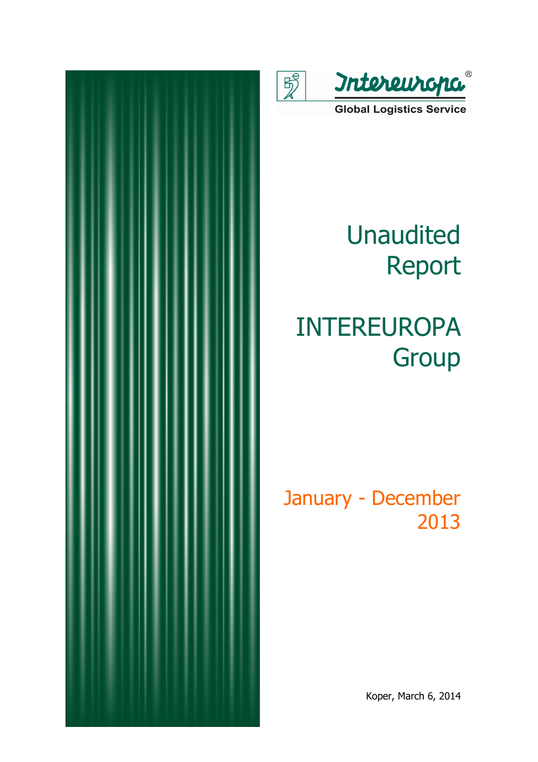Intereuropa®

Global Logistics Service

# Unaudited Report

# INTEREUROPA Group

## January - December 2013

Koper, March 6, 2014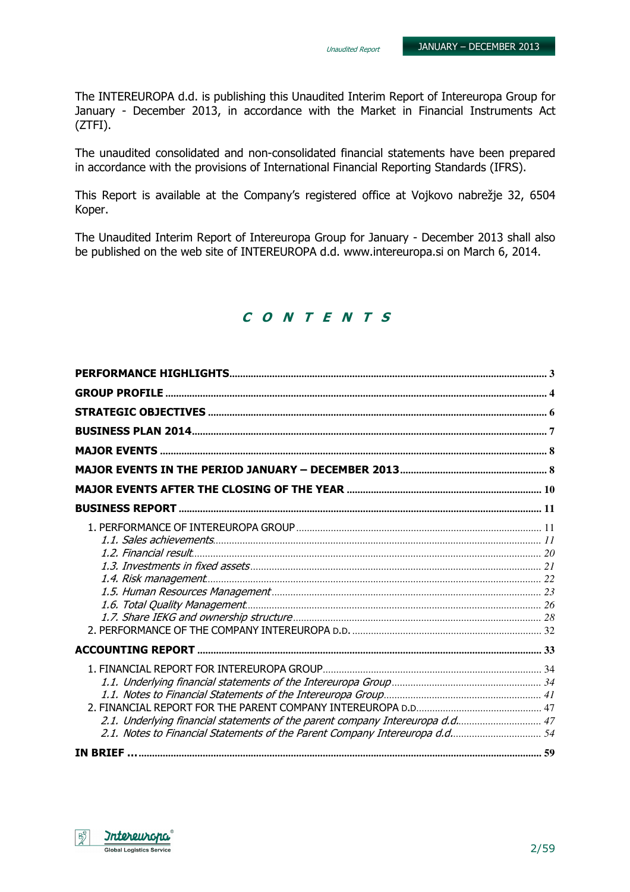The INTEREUROPA d.d. is publishing this Unaudited Interim Report of Intereuropa Group for January - December 2013, in accordance with the Market in Financial Instruments Act (ZTFI).

The unaudited consolidated and non-consolidated financial statements have been prepared in accordance with the provisions of International Financial Reporting Standards (IFRS).

This Report is available at the Company's registered office at Vojkovo nabrežje 32, 6504 Koper.

The Unaudited Interim Report of Intereuropa Group for January - December 2013 shall also be published on the web site of INTEREUROPA d.d. www.intereuropa.si on March 6, 2014.

# *C O N T E N T S*

**PERFORMANCE HIGHLIGHTS** ..... 3

**GROUP PROFILE** ..... 4

**STRATEGIC OBJECTIVES** ..... 6

**BUSINESS PLAN 2014** ..... 7

**MAJOR EVENTS** ..... 8

**MAJOR EVENTS IN THE PERIOD JANUARY – DECEMBER 2013** ..... 8

**MAJOR EVENTS AFTER THE CLOSING OF THE YEAR** ..... 10

**BUSINESS REPORT** ..... 11

1. PERFORMANCE OF INTEREUROPA GROUP ..... 11
   - *1.1. Sales achievements* ..... 11
   - *1.2. Financial result* ..... 20
   - *1.3. Investments in fixed assets* ..... 21
   - *1.4. Risk management* ..... 22
   - *1.5. Human Resources Management* ..... 23
   - *1.6. Total Quality Management* ..... 26
   - *1.7. Share IEKG and ownership structure* ..... 28
2. PERFORMANCE OF THE COMPANY INTEREUROPA D.D. ..... 32

**ACCOUNTING REPORT** ..... 33

1. FINANCIAL REPORT FOR INTEREUROPA GROUP ..... 34
   - *1.1. Underlying financial statements of the Intereuropa Group* ..... 34
   - *1.1. Notes to Financial Statements of the Intereuropa Group* ..... 41
2. FINANCIAL REPORT FOR THE PARENT COMPANY INTEREUROPA D.D. ..... 47
   - *2.1. Underlying financial statements of the parent company Intereuropa d.d.* ..... 47
   - *2.1. Notes to Financial Statements of the Parent Company Intereuropa d.d.* ..... 54

**IN BRIEF ...** ..... 59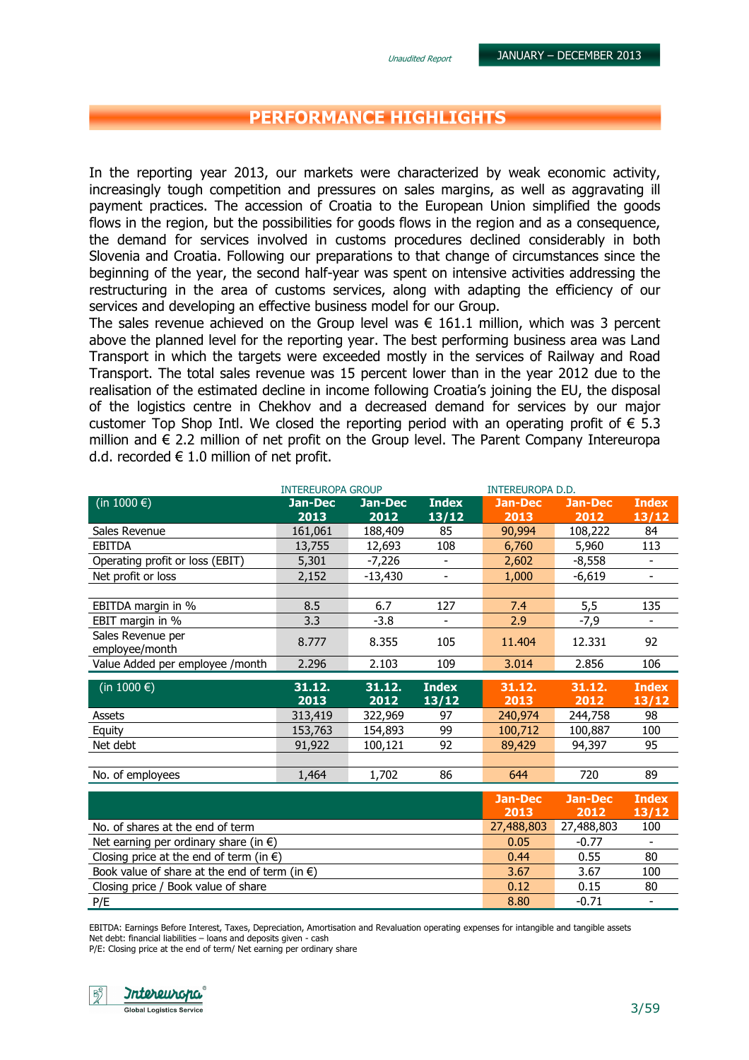# PERFORMANCE HIGHLIGHTS

In the reporting year 2013, our markets were characterized by weak economic activity, increasingly tough competition and pressures on sales margins, as well as aggravating ill payment practices. The accession of Croatia to the European Union simplified the goods flows in the region, but the possibilities for goods flows in the region and as a consequence, the demand for services involved in customs procedures declined considerably in both Slovenia and Croatia. Following our preparations to that change of circumstances since the beginning of the year, the second half-year was spent on intensive activities addressing the restructuring in the area of customs services, along with adapting the efficiency of our services and developing an effective business model for our Group.

The sales revenue achieved on the Group level was € 161.1 million, which was 3 percent above the planned level for the reporting year. The best performing business area was Land Transport in which the targets were exceeded mostly in the services of Railway and Road Transport. The total sales revenue was 15 percent lower than in the year 2012 due to the realisation of the estimated decline in income following Croatia's joining the EU, the disposal of the logistics centre in Chekhov and a decreased demand for services by our major customer Top Shop Intl. We closed the reporting period with an operating profit of € 5.3 million and € 2.2 million of net profit on the Group level. The Parent Company Intereuropa d.d. recorded € 1.0 million of net profit.

| | INTEREUROPA GROUP | | | INTEREUROPA D.D. | | |
|---|---|---|---|---|---|---|
| (in 1000 €) | Jan-Dec 2013 | Jan-Dec 2012 | Index 13/12 | Jan-Dec 2013 | Jan-Dec 2012 | Index 13/12 |
| Sales Revenue | 161,061 | 188,409 | 85 | 90,994 | 108,222 | 84 |
| EBITDA | 13,755 | 12,693 | 108 | 6,760 | 5,960 | 113 |
| Operating profit or loss (EBIT) | 5,301 | -7,226 | - | 2,602 | -8,558 | - |
| Net profit or loss | 2,152 | -13,430 | - | 1,000 | -6,619 | - |
| | | | | | | |
| EBITDA margin in % | 8.5 | 6.7 | 127 | 7.4 | 5,5 | 135 |
| EBIT margin in % | 3.3 | -3.8 | - | 2.9 | -7,9 | - |
| Sales Revenue per employee/month | 8.777 | 8.355 | 105 | 11.404 | 12.331 | 92 |
| Value Added per employee /month | 2.296 | 2.103 | 109 | 3.014 | 2.856 | 106 |

| (in 1000 €) | 31.12. 2013 | 31.12. 2012 | Index 13/12 | 31.12. 2013 | 31.12. 2012 | Index 13/12 |
|---|---|---|---|---|---|---|
| Assets | 313,419 | 322,969 | 97 | 240,974 | 244,758 | 98 |
| Equity | 153,763 | 154,893 | 99 | 100,712 | 100,887 | 100 |
| Net debt | 91,922 | 100,121 | 92 | 89,429 | 94,397 | 95 |
| | | | | | | |
| No. of employees | 1,464 | 1,702 | 86 | 644 | 720 | 89 |

| | Jan-Dec 2013 | Jan-Dec 2012 | Index 13/12 |
|---|---|---|---|
| No. of shares at the end of term | 27,488,803 | 27,488,803 | 100 |
| Net earning per ordinary share (in €) | 0.05 | -0.77 | - |
| Closing price at the end of term (in €) | 0.44 | 0.55 | 80 |
| Book value of share at the end of term (in €) | 3.67 | 3.67 | 100 |
| Closing price / Book value of share | 0.12 | 0.15 | 80 |
| P/E | 8.80 | -0.71 | - |

EBITDA: Earnings Before Interest, Taxes, Depreciation, Amortisation and Revaluation operating expenses for intangible and tangible assets
Net debt: financial liabilities – loans and deposits given - cash
P/E: Closing price at the end of term/ Net earning per ordinary share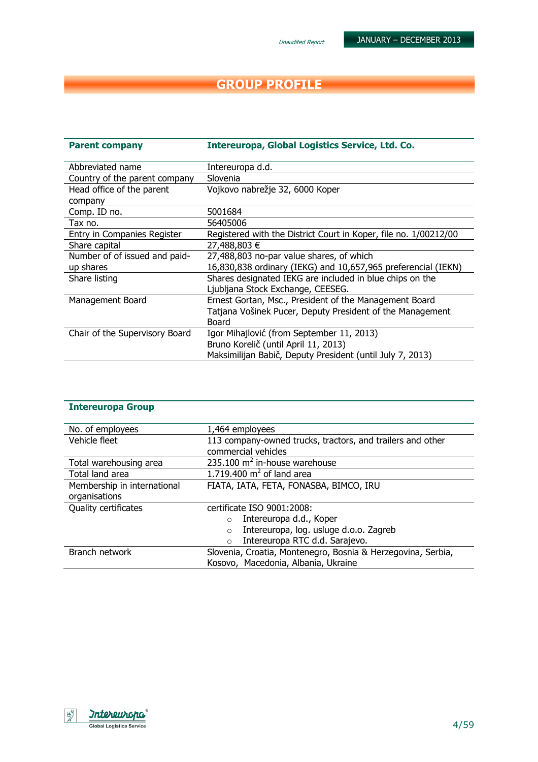# GROUP PROFILE

| **Parent company** | **Intereuropa, Global Logistics Service, Ltd. Co.** |
|---|---|
| Abbreviated name | Intereuropa d.d. |
| Country of the parent company | Slovenia |
| Head office of the parent company | Vojkovo nabrežje 32, 6000 Koper |
| Comp. ID no. | 5001684 |
| Tax no. | 56405006 |
| Entry in Companies Register | Registered with the District Court in Koper, file no. 1/00212/00 |
| Share capital | 27,488,803 € |
| Number of of issued and paid-up shares | 27,488,803 no-par value shares, of which<br>16,830,838 ordinary (IEKG) and 10,657,965 preferencial (IEKN) |
| Share listing | Shares designated IEKG are included in blue chips on the Ljubljana Stock Exchange, CEESEG. |
| Management Board | Ernest Gortan, Msc., President of the Management Board<br>Tatjana Vošinek Pucer, Deputy President of the Management Board |
| Chair of the Supervisory Board | Igor Mihajlović (from September 11, 2013)<br>Bruno Korelič (until April 11, 2013)<br>Maksimilijan Babič, Deputy President (until July 7, 2013) |

| **Intereuropa Group** | |
|---|---|
| No. of employees | 1,464 employees |
| Vehicle fleet | 113 company-owned trucks, tractors, and trailers and other commercial vehicles |
| Total warehousing area | 235.100 m$^2$ in-house warehouse |
| Total land area | 1.719.400 m$^2$ of land area |
| Membership in international organisations | FIATA, IATA, FETA, FONASBA, BIMCO, IRU |
| Quality certificates | certificate ISO 9001:2008:<br>○ Intereuropa d.d., Koper<br>○ Intereuropa, log. usluge d.o.o. Zagreb<br>○ Intereuropa RTC d.d. Sarajevo. |
| Branch network | Slovenia, Croatia, Montenegro, Bosnia & Herzegovina, Serbia, Kosovo, Macedonia, Albania, Ukraine |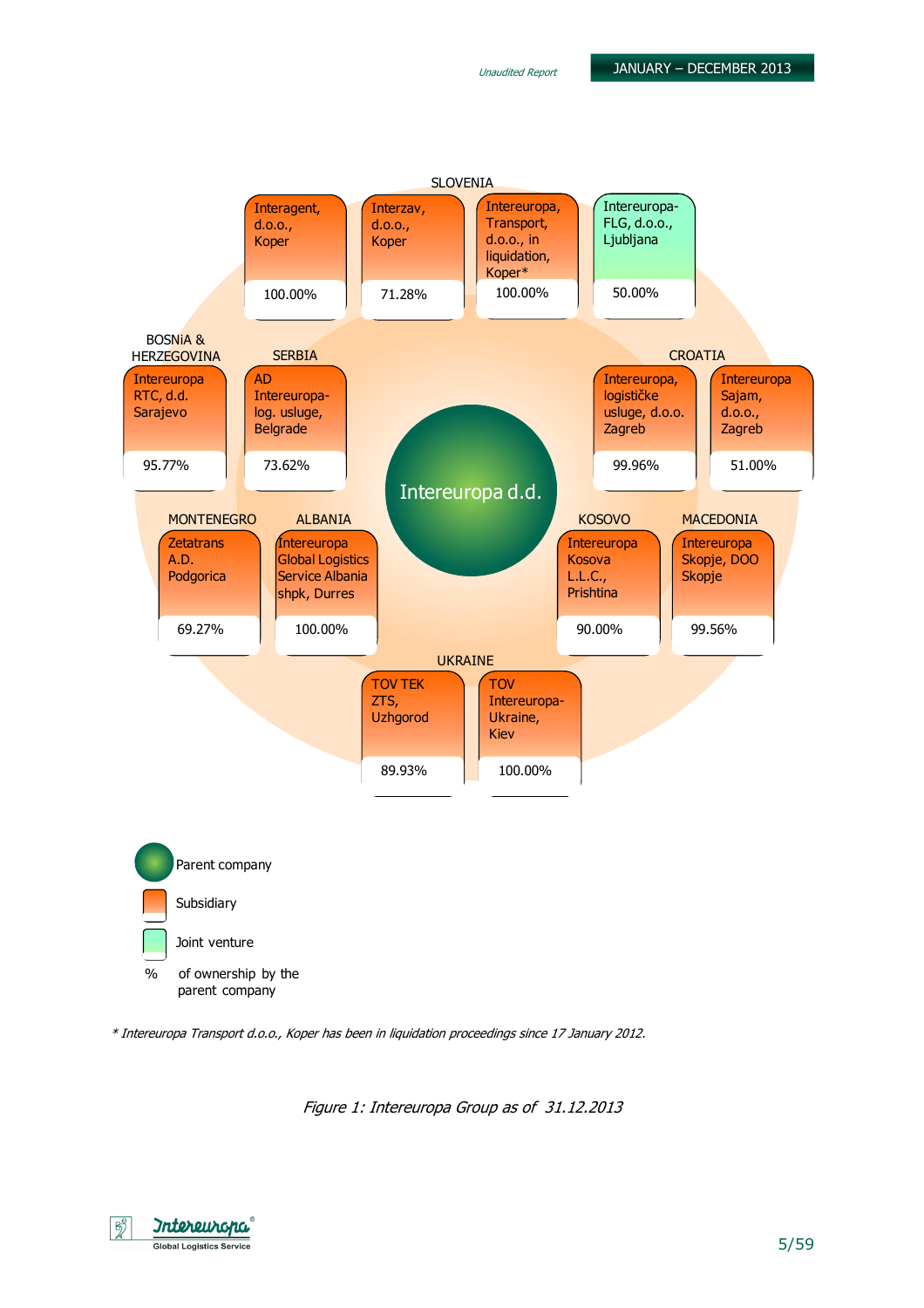**Intereuropa d.d.**

**SLOVENIA**

- Interagent, d.o.o., Koper — 100.00%
- Interzav, d.o.o., Koper — 71.28%
- Intereuropa, Transport, d.o.o., in liquidation, Koper* — 100.00%
- Intereuropa-FLG, d.o.o., Ljubljana — 50.00%

**CROATIA**

- Intereuropa, logističke usluge, d.o.o. Zagreb — 99.96%
- Intereuropa Sajam, d.o.o., Zagreb — 51.00%

**BOSNiA & HERZEGOVINA**

- Intereuropa RTC, d.d. Sarajevo — 95.77%

**SERBIA**

- AD Intereuropa-log. usluge, Belgrade — 73.62%

**MONTENEGRO**

- Zetatrans A.D. Podgorica — 69.27%

**ALBANIA**

- Intereuropa Global Logistics Service Albania shpk, Durres — 100.00%

**KOSOVO**

- Intereuropa Kosova L.L.C., Prishtina — 90.00%

**MACEDONIA**

- Intereuropa Skopje, DOO Skopje — 99.56%

**UKRAINE**

- TOV TEK ZTS, Uzhgorod — 89.93%
- TOV Intereuropa-Ukraine, Kiev — 100.00%

Legend:

- Parent company
- Subsidiary
- Joint venture
- % of ownership by the parent company

*\* Intereuropa Transport d.o.o., Koper has been in liquidation proceedings since 17 January 2012.*

*Figure 1: Intereuropa Group as of 31.12.2013*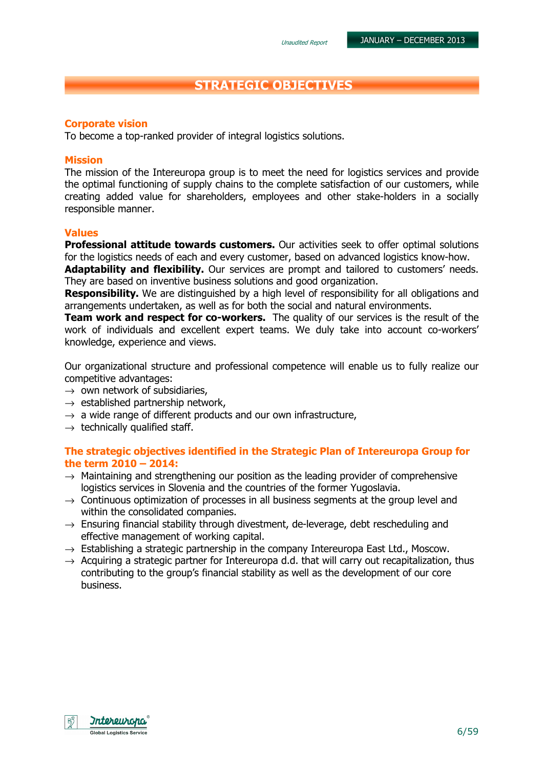# STRATEGIC OBJECTIVES

## Corporate vision

To become a top-ranked provider of integral logistics solutions.

## Mission

The mission of the Intereuropa group is to meet the need for logistics services and provide the optimal functioning of supply chains to the complete satisfaction of our customers, while creating added value for shareholders, employees and other stake-holders in a socially responsible manner.

## Values

**Professional attitude towards customers.** Our activities seek to offer optimal solutions for the logistics needs of each and every customer, based on advanced logistics know-how.
**Adaptability and flexibility.** Our services are prompt and tailored to customers' needs. They are based on inventive business solutions and good organization.
**Responsibility.** We are distinguished by a high level of responsibility for all obligations and arrangements undertaken, as well as for both the social and natural environments.
**Team work and respect for co-workers.** The quality of our services is the result of the work of individuals and excellent expert teams. We duly take into account co-workers' knowledge, experience and views.

Our organizational structure and professional competence will enable us to fully realize our competitive advantages:

- own network of subsidiaries,
- established partnership network,
- a wide range of different products and our own infrastructure,
- technically qualified staff.

## The strategic objectives identified in the Strategic Plan of Intereuropa Group for the term 2010 – 2014:

- Maintaining and strengthening our position as the leading provider of comprehensive logistics services in Slovenia and the countries of the former Yugoslavia.
- Continuous optimization of processes in all business segments at the group level and within the consolidated companies.
- Ensuring financial stability through divestment, de-leverage, debt rescheduling and effective management of working capital.
- Establishing a strategic partnership in the company Intereuropa East Ltd., Moscow.
- Acquiring a strategic partner for Intereuropa d.d. that will carry out recapitalization, thus contributing to the group's financial stability as well as the development of our core business.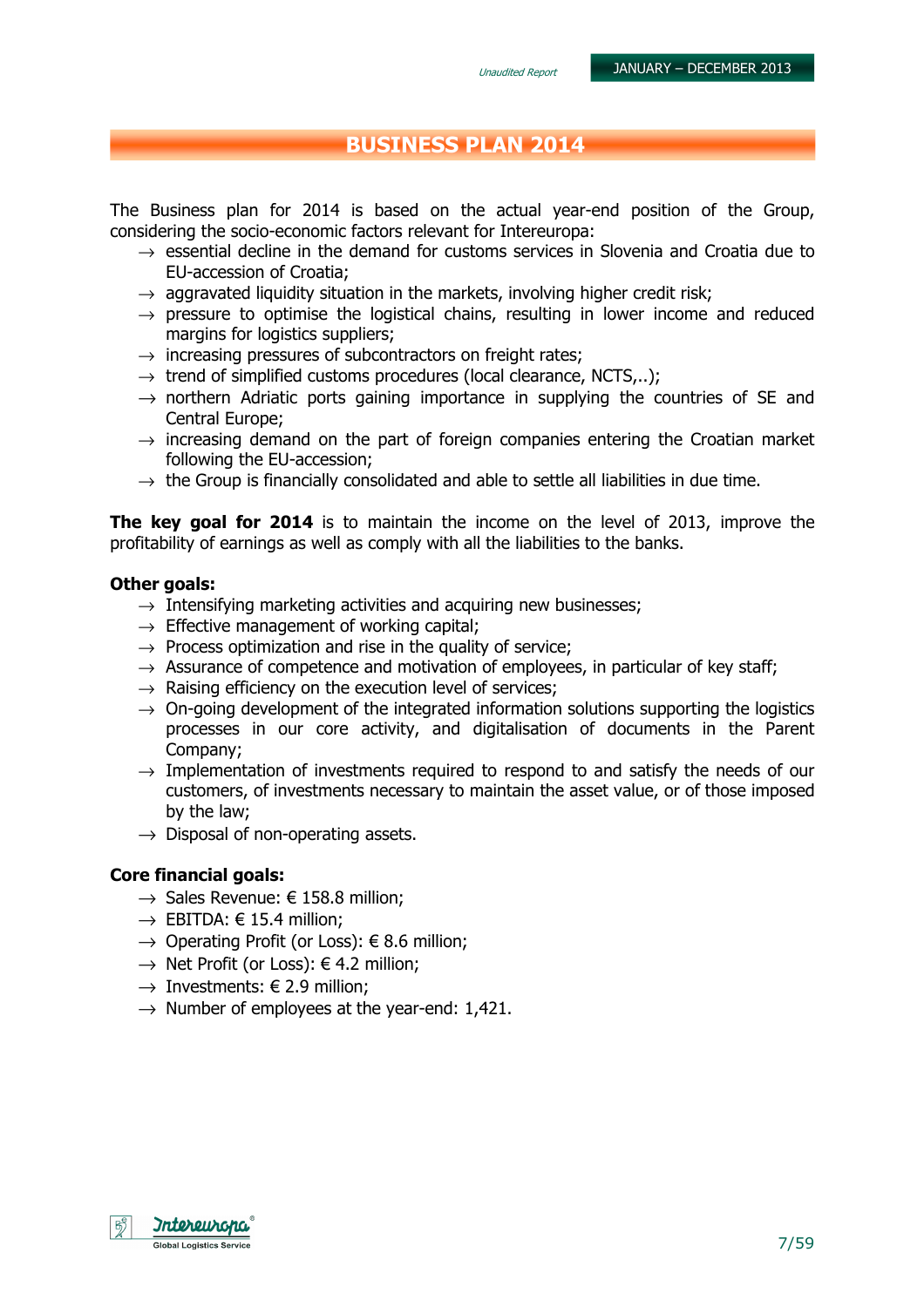# BUSINESS PLAN 2014

The Business plan for 2014 is based on the actual year-end position of the Group, considering the socio-economic factors relevant for Intereuropa:

- essential decline in the demand for customs services in Slovenia and Croatia due to EU-accession of Croatia;
- aggravated liquidity situation in the markets, involving higher credit risk;
- pressure to optimise the logistical chains, resulting in lower income and reduced margins for logistics suppliers;
- increasing pressures of subcontractors on freight rates;
- trend of simplified customs procedures (local clearance, NCTS,..);
- northern Adriatic ports gaining importance in supplying the countries of SE and Central Europe;
- increasing demand on the part of foreign companies entering the Croatian market following the EU-accession;
- the Group is financially consolidated and able to settle all liabilities in due time.

**The key goal for 2014** is to maintain the income on the level of 2013, improve the profitability of earnings as well as comply with all the liabilities to the banks.

**Other goals:**

- Intensifying marketing activities and acquiring new businesses;
- Effective management of working capital;
- Process optimization and rise in the quality of service;
- Assurance of competence and motivation of employees, in particular of key staff;
- Raising efficiency on the execution level of services;
- On-going development of the integrated information solutions supporting the logistics processes in our core activity, and digitalisation of documents in the Parent Company;
- Implementation of investments required to respond to and satisfy the needs of our customers, of investments necessary to maintain the asset value, or of those imposed by the law;
- Disposal of non-operating assets.

**Core financial goals:**

- Sales Revenue: € 158.8 million;
- EBITDA: € 15.4 million;
- Operating Profit (or Loss): € 8.6 million;
- Net Profit (or Loss): € 4.2 million;
- Investments: € 2.9 million;
- Number of employees at the year-end: 1,421.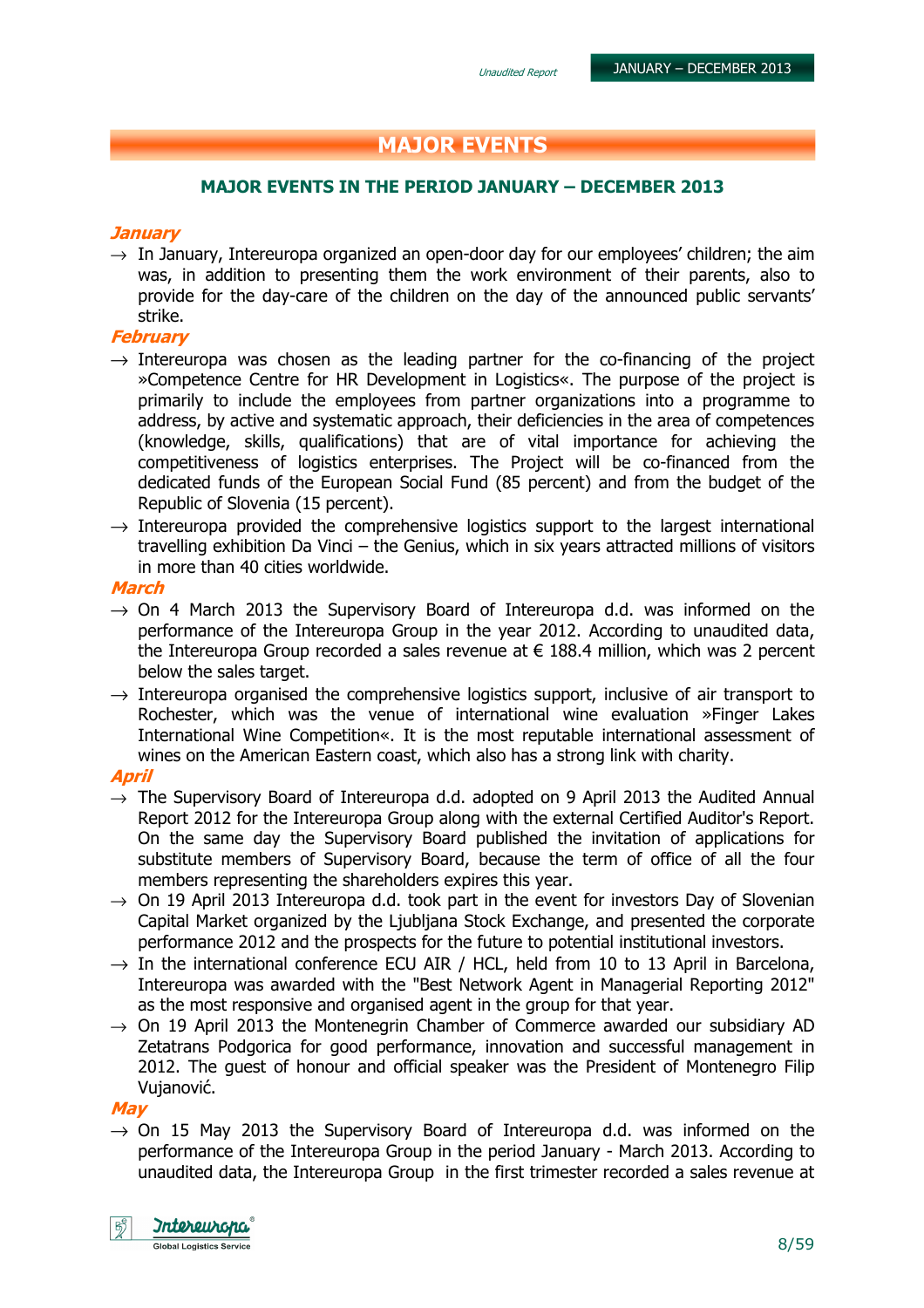# MAJOR EVENTS

## MAJOR EVENTS IN THE PERIOD JANUARY – DECEMBER 2013

### *January*

→ In January, Intereuropa organized an open-door day for our employees' children; the aim was, in addition to presenting them the work environment of their parents, also to provide for the day-care of the children on the day of the announced public servants' strike.

### *February*

→ Intereuropa was chosen as the leading partner for the co-financing of the project »Competence Centre for HR Development in Logistics«. The purpose of the project is primarily to include the employees from partner organizations into a programme to address, by active and systematic approach, their deficiencies in the area of competences (knowledge, skills, qualifications) that are of vital importance for achieving the competitiveness of logistics enterprises. The Project will be co-financed from the dedicated funds of the European Social Fund (85 percent) and from the budget of the Republic of Slovenia (15 percent).

→ Intereuropa provided the comprehensive logistics support to the largest international travelling exhibition Da Vinci – the Genius, which in six years attracted millions of visitors in more than 40 cities worldwide.

### *March*

→ On 4 March 2013 the Supervisory Board of Intereuropa d.d. was informed on the performance of the Intereuropa Group in the year 2012. According to unaudited data, the Intereuropa Group recorded a sales revenue at € 188.4 million, which was 2 percent below the sales target.

→ Intereuropa organised the comprehensive logistics support, inclusive of air transport to Rochester, which was the venue of international wine evaluation »Finger Lakes International Wine Competition«. It is the most reputable international assessment of wines on the American Eastern coast, which also has a strong link with charity.

### *April*

→ The Supervisory Board of Intereuropa d.d. adopted on 9 April 2013 the Audited Annual Report 2012 for the Intereuropa Group along with the external Certified Auditor's Report. On the same day the Supervisory Board published the invitation of applications for substitute members of Supervisory Board, because the term of office of all the four members representing the shareholders expires this year.

→ On 19 April 2013 Intereuropa d.d. took part in the event for investors Day of Slovenian Capital Market organized by the Ljubljana Stock Exchange, and presented the corporate performance 2012 and the prospects for the future to potential institutional investors.

→ In the international conference ECU AIR / HCL, held from 10 to 13 April in Barcelona, Intereuropa was awarded with the "Best Network Agent in Managerial Reporting 2012" as the most responsive and organised agent in the group for that year.

→ On 19 April 2013 the Montenegrin Chamber of Commerce awarded our subsidiary AD Zetatrans Podgorica for good performance, innovation and successful management in 2012. The guest of honour and official speaker was the President of Montenegro Filip Vujanović.

### *May*

→ On 15 May 2013 the Supervisory Board of Intereuropa d.d. was informed on the performance of the Intereuropa Group in the period January - March 2013. According to unaudited data, the Intereuropa Group in the first trimester recorded a sales revenue at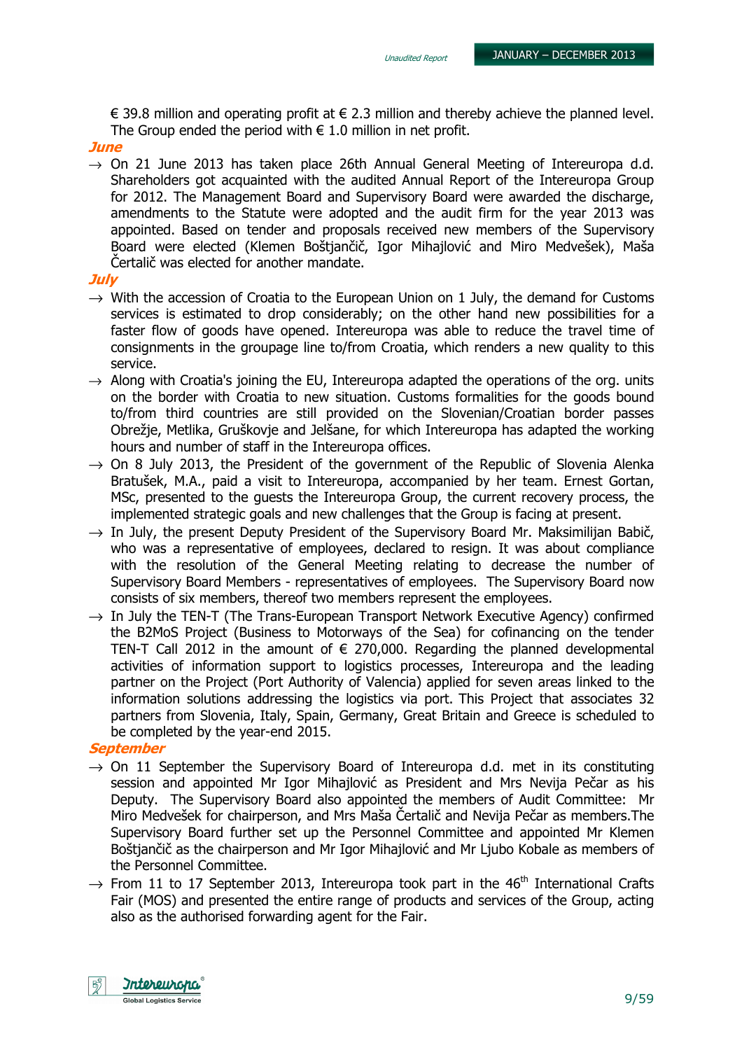€ 39.8 million and operating profit at € 2.3 million and thereby achieve the planned level. The Group ended the period with € 1.0 million in net profit.

***June***

→ On 21 June 2013 has taken place 26th Annual General Meeting of Intereuropa d.d. Shareholders got acquainted with the audited Annual Report of the Intereuropa Group for 2012. The Management Board and Supervisory Board were awarded the discharge, amendments to the Statute were adopted and the audit firm for the year 2013 was appointed. Based on tender and proposals received new members of the Supervisory Board were elected (Klemen Boštjančič, Igor Mihajlović and Miro Medvešek), Maša Čertalič was elected for another mandate.

***July***

→ With the accession of Croatia to the European Union on 1 July, the demand for Customs services is estimated to drop considerably; on the other hand new possibilities for a faster flow of goods have opened. Intereuropa was able to reduce the travel time of consignments in the groupage line to/from Croatia, which renders a new quality to this service.

→ Along with Croatia's joining the EU, Intereuropa adapted the operations of the org. units on the border with Croatia to new situation. Customs formalities for the goods bound to/from third countries are still provided on the Slovenian/Croatian border passes Obrežje, Metlika, Gruškovje and Jelšane, for which Intereuropa has adapted the working hours and number of staff in the Intereuropa offices.

→ On 8 July 2013, the President of the government of the Republic of Slovenia Alenka Bratušek, M.A., paid a visit to Intereuropa, accompanied by her team. Ernest Gortan, MSc, presented to the guests the Intereuropa Group, the current recovery process, the implemented strategic goals and new challenges that the Group is facing at present.

→ In July, the present Deputy President of the Supervisory Board Mr. Maksimilijan Babič, who was a representative of employees, declared to resign. It was about compliance with the resolution of the General Meeting relating to decrease the number of Supervisory Board Members - representatives of employees. The Supervisory Board now consists of six members, thereof two members represent the employees.

→ In July the TEN-T (The Trans-European Transport Network Executive Agency) confirmed the B2MoS Project (Business to Motorways of the Sea) for cofinancing on the tender TEN-T Call 2012 in the amount of € 270,000. Regarding the planned developmental activities of information support to logistics processes, Intereuropa and the leading partner on the Project (Port Authority of Valencia) applied for seven areas linked to the information solutions addressing the logistics via port. This Project that associates 32 partners from Slovenia, Italy, Spain, Germany, Great Britain and Greece is scheduled to be completed by the year-end 2015.

***September***

→ On 11 September the Supervisory Board of Intereuropa d.d. met in its constituting session and appointed Mr Igor Mihajlović as President and Mrs Nevija Pečar as his Deputy. The Supervisory Board also appointed the members of Audit Committee: Mr Miro Medvešek for chairperson, and Mrs Maša Čertalič and Nevija Pečar as members.The Supervisory Board further set up the Personnel Committee and appointed Mr Klemen Boštjančič as the chairperson and Mr Igor Mihajlović and Mr Ljubo Kobale as members of the Personnel Committee.

→ From 11 to 17 September 2013, Intereuropa took part in the 46th International Crafts Fair (MOS) and presented the entire range of products and services of the Group, acting also as the authorised forwarding agent for the Fair.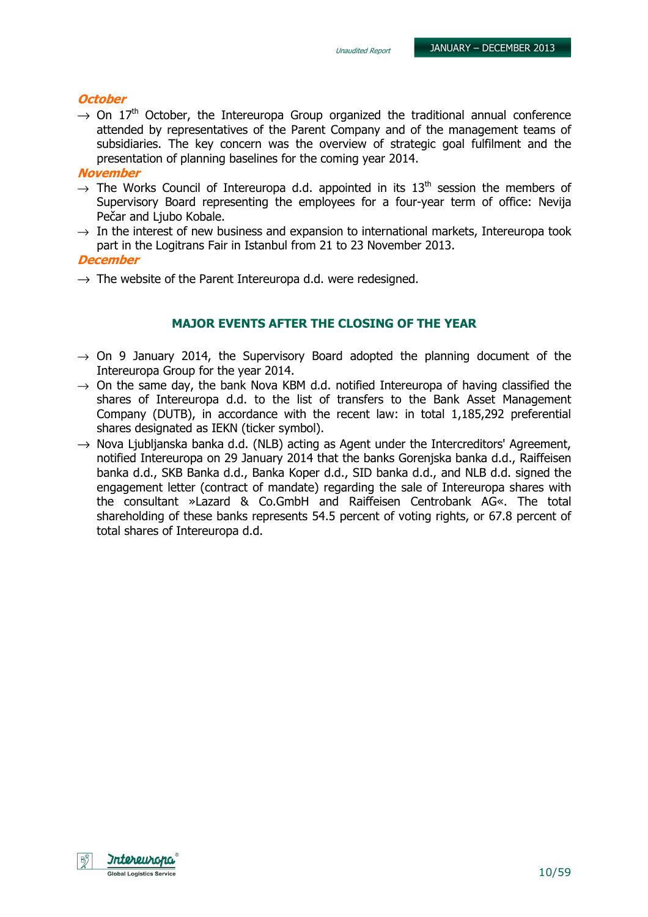***October***

→ On 17th October, the Intereuropa Group organized the traditional annual conference attended by representatives of the Parent Company and of the management teams of subsidiaries. The key concern was the overview of strategic goal fulfilment and the presentation of planning baselines for the coming year 2014.

***November***

→ The Works Council of Intereuropa d.d. appointed in its 13th session the members of Supervisory Board representing the employees for a four-year term of office: Nevija Pečar and Ljubo Kobale.

→ In the interest of new business and expansion to international markets, Intereuropa took part in the Logitrans Fair in Istanbul from 21 to 23 November 2013.

***December***

→ The website of the Parent Intereuropa d.d. were redesigned.

## MAJOR EVENTS AFTER THE CLOSING OF THE YEAR

→ On 9 January 2014, the Supervisory Board adopted the planning document of the Intereuropa Group for the year 2014.

→ On the same day, the bank Nova KBM d.d. notified Intereuropa of having classified the shares of Intereuropa d.d. to the list of transfers to the Bank Asset Management Company (DUTB), in accordance with the recent law: in total 1,185,292 preferential shares designated as IEKN (ticker symbol).

→ Nova Ljubljanska banka d.d. (NLB) acting as Agent under the Intercreditors' Agreement, notified Intereuropa on 29 January 2014 that the banks Gorenjska banka d.d., Raiffeisen banka d.d., SKB Banka d.d., Banka Koper d.d., SID banka d.d., and NLB d.d. signed the engagement letter (contract of mandate) regarding the sale of Intereuropa shares with the consultant »Lazard & Co.GmbH and Raiffeisen Centrobank AG«. The total shareholding of these banks represents 54.5 percent of voting rights, or 67.8 percent of total shares of Intereuropa d.d.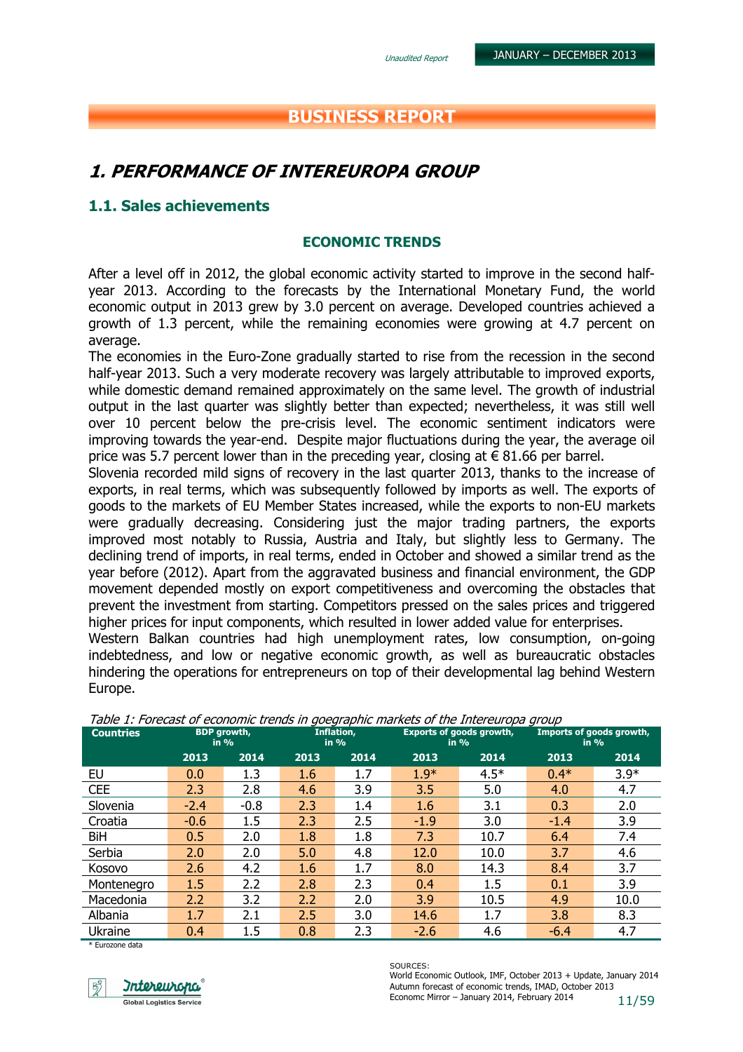# BUSINESS REPORT

## 1. PERFORMANCE OF INTEREUROPA GROUP

### 1.1. Sales achievements

#### ECONOMIC TRENDS

After a level off in 2012, the global economic activity started to improve in the second half-year 2013. According to the forecasts by the International Monetary Fund, the world economic output in 2013 grew by 3.0 percent on average. Developed countries achieved a growth of 1.3 percent, while the remaining economies were growing at 4.7 percent on average.

The economies in the Euro-Zone gradually started to rise from the recession in the second half-year 2013. Such a very moderate recovery was largely attributable to improved exports, while domestic demand remained approximately on the same level. The growth of industrial output in the last quarter was slightly better than expected; nevertheless, it was still well over 10 percent below the pre-crisis level. The economic sentiment indicators were improving towards the year-end. Despite major fluctuations during the year, the average oil price was 5.7 percent lower than in the preceding year, closing at € 81.66 per barrel.

Slovenia recorded mild signs of recovery in the last quarter 2013, thanks to the increase of exports, in real terms, which was subsequently followed by imports as well. The exports of goods to the markets of EU Member States increased, while the exports to non-EU markets were gradually decreasing. Considering just the major trading partners, the exports improved most notably to Russia, Austria and Italy, but slightly less to Germany. The declining trend of imports, in real terms, ended in October and showed a similar trend as the year before (2012). Apart from the aggravated business and financial environment, the GDP movement depended mostly on export competitiveness and overcoming the obstacles that prevent the investment from starting. Competitors pressed on the sales prices and triggered higher prices for input components, which resulted in lower added value for enterprises.

Western Balkan countries had high unemployment rates, low consumption, on-going indebtedness, and low or negative economic growth, as well as bureaucratic obstacles hindering the operations for entrepreneurs on top of their developmental lag behind Western Europe.

*Table 1: Forecast of economic trends in goegraphic markets of the Intereuropa group*

| Countries | BDP growth, in % | | Inflation, in % | | Exports of goods growth, in % | | Imports of goods growth, in % | |
|---|---|---|---|---|---|---|---|---|
| | 2013 | 2014 | 2013 | 2014 | 2013 | 2014 | 2013 | 2014 |
| EU | 0.0 | 1.3 | 1.6 | 1.7 | 1.9* | 4.5* | 0.4* | 3.9* |
| CEE | 2.3 | 2.8 | 4.6 | 3.9 | 3.5 | 5.0 | 4.0 | 4.7 |
| Slovenia | -2.4 | -0.8 | 2.3 | 1.4 | 1.6 | 3.1 | 0.3 | 2.0 |
| Croatia | -0.6 | 1.5 | 2.3 | 2.5 | -1.9 | 3.0 | -1.4 | 3.9 |
| BiH | 0.5 | 2.0 | 1.8 | 1.8 | 7.3 | 10.7 | 6.4 | 7.4 |
| Serbia | 2.0 | 2.0 | 5.0 | 4.8 | 12.0 | 10.0 | 3.7 | 4.6 |
| Kosovo | 2.6 | 4.2 | 1.6 | 1.7 | 8.0 | 14.3 | 8.4 | 3.7 |
| Montenegro | 1.5 | 2.2 | 2.8 | 2.3 | 0.4 | 1.5 | 0.1 | 3.9 |
| Macedonia | 2.2 | 3.2 | 2.2 | 2.0 | 3.9 | 10.5 | 4.9 | 10.0 |
| Albania | 1.7 | 2.1 | 2.5 | 3.0 | 14.6 | 1.7 | 3.8 | 8.3 |
| Ukraine | 0.4 | 1.5 | 0.8 | 2.3 | -2.6 | 4.6 | -6.4 | 4.7 |

\* Eurozone data

SOURCES:
World Economic Outlook, IMF, October 2013 + Update, January 2014
Autumn forecast of economic trends, IMAD, October 2013
Economc Mirror – January 2014, February 2014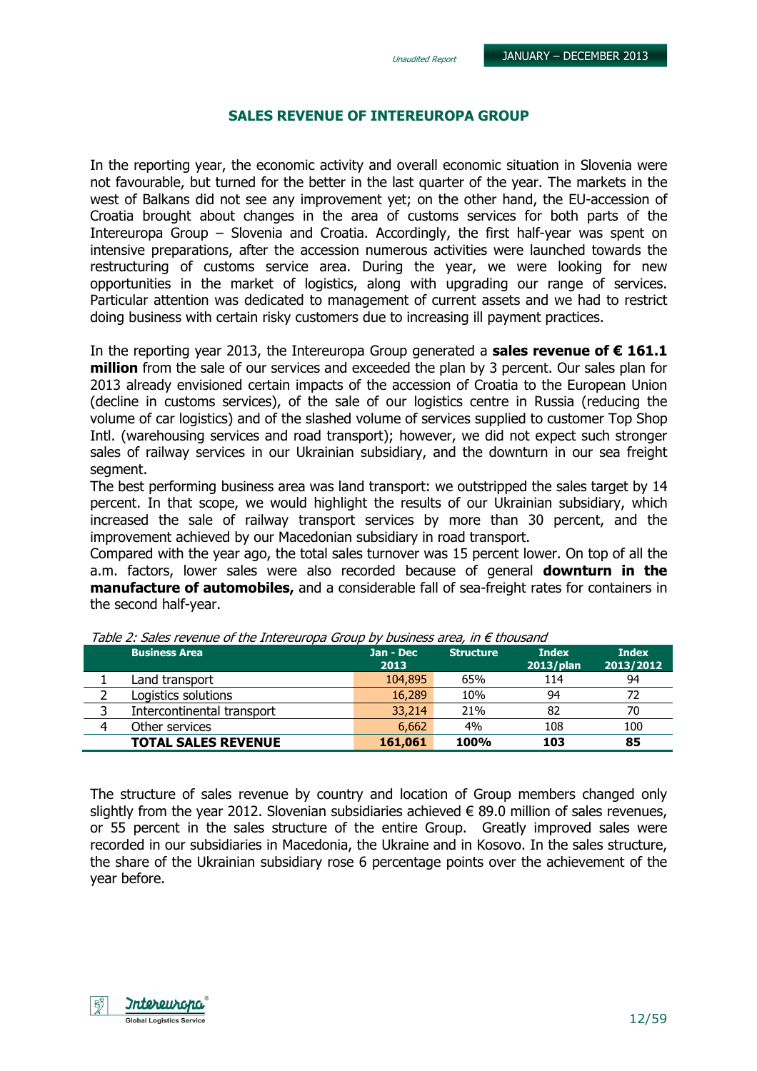## SALES REVENUE OF INTEREUROPA GROUP

In the reporting year, the economic activity and overall economic situation in Slovenia were not favourable, but turned for the better in the last quarter of the year. The markets in the west of Balkans did not see any improvement yet; on the other hand, the EU-accession of Croatia brought about changes in the area of customs services for both parts of the Intereuropa Group – Slovenia and Croatia. Accordingly, the first half-year was spent on intensive preparations, after the accession numerous activities were launched towards the restructuring of customs service area. During the year, we were looking for new opportunities in the market of logistics, along with upgrading our range of services. Particular attention was dedicated to management of current assets and we had to restrict doing business with certain risky customers due to increasing ill payment practices.

In the reporting year 2013, the Intereuropa Group generated a **sales revenue of € 161.1 million** from the sale of our services and exceeded the plan by 3 percent. Our sales plan for 2013 already envisioned certain impacts of the accession of Croatia to the European Union (decline in customs services), of the sale of our logistics centre in Russia (reducing the volume of car logistics) and of the slashed volume of services supplied to customer Top Shop Intl. (warehousing services and road transport); however, we did not expect such stronger sales of railway services in our Ukrainian subsidiary, and the downturn in our sea freight segment.

The best performing business area was land transport: we outstripped the sales target by 14 percent. In that scope, we would highlight the results of our Ukrainian subsidiary, which increased the sale of railway transport services by more than 30 percent, and the improvement achieved by our Macedonian subsidiary in road transport.

Compared with the year ago, the total sales turnover was 15 percent lower. On top of all the a.m. factors, lower sales were also recorded because of general **downturn in the manufacture of automobiles,** and a considerable fall of sea-freight rates for containers in the second half-year.

*Table 2: Sales revenue of the Intereuropa Group by business area, in € thousand*

| | Business Area | Jan - Dec 2013 | Structure | Index 2013/plan | Index 2013/2012 |
|---|---|---|---|---|---|
| 1 | Land transport | 104,895 | 65% | 114 | 94 |
| 2 | Logistics solutions | 16,289 | 10% | 94 | 72 |
| 3 | Intercontinental transport | 33,214 | 21% | 82 | 70 |
| 4 | Other services | 6,662 | 4% | 108 | 100 |
| | **TOTAL SALES REVENUE** | **161,061** | **100%** | **103** | **85** |

The structure of sales revenue by country and location of Group members changed only slightly from the year 2012. Slovenian subsidiaries achieved € 89.0 million of sales revenues, or 55 percent in the sales structure of the entire Group. Greatly improved sales were recorded in our subsidiaries in Macedonia, the Ukraine and in Kosovo. In the sales structure, the share of the Ukrainian subsidiary rose 6 percentage points over the achievement of the year before.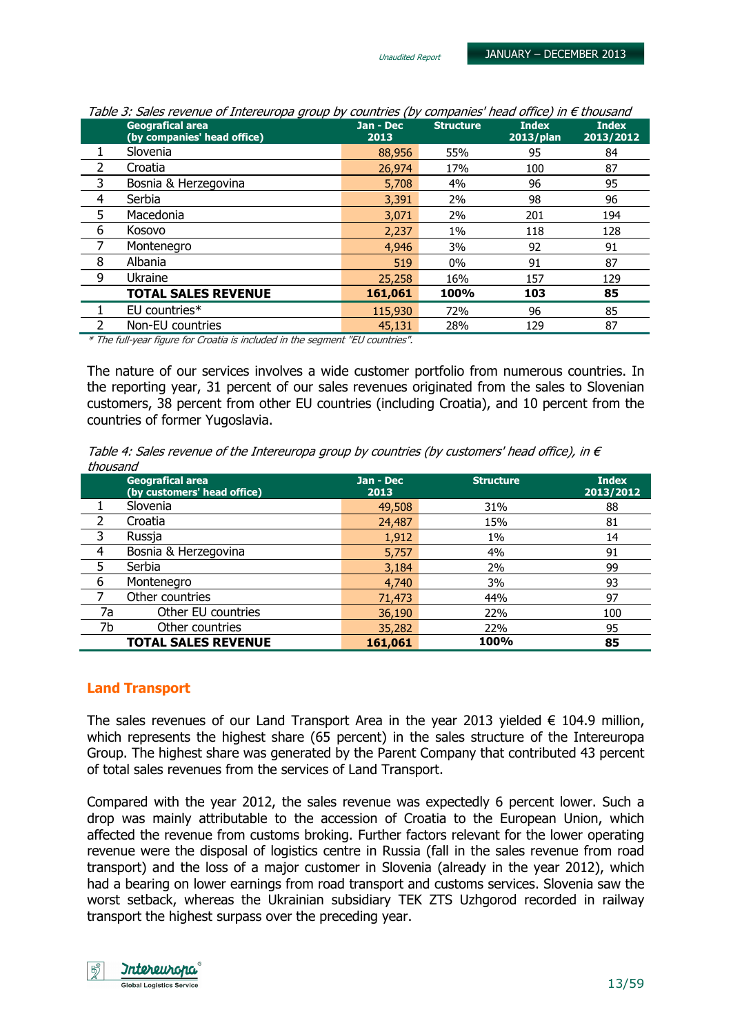*Table 3: Sales revenue of Intereuropa group by countries (by companies' head office) in € thousand*

| | Geografical area (by companies' head office) | Jan - Dec 2013 | Structure | Index 2013/plan | Index 2013/2012 |
|---|---|---|---|---|---|
| 1 | Slovenia | 88,956 | 55% | 95 | 84 |
| 2 | Croatia | 26,974 | 17% | 100 | 87 |
| 3 | Bosnia & Herzegovina | 5,708 | 4% | 96 | 95 |
| 4 | Serbia | 3,391 | 2% | 98 | 96 |
| 5 | Macedonia | 3,071 | 2% | 201 | 194 |
| 6 | Kosovo | 2,237 | 1% | 118 | 128 |
| 7 | Montenegro | 4,946 | 3% | 92 | 91 |
| 8 | Albania | 519 | 0% | 91 | 87 |
| 9 | Ukraine | 25,258 | 16% | 157 | 129 |
| | **TOTAL SALES REVENUE** | **161,061** | **100%** | **103** | **85** |
| 1 | EU countries* | 115,930 | 72% | 96 | 85 |
| 2 | Non-EU countries | 45,131 | 28% | 129 | 87 |

*\* The full-year figure for Croatia is included in the segment "EU countries".*

The nature of our services involves a wide customer portfolio from numerous countries. In the reporting year, 31 percent of our sales revenues originated from the sales to Slovenian customers, 38 percent from other EU countries (including Croatia), and 10 percent from the countries of former Yugoslavia.

*Table 4: Sales revenue of the Intereuropa group by countries (by customers' head office), in € thousand*

| | Geografical area (by customers' head office) | Jan - Dec 2013 | Structure | Index 2013/2012 |
|---|---|---|---|---|
| 1 | Slovenia | 49,508 | 31% | 88 |
| 2 | Croatia | 24,487 | 15% | 81 |
| 3 | Russja | 1,912 | 1% | 14 |
| 4 | Bosnia & Herzegovina | 5,757 | 4% | 91 |
| 5 | Serbia | 3,184 | 2% | 99 |
| 6 | Montenegro | 4,740 | 3% | 93 |
| 7 | Other countries | 71,473 | 44% | 97 |
| 7a | Other EU countries | 36,190 | 22% | 100 |
| 7b | Other countries | 35,282 | 22% | 95 |
| | **TOTAL SALES REVENUE** | **161,061** | **100%** | **85** |

## Land Transport

The sales revenues of our Land Transport Area in the year 2013 yielded € 104.9 million, which represents the highest share (65 percent) in the sales structure of the Intereuropa Group. The highest share was generated by the Parent Company that contributed 43 percent of total sales revenues from the services of Land Transport.

Compared with the year 2012, the sales revenue was expectedly 6 percent lower. Such a drop was mainly attributable to the accession of Croatia to the European Union, which affected the revenue from customs broking. Further factors relevant for the lower operating revenue were the disposal of logistics centre in Russia (fall in the sales revenue from road transport) and the loss of a major customer in Slovenia (already in the year 2012), which had a bearing on lower earnings from road transport and customs services. Slovenia saw the worst setback, whereas the Ukrainian subsidiary TEK ZTS Uzhgorod recorded in railway transport the highest surpass over the preceding year.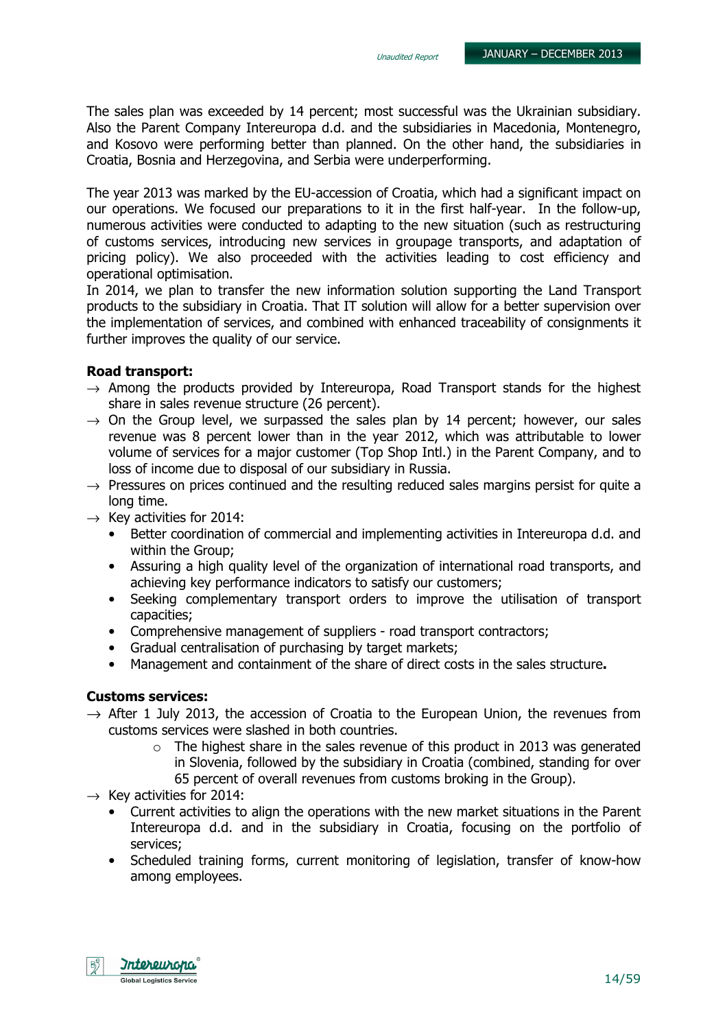The sales plan was exceeded by 14 percent; most successful was the Ukrainian subsidiary. Also the Parent Company Intereuropa d.d. and the subsidiaries in Macedonia, Montenegro, and Kosovo were performing better than planned. On the other hand, the subsidiaries in Croatia, Bosnia and Herzegovina, and Serbia were underperforming.

The year 2013 was marked by the EU-accession of Croatia, which had a significant impact on our operations. We focused our preparations to it in the first half-year. In the follow-up, numerous activities were conducted to adapting to the new situation (such as restructuring of customs services, introducing new services in groupage transports, and adaptation of pricing policy). We also proceeded with the activities leading to cost efficiency and operational optimisation.
In 2014, we plan to transfer the new information solution supporting the Land Transport products to the subsidiary in Croatia. That IT solution will allow for a better supervision over the implementation of services, and combined with enhanced traceability of consignments it further improves the quality of our service.

**Road transport:**

- → Among the products provided by Intereuropa, Road Transport stands for the highest share in sales revenue structure (26 percent).
- → On the Group level, we surpassed the sales plan by 14 percent; however, our sales revenue was 8 percent lower than in the year 2012, which was attributable to lower volume of services for a major customer (Top Shop Intl.) in the Parent Company, and to loss of income due to disposal of our subsidiary in Russia.
- → Pressures on prices continued and the resulting reduced sales margins persist for quite a long time.
- → Key activities for 2014:
  - Better coordination of commercial and implementing activities in Intereuropa d.d. and within the Group;
  - Assuring a high quality level of the organization of international road transports, and achieving key performance indicators to satisfy our customers;
  - Seeking complementary transport orders to improve the utilisation of transport capacities;
  - Comprehensive management of suppliers - road transport contractors;
  - Gradual centralisation of purchasing by target markets;
  - Management and containment of the share of direct costs in the sales structure**.**

**Customs services:**

- → After 1 July 2013, the accession of Croatia to the European Union, the revenues from customs services were slashed in both countries.
  - The highest share in the sales revenue of this product in 2013 was generated in Slovenia, followed by the subsidiary in Croatia (combined, standing for over 65 percent of overall revenues from customs broking in the Group).
- → Key activities for 2014:
  - Current activities to align the operations with the new market situations in the Parent Intereuropa d.d. and in the subsidiary in Croatia, focusing on the portfolio of services;
  - Scheduled training forms, current monitoring of legislation, transfer of know-how among employees.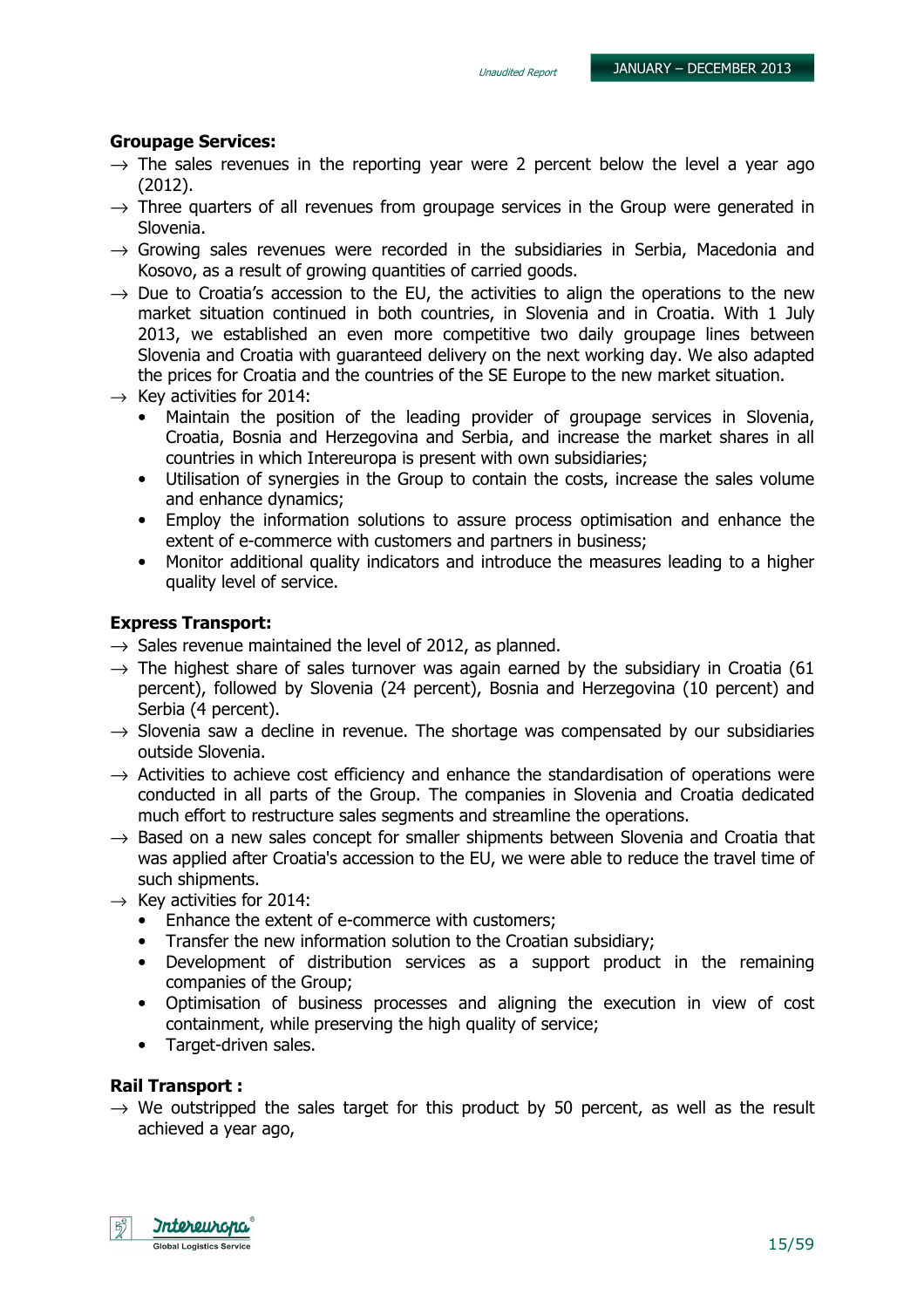**Groupage Services:**

→ The sales revenues in the reporting year were 2 percent below the level a year ago (2012).

→ Three quarters of all revenues from groupage services in the Group were generated in Slovenia.

→ Growing sales revenues were recorded in the subsidiaries in Serbia, Macedonia and Kosovo, as a result of growing quantities of carried goods.

→ Due to Croatia's accession to the EU, the activities to align the operations to the new market situation continued in both countries, in Slovenia and in Croatia. With 1 July 2013, we established an even more competitive two daily groupage lines between Slovenia and Croatia with guaranteed delivery on the next working day. We also adapted the prices for Croatia and the countries of the SE Europe to the new market situation.

→ Key activities for 2014:

- Maintain the position of the leading provider of groupage services in Slovenia, Croatia, Bosnia and Herzegovina and Serbia, and increase the market shares in all countries in which Intereuropa is present with own subsidiaries;
- Utilisation of synergies in the Group to contain the costs, increase the sales volume and enhance dynamics;
- Employ the information solutions to assure process optimisation and enhance the extent of e-commerce with customers and partners in business;
- Monitor additional quality indicators and introduce the measures leading to a higher quality level of service.

**Express Transport:**

→ Sales revenue maintained the level of 2012, as planned.

→ The highest share of sales turnover was again earned by the subsidiary in Croatia (61 percent), followed by Slovenia (24 percent), Bosnia and Herzegovina (10 percent) and Serbia (4 percent).

→ Slovenia saw a decline in revenue. The shortage was compensated by our subsidiaries outside Slovenia.

→ Activities to achieve cost efficiency and enhance the standardisation of operations were conducted in all parts of the Group. The companies in Slovenia and Croatia dedicated much effort to restructure sales segments and streamline the operations.

→ Based on a new sales concept for smaller shipments between Slovenia and Croatia that was applied after Croatia's accession to the EU, we were able to reduce the travel time of such shipments.

→ Key activities for 2014:

- Enhance the extent of e-commerce with customers;
- Transfer the new information solution to the Croatian subsidiary;
- Development of distribution services as a support product in the remaining companies of the Group;
- Optimisation of business processes and aligning the execution in view of cost containment, while preserving the high quality of service;
- Target-driven sales.

**Rail Transport :**

→ We outstripped the sales target for this product by 50 percent, as well as the result achieved a year ago,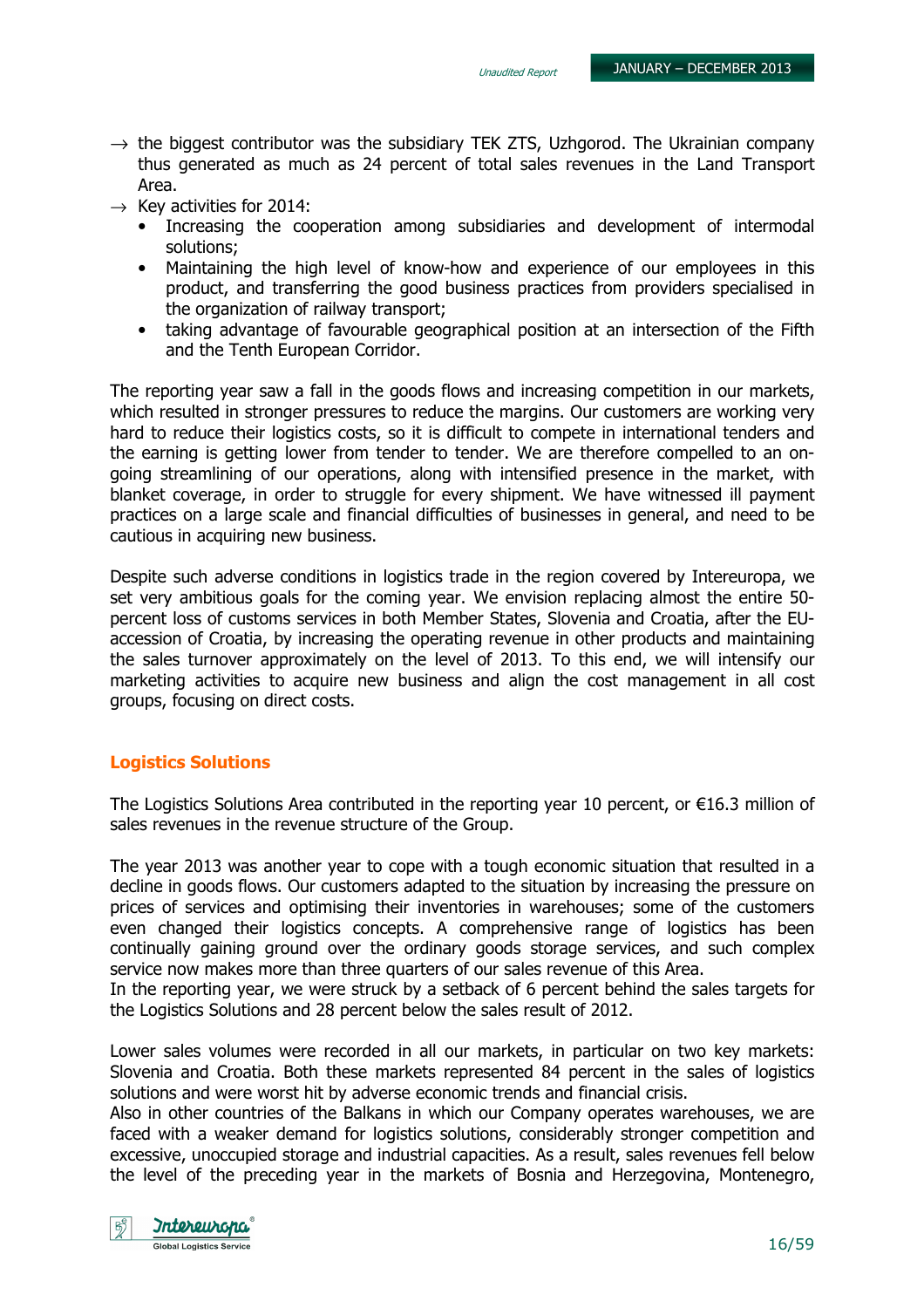- → the biggest contributor was the subsidiary TEK ZTS, Uzhgorod. The Ukrainian company thus generated as much as 24 percent of total sales revenues in the Land Transport Area.
- → Key activities for 2014:
  - Increasing the cooperation among subsidiaries and development of intermodal solutions;
  - Maintaining the high level of know-how and experience of our employees in this product, and transferring the good business practices from providers specialised in the organization of railway transport;
  - taking advantage of favourable geographical position at an intersection of the Fifth and the Tenth European Corridor.

The reporting year saw a fall in the goods flows and increasing competition in our markets, which resulted in stronger pressures to reduce the margins. Our customers are working very hard to reduce their logistics costs, so it is difficult to compete in international tenders and the earning is getting lower from tender to tender. We are therefore compelled to an on-going streamlining of our operations, along with intensified presence in the market, with blanket coverage, in order to struggle for every shipment. We have witnessed ill payment practices on a large scale and financial difficulties of businesses in general, and need to be cautious in acquiring new business.

Despite such adverse conditions in logistics trade in the region covered by Intereuropa, we set very ambitious goals for the coming year. We envision replacing almost the entire 50-percent loss of customs services in both Member States, Slovenia and Croatia, after the EU-accession of Croatia, by increasing the operating revenue in other products and maintaining the sales turnover approximately on the level of 2013. To this end, we will intensify our marketing activities to acquire new business and align the cost management in all cost groups, focusing on direct costs.

## Logistics Solutions

The Logistics Solutions Area contributed in the reporting year 10 percent, or €16.3 million of sales revenues in the revenue structure of the Group.

The year 2013 was another year to cope with a tough economic situation that resulted in a decline in goods flows. Our customers adapted to the situation by increasing the pressure on prices of services and optimising their inventories in warehouses; some of the customers even changed their logistics concepts. A comprehensive range of logistics has been continually gaining ground over the ordinary goods storage services, and such complex service now makes more than three quarters of our sales revenue of this Area.
In the reporting year, we were struck by a setback of 6 percent behind the sales targets for the Logistics Solutions and 28 percent below the sales result of 2012.

Lower sales volumes were recorded in all our markets, in particular on two key markets: Slovenia and Croatia. Both these markets represented 84 percent in the sales of logistics solutions and were worst hit by adverse economic trends and financial crisis.
Also in other countries of the Balkans in which our Company operates warehouses, we are faced with a weaker demand for logistics solutions, considerably stronger competition and excessive, unoccupied storage and industrial capacities. As a result, sales revenues fell below the level of the preceding year in the markets of Bosnia and Herzegovina, Montenegro,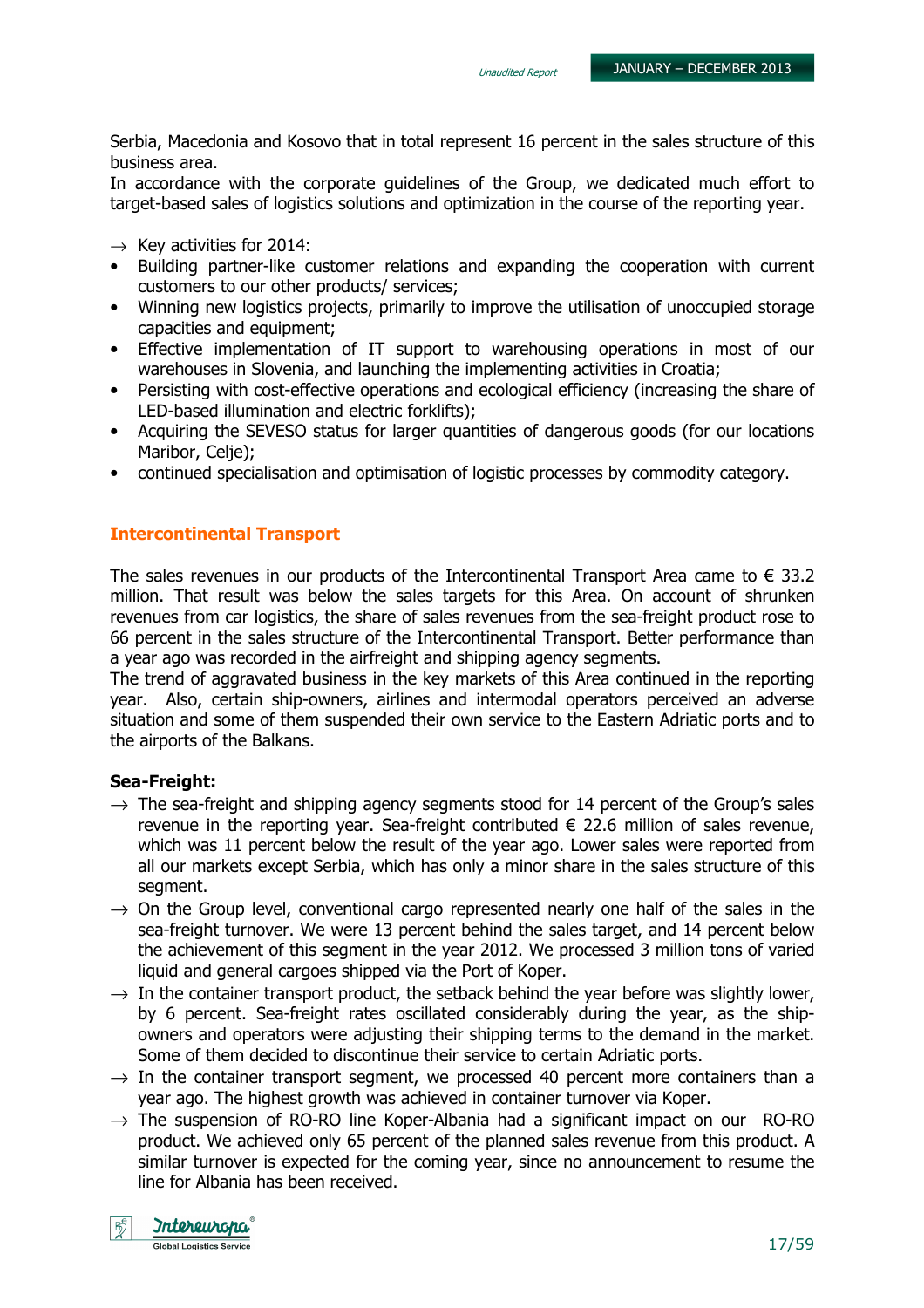Serbia, Macedonia and Kosovo that in total represent 16 percent in the sales structure of this business area.
In accordance with the corporate guidelines of the Group, we dedicated much effort to target-based sales of logistics solutions and optimization in the course of the reporting year.

→ Key activities for 2014:

- Building partner-like customer relations and expanding the cooperation with current customers to our other products/ services;
- Winning new logistics projects, primarily to improve the utilisation of unoccupied storage capacities and equipment;
- Effective implementation of IT support to warehousing operations in most of our warehouses in Slovenia, and launching the implementing activities in Croatia;
- Persisting with cost-effective operations and ecological efficiency (increasing the share of LED-based illumination and electric forklifts);
- Acquiring the SEVESO status for larger quantities of dangerous goods (for our locations Maribor, Celje);
- continued specialisation and optimisation of logistic processes by commodity category.

## Intercontinental Transport

The sales revenues in our products of the Intercontinental Transport Area came to € 33.2 million. That result was below the sales targets for this Area. On account of shrunken revenues from car logistics, the share of sales revenues from the sea-freight product rose to 66 percent in the sales structure of the Intercontinental Transport. Better performance than a year ago was recorded in the airfreight and shipping agency segments.
The trend of aggravated business in the key markets of this Area continued in the reporting year. Also, certain ship-owners, airlines and intermodal operators perceived an adverse situation and some of them suspended their own service to the Eastern Adriatic ports and to the airports of the Balkans.

**Sea-Freight:**

→ The sea-freight and shipping agency segments stood for 14 percent of the Group's sales revenue in the reporting year. Sea-freight contributed € 22.6 million of sales revenue, which was 11 percent below the result of the year ago. Lower sales were reported from all our markets except Serbia, which has only a minor share in the sales structure of this segment.

→ On the Group level, conventional cargo represented nearly one half of the sales in the sea-freight turnover. We were 13 percent behind the sales target, and 14 percent below the achievement of this segment in the year 2012. We processed 3 million tons of varied liquid and general cargoes shipped via the Port of Koper.

→ In the container transport product, the setback behind the year before was slightly lower, by 6 percent. Sea-freight rates oscillated considerably during the year, as the ship-owners and operators were adjusting their shipping terms to the demand in the market. Some of them decided to discontinue their service to certain Adriatic ports.

→ In the container transport segment, we processed 40 percent more containers than a year ago. The highest growth was achieved in container turnover via Koper.

→ The suspension of RO-RO line Koper-Albania had a significant impact on our RO-RO product. We achieved only 65 percent of the planned sales revenue from this product. A similar turnover is expected for the coming year, since no announcement to resume the line for Albania has been received.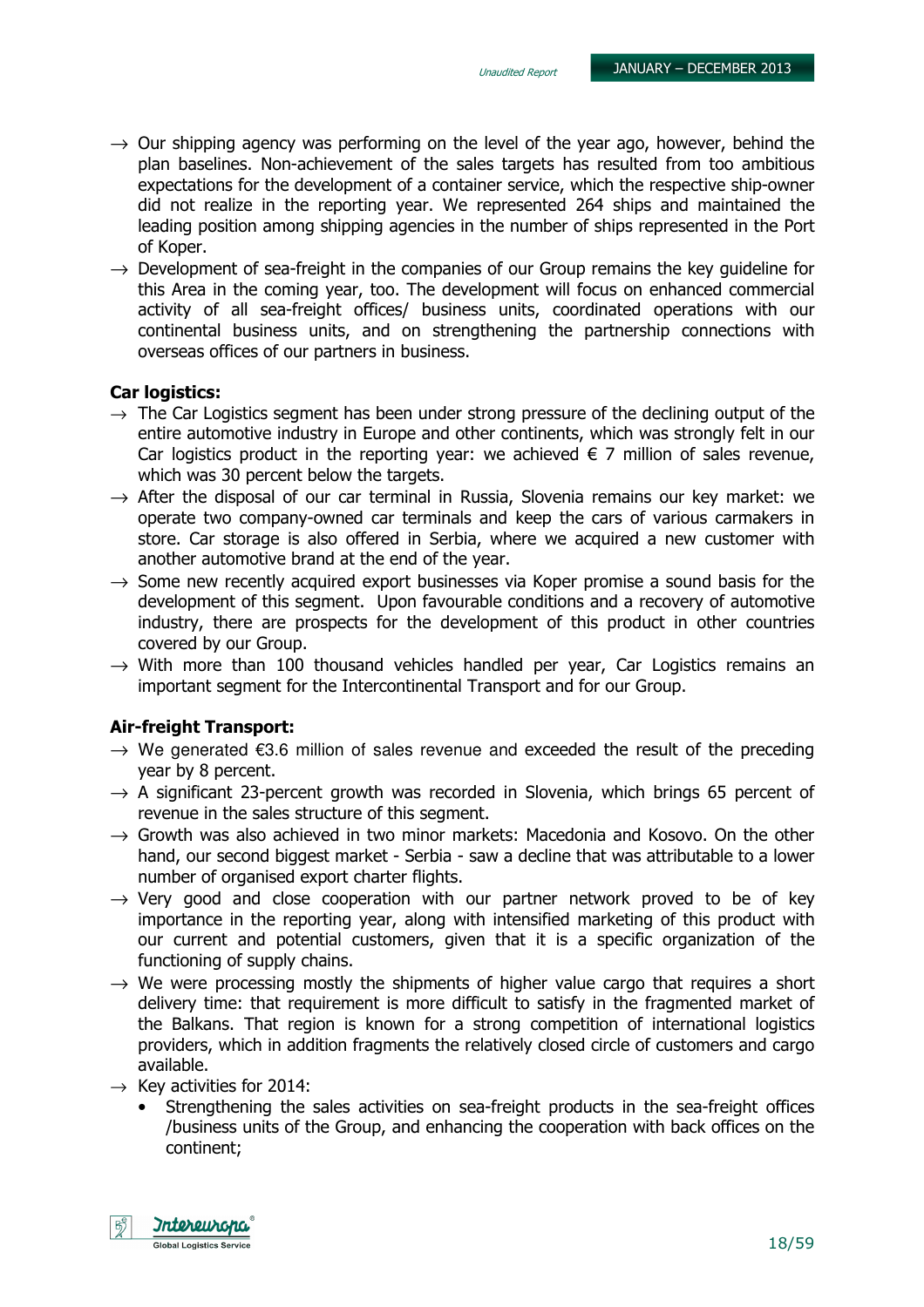- Our shipping agency was performing on the level of the year ago, however, behind the plan baselines. Non-achievement of the sales targets has resulted from too ambitious expectations for the development of a container service, which the respective ship-owner did not realize in the reporting year. We represented 264 ships and maintained the leading position among shipping agencies in the number of ships represented in the Port of Koper.
- Development of sea-freight in the companies of our Group remains the key guideline for this Area in the coming year, too. The development will focus on enhanced commercial activity of all sea-freight offices/ business units, coordinated operations with our continental business units, and on strengthening the partnership connections with overseas offices of our partners in business.

**Car logistics:**

- The Car Logistics segment has been under strong pressure of the declining output of the entire automotive industry in Europe and other continents, which was strongly felt in our Car logistics product in the reporting year: we achieved € 7 million of sales revenue, which was 30 percent below the targets.
- After the disposal of our car terminal in Russia, Slovenia remains our key market: we operate two company-owned car terminals and keep the cars of various carmakers in store. Car storage is also offered in Serbia, where we acquired a new customer with another automotive brand at the end of the year.
- Some new recently acquired export businesses via Koper promise a sound basis for the development of this segment. Upon favourable conditions and a recovery of automotive industry, there are prospects for the development of this product in other countries covered by our Group.
- With more than 100 thousand vehicles handled per year, Car Logistics remains an important segment for the Intercontinental Transport and for our Group.

**Air-freight Transport:**

- We generated €3.6 million of sales revenue and exceeded the result of the preceding year by 8 percent.
- A significant 23-percent growth was recorded in Slovenia, which brings 65 percent of revenue in the sales structure of this segment.
- Growth was also achieved in two minor markets: Macedonia and Kosovo. On the other hand, our second biggest market - Serbia - saw a decline that was attributable to a lower number of organised export charter flights.
- Very good and close cooperation with our partner network proved to be of key importance in the reporting year, along with intensified marketing of this product with our current and potential customers, given that it is a specific organization of the functioning of supply chains.
- We were processing mostly the shipments of higher value cargo that requires a short delivery time: that requirement is more difficult to satisfy in the fragmented market of the Balkans. That region is known for a strong competition of international logistics providers, which in addition fragments the relatively closed circle of customers and cargo available.
- Key activities for 2014:
  - Strengthening the sales activities on sea-freight products in the sea-freight offices /business units of the Group, and enhancing the cooperation with back offices on the continent;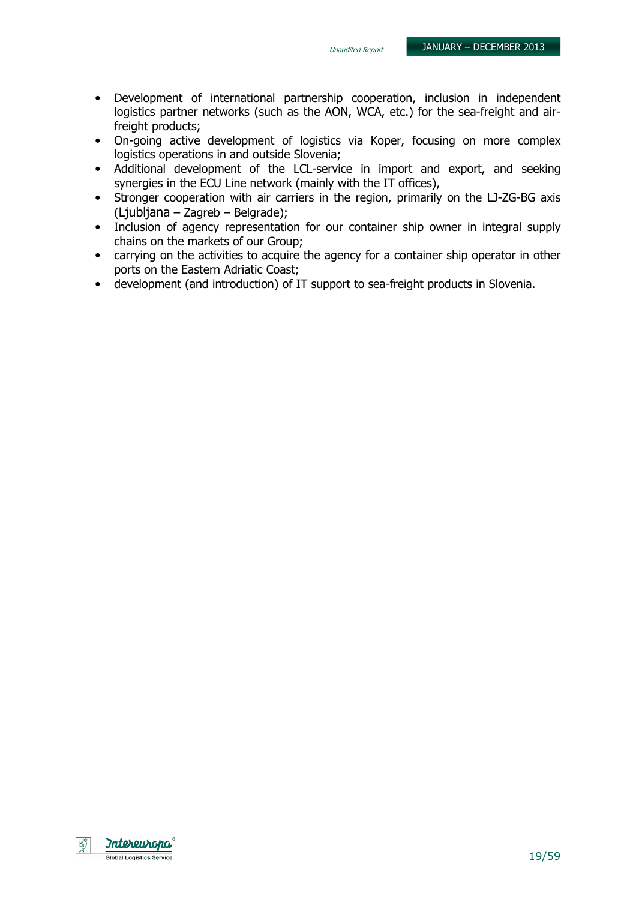- Development of international partnership cooperation, inclusion in independent logistics partner networks (such as the AON, WCA, etc.) for the sea-freight and air-freight products;
- On-going active development of logistics via Koper, focusing on more complex logistics operations in and outside Slovenia;
- Additional development of the LCL-service in import and export, and seeking synergies in the ECU Line network (mainly with the IT offices),
- Stronger cooperation with air carriers in the region, primarily on the LJ-ZG-BG axis (Ljubljana – Zagreb – Belgrade);
- Inclusion of agency representation for our container ship owner in integral supply chains on the markets of our Group;
- carrying on the activities to acquire the agency for a container ship operator in other ports on the Eastern Adriatic Coast;
- development (and introduction) of IT support to sea-freight products in Slovenia.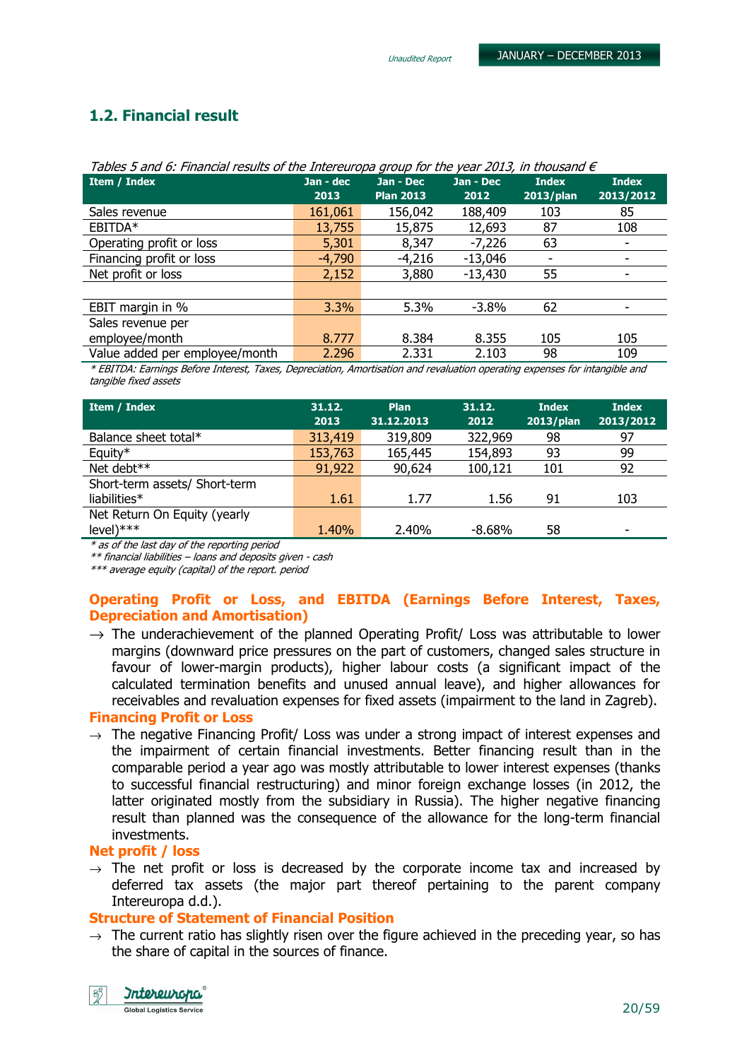## 1.2. Financial result

*Tables 5 and 6: Financial results of the Intereuropa group for the year 2013, in thousand €*

| Item / Index | Jan - dec 2013 | Jan - Dec Plan 2013 | Jan - Dec 2012 | Index 2013/plan | Index 2013/2012 |
|---|---|---|---|---|---|
| Sales revenue | 161,061 | 156,042 | 188,409 | 103 | 85 |
| EBITDA* | 13,755 | 15,875 | 12,693 | 87 | 108 |
| Operating profit or loss | 5,301 | 8,347 | -7,226 | 63 | - |
| Financing profit or loss | -4,790 | -4,216 | -13,046 | - | - |
| Net profit or loss | 2,152 | 3,880 | -13,430 | 55 | - |
| | | | | | |
| EBIT margin in % | 3.3% | 5.3% | -3.8% | 62 | - |
| Sales revenue per employee/month | 8.777 | 8.384 | 8.355 | 105 | 105 |
| Value added per employee/month | 2.296 | 2.331 | 2.103 | 98 | 109 |

*\* EBITDA: Earnings Before Interest, Taxes, Depreciation, Amortisation and revaluation operating expenses for intangible and tangible fixed assets*

| Item / Index | 31.12. 2013 | Plan 31.12.2013 | 31.12. 2012 | Index 2013/plan | Index 2013/2012 |
|---|---|---|---|---|---|
| Balance sheet total* | 313,419 | 319,809 | 322,969 | 98 | 97 |
| Equity* | 153,763 | 165,445 | 154,893 | 93 | 99 |
| Net debt** | 91,922 | 90,624 | 100,121 | 101 | 92 |
| Short-term assets/ Short-term liabilities* | 1.61 | 1.77 | 1.56 | 91 | 103 |
| Net Return On Equity (yearly level)*** | 1.40% | 2.40% | -8.68% | 58 | - |

*\* as of the last day of the reporting period*
*\*\* financial liabilities – loans and deposits given - cash*
*\*\*\* average equity (capital) of the report. period*

### Operating Profit or Loss, and EBITDA (Earnings Before Interest, Taxes, Depreciation and Amortisation)

→ The underachievement of the planned Operating Profit/ Loss was attributable to lower margins (downward price pressures on the part of customers, changed sales structure in favour of lower-margin products), higher labour costs (a significant impact of the calculated termination benefits and unused annual leave), and higher allowances for receivables and revaluation expenses for fixed assets (impairment to the land in Zagreb).

### Financing Profit or Loss

→ The negative Financing Profit/ Loss was under a strong impact of interest expenses and the impairment of certain financial investments. Better financing result than in the comparable period a year ago was mostly attributable to lower interest expenses (thanks to successful financial restructuring) and minor foreign exchange losses (in 2012, the latter originated mostly from the subsidiary in Russia). The higher negative financing result than planned was the consequence of the allowance for the long-term financial investments.

### Net profit / loss

→ The net profit or loss is decreased by the corporate income tax and increased by deferred tax assets (the major part thereof pertaining to the parent company Intereuropa d.d.).

### Structure of Statement of Financial Position

→ The current ratio has slightly risen over the figure achieved in the preceding year, so has the share of capital in the sources of finance.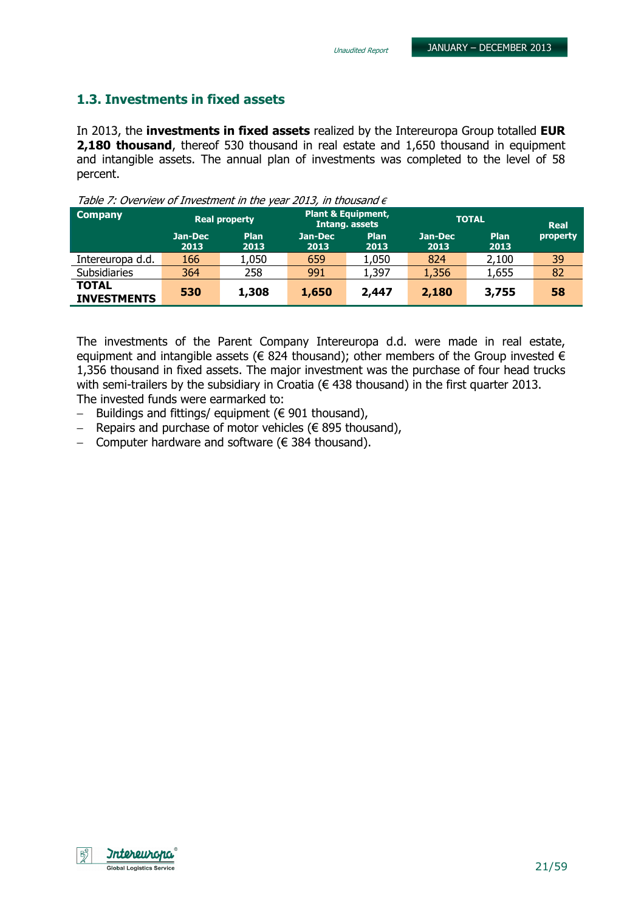## 1.3. Investments in fixed assets

In 2013, the **investments in fixed assets** realized by the Intereuropa Group totalled **EUR 2,180 thousand**, thereof 530 thousand in real estate and 1,650 thousand in equipment and intangible assets. The annual plan of investments was completed to the level of 58 percent.

*Table 7: Overview of Investment in the year 2013, in thousand €*

| Company | Real property | | Plant & Equipment, Intang. assets | | TOTAL | | Real property |
|---|---|---|---|---|---|---|---|
| | Jan-Dec 2013 | Plan 2013 | Jan-Dec 2013 | Plan 2013 | Jan-Dec 2013 | Plan 2013 | |
| Intereuropa d.d. | 166 | 1,050 | 659 | 1,050 | 824 | 2,100 | 39 |
| Subsidiaries | 364 | 258 | 991 | 1,397 | 1,356 | 1,655 | 82 |
| **TOTAL INVESTMENTS** | **530** | **1,308** | **1,650** | **2,447** | **2,180** | **3,755** | **58** |

The investments of the Parent Company Intereuropa d.d. were made in real estate, equipment and intangible assets (€ 824 thousand); other members of the Group invested € 1,356 thousand in fixed assets. The major investment was the purchase of four head trucks with semi-trailers by the subsidiary in Croatia (€ 438 thousand) in the first quarter 2013.
The invested funds were earmarked to:

- Buildings and fittings/ equipment (€ 901 thousand),
- Repairs and purchase of motor vehicles (€ 895 thousand),
- Computer hardware and software (€ 384 thousand).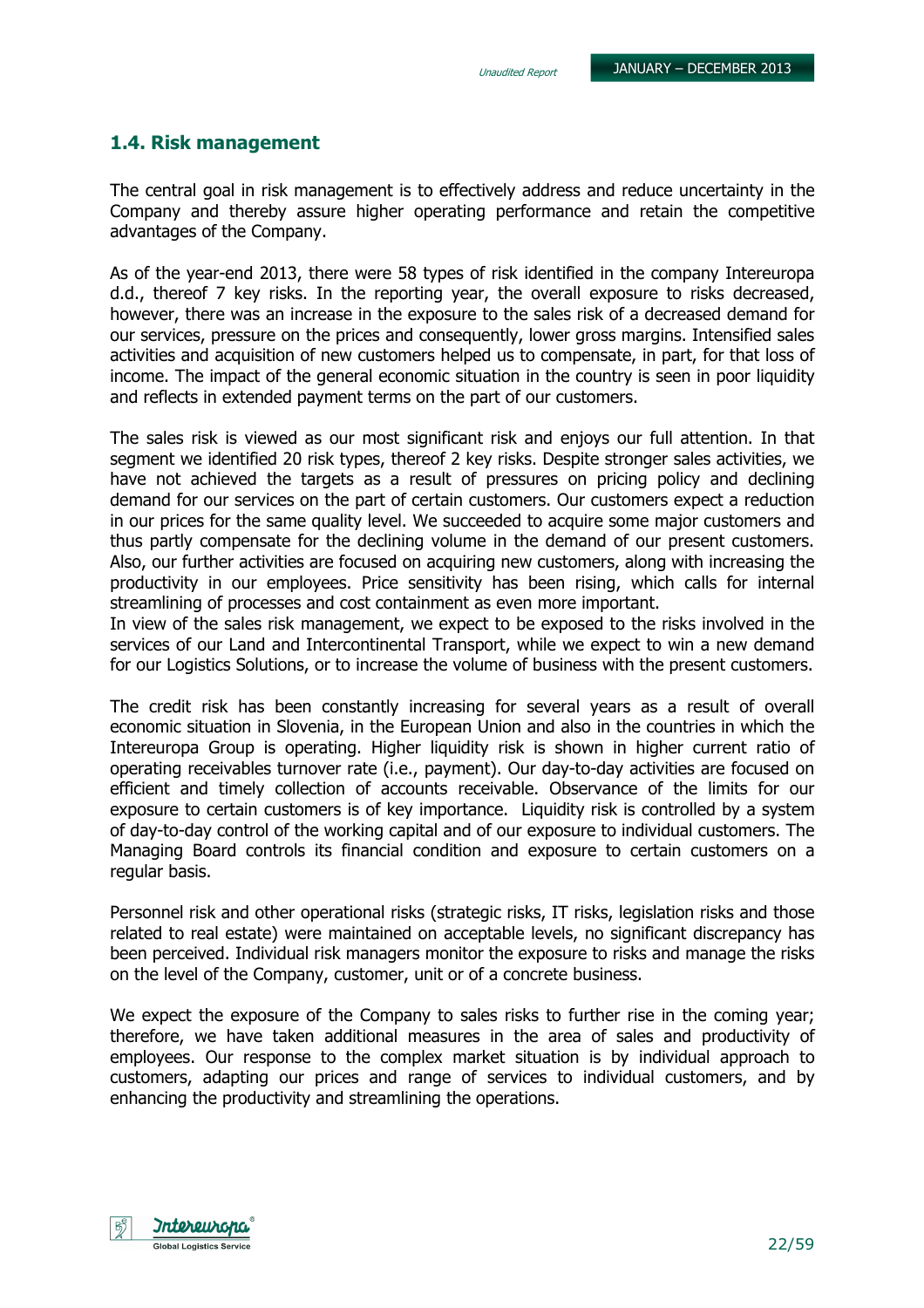## 1.4. Risk management

The central goal in risk management is to effectively address and reduce uncertainty in the Company and thereby assure higher operating performance and retain the competitive advantages of the Company.

As of the year-end 2013, there were 58 types of risk identified in the company Intereuropa d.d., thereof 7 key risks. In the reporting year, the overall exposure to risks decreased, however, there was an increase in the exposure to the sales risk of a decreased demand for our services, pressure on the prices and consequently, lower gross margins. Intensified sales activities and acquisition of new customers helped us to compensate, in part, for that loss of income. The impact of the general economic situation in the country is seen in poor liquidity and reflects in extended payment terms on the part of our customers.

The sales risk is viewed as our most significant risk and enjoys our full attention. In that segment we identified 20 risk types, thereof 2 key risks. Despite stronger sales activities, we have not achieved the targets as a result of pressures on pricing policy and declining demand for our services on the part of certain customers. Our customers expect a reduction in our prices for the same quality level. We succeeded to acquire some major customers and thus partly compensate for the declining volume in the demand of our present customers. Also, our further activities are focused on acquiring new customers, along with increasing the productivity in our employees. Price sensitivity has been rising, which calls for internal streamlining of processes and cost containment as even more important.
In view of the sales risk management, we expect to be exposed to the risks involved in the services of our Land and Intercontinental Transport, while we expect to win a new demand for our Logistics Solutions, or to increase the volume of business with the present customers.

The credit risk has been constantly increasing for several years as a result of overall economic situation in Slovenia, in the European Union and also in the countries in which the Intereuropa Group is operating. Higher liquidity risk is shown in higher current ratio of operating receivables turnover rate (i.e., payment). Our day-to-day activities are focused on efficient and timely collection of accounts receivable. Observance of the limits for our exposure to certain customers is of key importance. Liquidity risk is controlled by a system of day-to-day control of the working capital and of our exposure to individual customers. The Managing Board controls its financial condition and exposure to certain customers on a regular basis.

Personnel risk and other operational risks (strategic risks, IT risks, legislation risks and those related to real estate) were maintained on acceptable levels, no significant discrepancy has been perceived. Individual risk managers monitor the exposure to risks and manage the risks on the level of the Company, customer, unit or of a concrete business.

We expect the exposure of the Company to sales risks to further rise in the coming year; therefore, we have taken additional measures in the area of sales and productivity of employees. Our response to the complex market situation is by individual approach to customers, adapting our prices and range of services to individual customers, and by enhancing the productivity and streamlining the operations.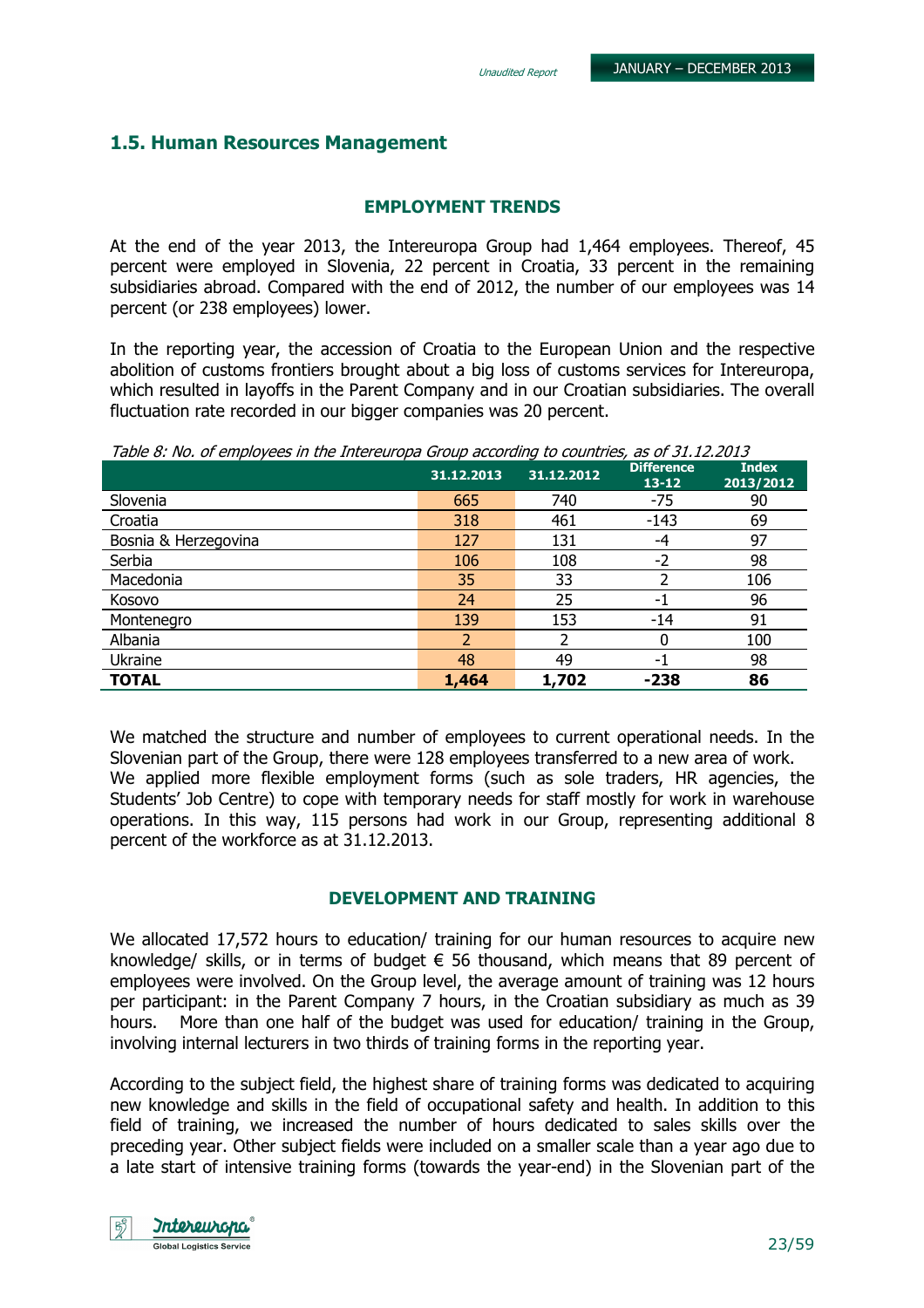## 1.5. Human Resources Management

### EMPLOYMENT TRENDS

At the end of the year 2013, the Intereuropa Group had 1,464 employees. Thereof, 45 percent were employed in Slovenia, 22 percent in Croatia, 33 percent in the remaining subsidiaries abroad. Compared with the end of 2012, the number of our employees was 14 percent (or 238 employees) lower.

In the reporting year, the accession of Croatia to the European Union and the respective abolition of customs frontiers brought about a big loss of customs services for Intereuropa, which resulted in layoffs in the Parent Company and in our Croatian subsidiaries. The overall fluctuation rate recorded in our bigger companies was 20 percent.

*Table 8: No. of employees in the Intereuropa Group according to countries, as of 31.12.2013*

| | 31.12.2013 | 31.12.2012 | Difference 13-12 | Index 2013/2012 |
|---|---|---|---|---|
| Slovenia | 665 | 740 | -75 | 90 |
| Croatia | 318 | 461 | -143 | 69 |
| Bosnia & Herzegovina | 127 | 131 | -4 | 97 |
| Serbia | 106 | 108 | -2 | 98 |
| Macedonia | 35 | 33 | 2 | 106 |
| Kosovo | 24 | 25 | -1 | 96 |
| Montenegro | 139 | 153 | -14 | 91 |
| Albania | 2 | 2 | 0 | 100 |
| Ukraine | 48 | 49 | -1 | 98 |
| **TOTAL** | **1,464** | **1,702** | **-238** | **86** |

We matched the structure and number of employees to current operational needs. In the Slovenian part of the Group, there were 128 employees transferred to a new area of work.
We applied more flexible employment forms (such as sole traders, HR agencies, the Students' Job Centre) to cope with temporary needs for staff mostly for work in warehouse operations. In this way, 115 persons had work in our Group, representing additional 8 percent of the workforce as at 31.12.2013.

### DEVELOPMENT AND TRAINING

We allocated 17,572 hours to education/ training for our human resources to acquire new knowledge/ skills, or in terms of budget € 56 thousand, which means that 89 percent of employees were involved. On the Group level, the average amount of training was 12 hours per participant: in the Parent Company 7 hours, in the Croatian subsidiary as much as 39 hours. More than one half of the budget was used for education/ training in the Group, involving internal lecturers in two thirds of training forms in the reporting year.

According to the subject field, the highest share of training forms was dedicated to acquiring new knowledge and skills in the field of occupational safety and health. In addition to this field of training, we increased the number of hours dedicated to sales skills over the preceding year. Other subject fields were included on a smaller scale than a year ago due to a late start of intensive training forms (towards the year-end) in the Slovenian part of the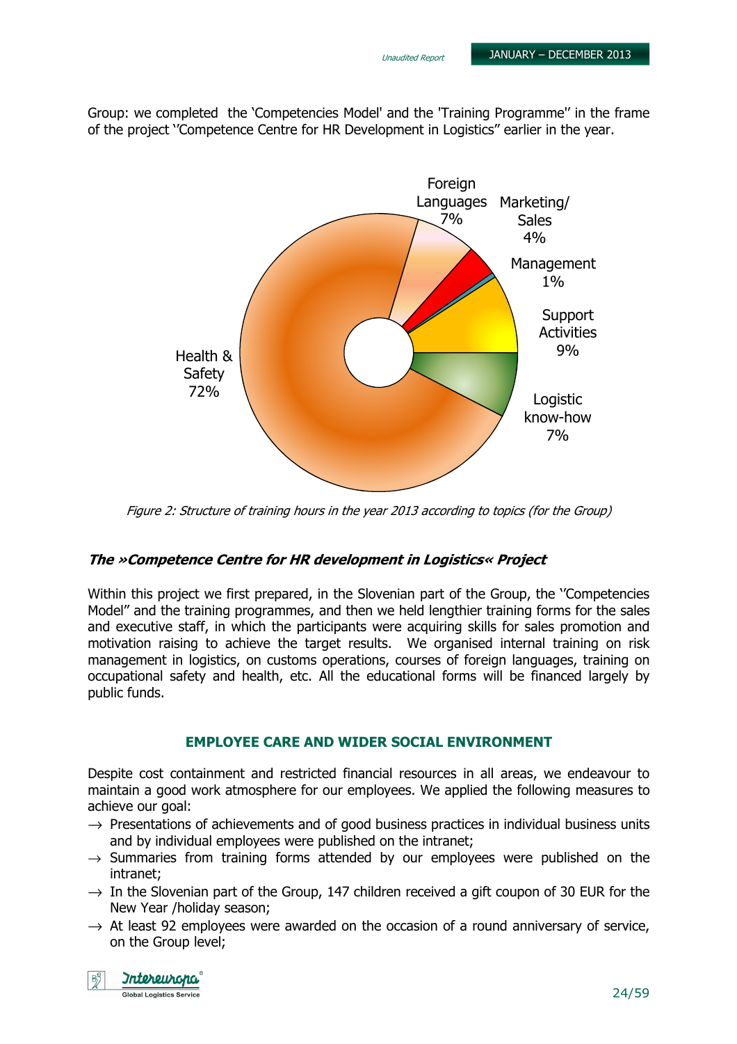Group: we completed the 'Competencies Model' and the 'Training Programme'' in the frame of the project ''Competence Centre for HR Development in Logistics" earlier in the year.

Foreign Languages 7%
Marketing/ Sales 4%
Management 1%
Support Activities 9%
Logistic know-how 7%
Health & Safety 72%

*Figure 2: Structure of training hours in the year 2013 according to topics (for the Group)*

### *The »Competence Centre for HR development in Logistics« Project*

Within this project we first prepared, in the Slovenian part of the Group, the ''Competencies Model" and the training programmes, and then we held lengthier training forms for the sales and executive staff, in which the participants were acquiring skills for sales promotion and motivation raising to achieve the target results. We organised internal training on risk management in logistics, on customs operations, courses of foreign languages, training on occupational safety and health, etc. All the educational forms will be financed largely by public funds.

## EMPLOYEE CARE AND WIDER SOCIAL ENVIRONMENT

Despite cost containment and restricted financial resources in all areas, we endeavour to maintain a good work atmosphere for our employees. We applied the following measures to achieve our goal:

- → Presentations of achievements and of good business practices in individual business units and by individual employees were published on the intranet;
- → Summaries from training forms attended by our employees were published on the intranet;
- → In the Slovenian part of the Group, 147 children received a gift coupon of 30 EUR for the New Year /holiday season;
- → At least 92 employees were awarded on the occasion of a round anniversary of service, on the Group level;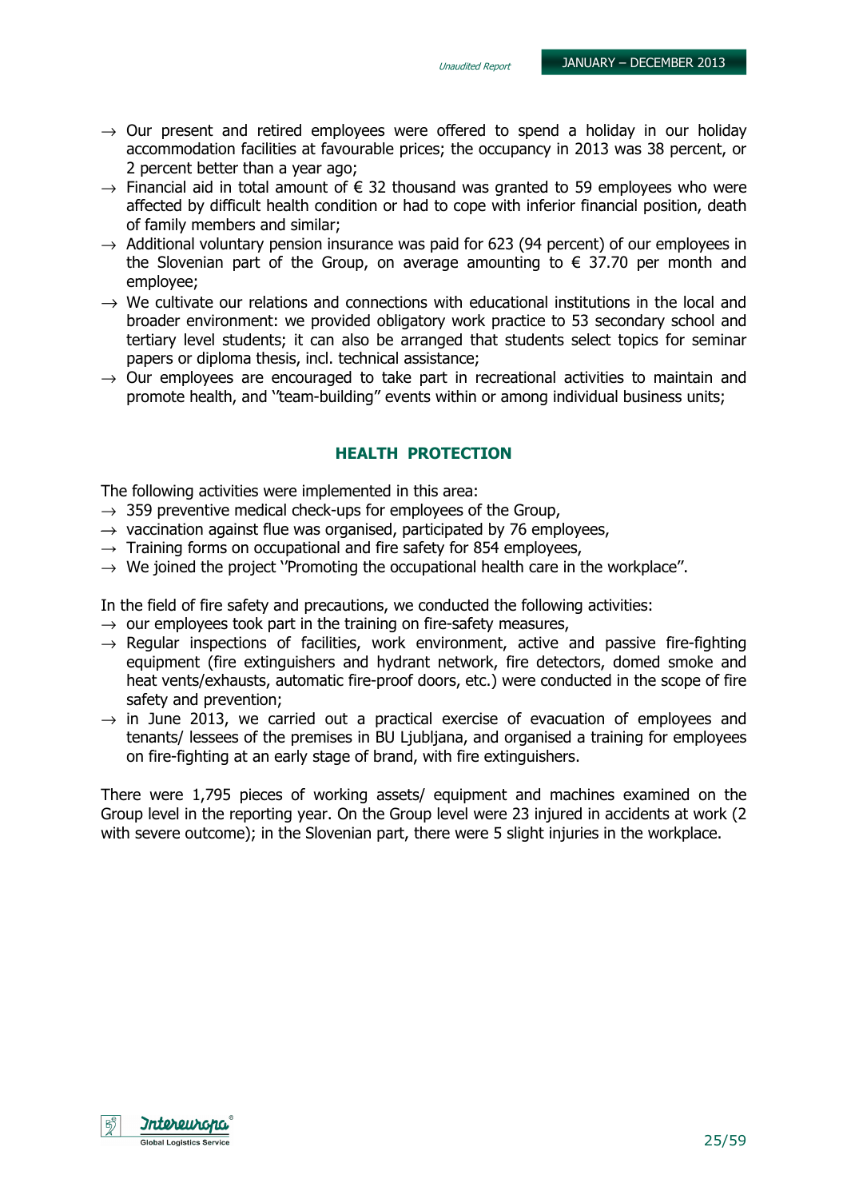- Our present and retired employees were offered to spend a holiday in our holiday accommodation facilities at favourable prices; the occupancy in 2013 was 38 percent, or 2 percent better than a year ago;
- Financial aid in total amount of € 32 thousand was granted to 59 employees who were affected by difficult health condition or had to cope with inferior financial position, death of family members and similar;
- Additional voluntary pension insurance was paid for 623 (94 percent) of our employees in the Slovenian part of the Group, on average amounting to € 37.70 per month and employee;
- We cultivate our relations and connections with educational institutions in the local and broader environment: we provided obligatory work practice to 53 secondary school and tertiary level students; it can also be arranged that students select topics for seminar papers or diploma thesis, incl. technical assistance;
- Our employees are encouraged to take part in recreational activities to maintain and promote health, and ''team-building'' events within or among individual business units;

## HEALTH PROTECTION

The following activities were implemented in this area:

- 359 preventive medical check-ups for employees of the Group,
- vaccination against flue was organised, participated by 76 employees,
- Training forms on occupational and fire safety for 854 employees,
- We joined the project ''Promoting the occupational health care in the workplace''.

In the field of fire safety and precautions, we conducted the following activities:

- our employees took part in the training on fire-safety measures,
- Regular inspections of facilities, work environment, active and passive fire-fighting equipment (fire extinguishers and hydrant network, fire detectors, domed smoke and heat vents/exhausts, automatic fire-proof doors, etc.) were conducted in the scope of fire safety and prevention;
- in June 2013, we carried out a practical exercise of evacuation of employees and tenants/ lessees of the premises in BU Ljubljana, and organised a training for employees on fire-fighting at an early stage of brand, with fire extinguishers.

There were 1,795 pieces of working assets/ equipment and machines examined on the Group level in the reporting year. On the Group level were 23 injured in accidents at work (2 with severe outcome); in the Slovenian part, there were 5 slight injuries in the workplace.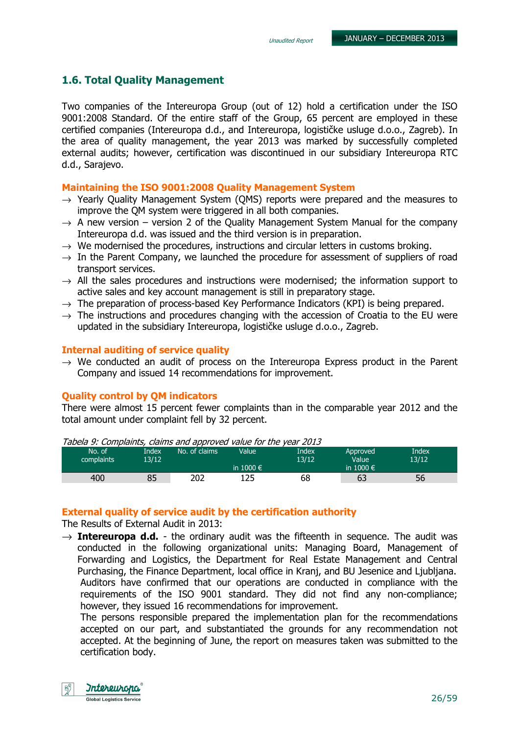## 1.6. Total Quality Management

Two companies of the Intereuropa Group (out of 12) hold a certification under the ISO 9001:2008 Standard. Of the entire staff of the Group, 65 percent are employed in these certified companies (Intereuropa d.d., and Intereuropa, logističke usluge d.o.o., Zagreb). In the area of quality management, the year 2013 was marked by successfully completed external audits; however, certification was discontinued in our subsidiary Intereuropa RTC d.d., Sarajevo.

### Maintaining the ISO 9001:2008 Quality Management System

- → Yearly Quality Management System (QMS) reports were prepared and the measures to improve the QM system were triggered in all both companies.
- → A new version – version 2 of the Quality Management System Manual for the company Intereuropa d.d. was issued and the third version is in preparation.
- → We modernised the procedures, instructions and circular letters in customs broking.
- → In the Parent Company, we launched the procedure for assessment of suppliers of road transport services.
- → All the sales procedures and instructions were modernised; the information support to active sales and key account management is still in preparatory stage.
- → The preparation of process-based Key Performance Indicators (KPI) is being prepared.
- → The instructions and procedures changing with the accession of Croatia to the EU were updated in the subsidiary Intereuropa, logističke usluge d.o.o., Zagreb.

### Internal auditing of service quality

- → We conducted an audit of process on the Intereuropa Express product in the Parent Company and issued 14 recommendations for improvement.

### Quality control by QM indicators

There were almost 15 percent fewer complaints than in the comparable year 2012 and the total amount under complaint fell by 32 percent.

*Tabela 9: Complaints, claims and approved value for the year 2013*

| No. of complaints | Index 13/12 | No. of claims | Value in 1000 € | Index 13/12 | Approved Value in 1000 € | Index 13/12 |
|---|---|---|---|---|---|---|
| 400 | 85 | 202 | 125 | 68 | 63 | 56 |

### External quality of service audit by the certification authority

The Results of External Audit in 2013:

- → **Intereuropa d.d.** - the ordinary audit was the fifteenth in sequence. The audit was conducted in the following organizational units: Managing Board, Management of Forwarding and Logistics, the Department for Real Estate Management and Central Purchasing, the Finance Department, local office in Kranj, and BU Jesenice and Ljubljana. Auditors have confirmed that our operations are conducted in compliance with the requirements of the ISO 9001 standard. They did not find any non-compliance; however, they issued 16 recommendations for improvement.
  The persons responsible prepared the implementation plan for the recommendations accepted on our part, and substantiated the grounds for any recommendation not accepted. At the beginning of June, the report on measures taken was submitted to the certification body.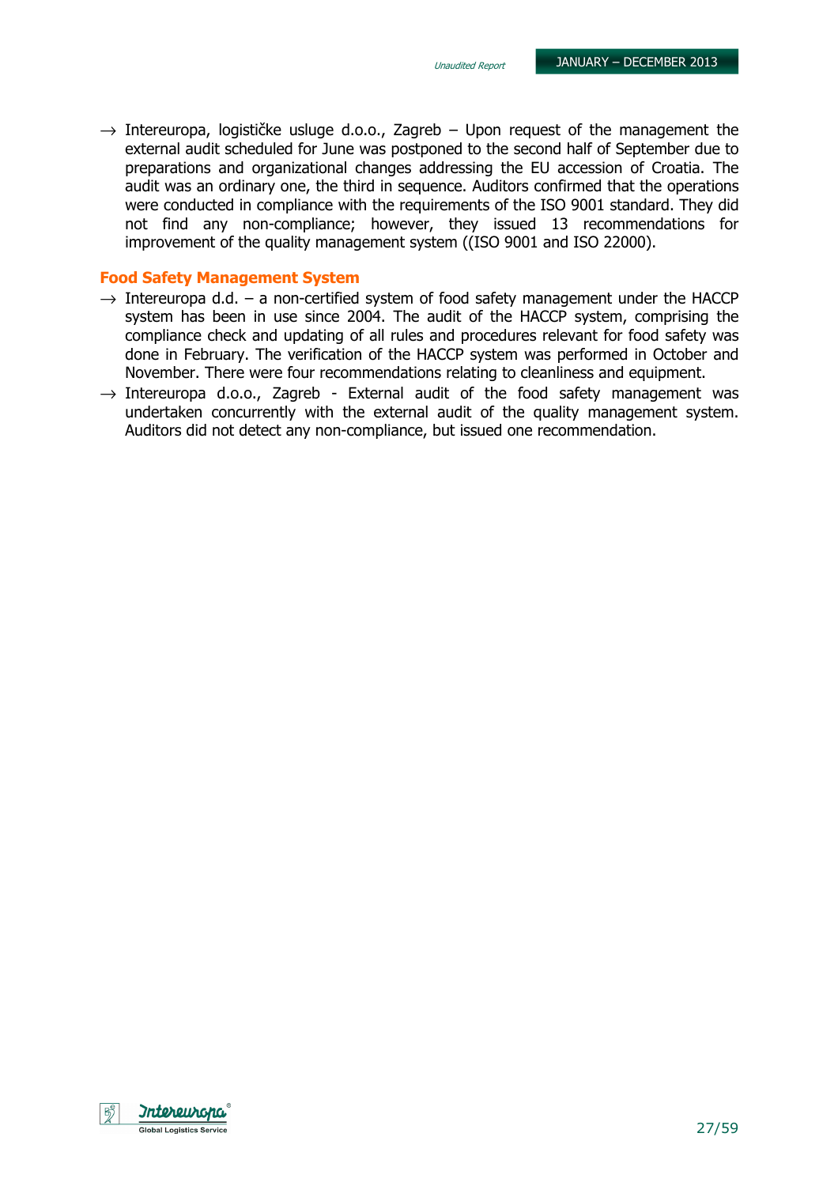→ Intereuropa, logističke usluge d.o.o., Zagreb – Upon request of the management the external audit scheduled for June was postponed to the second half of September due to preparations and organizational changes addressing the EU accession of Croatia. The audit was an ordinary one, the third in sequence. Auditors confirmed that the operations were conducted in compliance with the requirements of the ISO 9001 standard. They did not find any non-compliance; however, they issued 13 recommendations for improvement of the quality management system ((ISO 9001 and ISO 22000).

### Food Safety Management System

→ Intereuropa d.d. – a non-certified system of food safety management under the HACCP system has been in use since 2004. The audit of the HACCP system, comprising the compliance check and updating of all rules and procedures relevant for food safety was done in February. The verification of the HACCP system was performed in October and November. There were four recommendations relating to cleanliness and equipment.

→ Intereuropa d.o.o., Zagreb - External audit of the food safety management was undertaken concurrently with the external audit of the quality management system. Auditors did not detect any non-compliance, but issued one recommendation.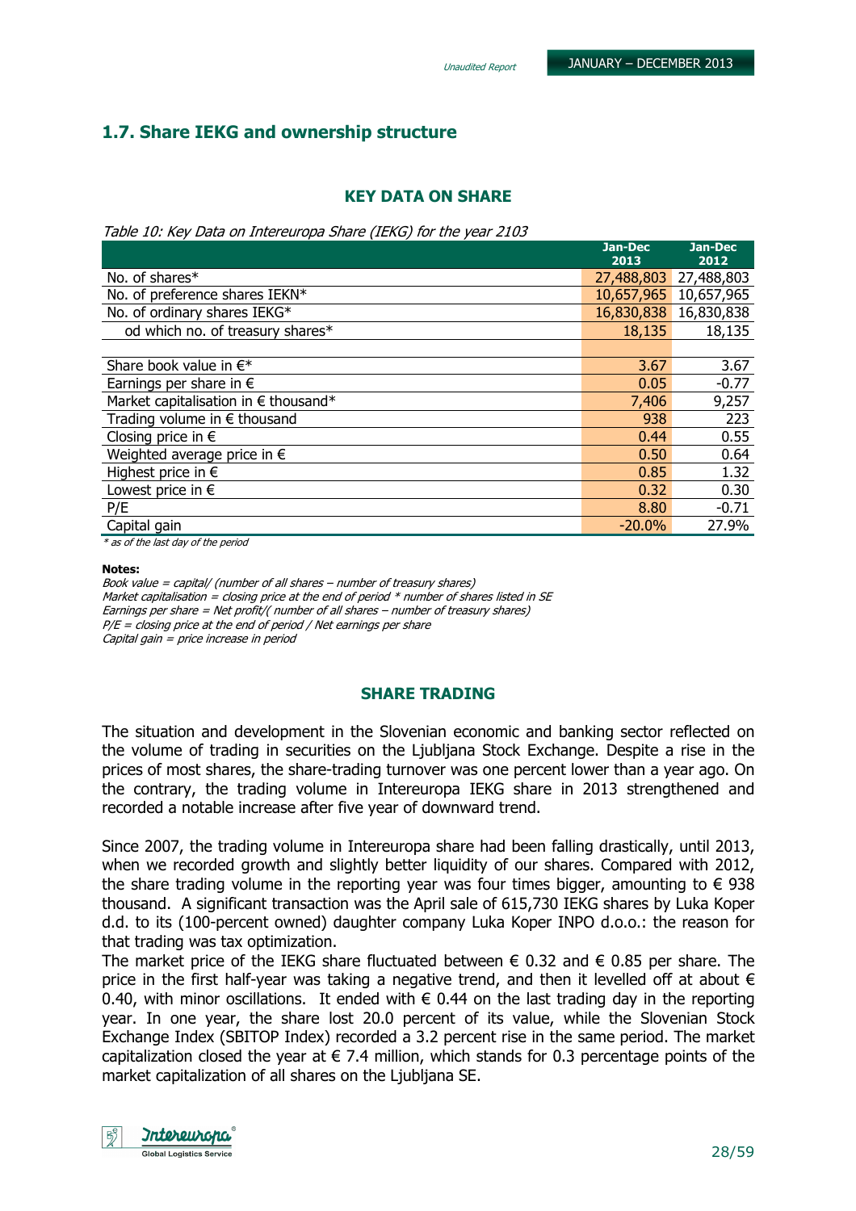## 1.7. Share IEKG and ownership structure

### KEY DATA ON SHARE

*Table 10: Key Data on Intereuropa Share (IEKG) for the year 2103*

| | Jan-Dec 2013 | Jan-Dec 2012 |
|---|---|---|
| No. of shares* | 27,488,803 | 27,488,803 |
| No. of preference shares IEKN* | 10,657,965 | 10,657,965 |
| No. of ordinary shares IEKG* | 16,830,838 | 16,830,838 |
| od which no. of treasury shares* | 18,135 | 18,135 |
| | | |
| Share book value in €* | 3.67 | 3.67 |
| Earnings per share in € | 0.05 | -0.77 |
| Market capitalisation in € thousand* | 7,406 | 9,257 |
| Trading volume in € thousand | 938 | 223 |
| Closing price in € | 0.44 | 0.55 |
| Weighted average price in € | 0.50 | 0.64 |
| Highest price in € | 0.85 | 1.32 |
| Lowest price in € | 0.32 | 0.30 |
| P/E | 8.80 | -0.71 |
| Capital gain | -20.0% | 27.9% |

*\* as of the last day of the period*

**Notes:**

*Book value = capital/ (number of all shares – number of treasury shares)*
*Market capitalisation = closing price at the end of period * number of shares listed in SE*
*Earnings per share = Net profit/( number of all shares – number of treasury shares)*
*P/E = closing price at the end of period / Net earnings per share*
*Capital gain = price increase in period*

### SHARE TRADING

The situation and development in the Slovenian economic and banking sector reflected on the volume of trading in securities on the Ljubljana Stock Exchange. Despite a rise in the prices of most shares, the share-trading turnover was one percent lower than a year ago. On the contrary, the trading volume in Intereuropa IEKG share in 2013 strengthened and recorded a notable increase after five year of downward trend.

Since 2007, the trading volume in Intereuropa share had been falling drastically, until 2013, when we recorded growth and slightly better liquidity of our shares. Compared with 2012, the share trading volume in the reporting year was four times bigger, amounting to € 938 thousand. A significant transaction was the April sale of 615,730 IEKG shares by Luka Koper d.d. to its (100-percent owned) daughter company Luka Koper INPO d.o.o.: the reason for that trading was tax optimization.

The market price of the IEKG share fluctuated between € 0.32 and € 0.85 per share. The price in the first half-year was taking a negative trend, and then it levelled off at about € 0.40, with minor oscillations. It ended with € 0.44 on the last trading day in the reporting year. In one year, the share lost 20.0 percent of its value, while the Slovenian Stock Exchange Index (SBITOP Index) recorded a 3.2 percent rise in the same period. The market capitalization closed the year at € 7.4 million, which stands for 0.3 percentage points of the market capitalization of all shares on the Ljubljana SE.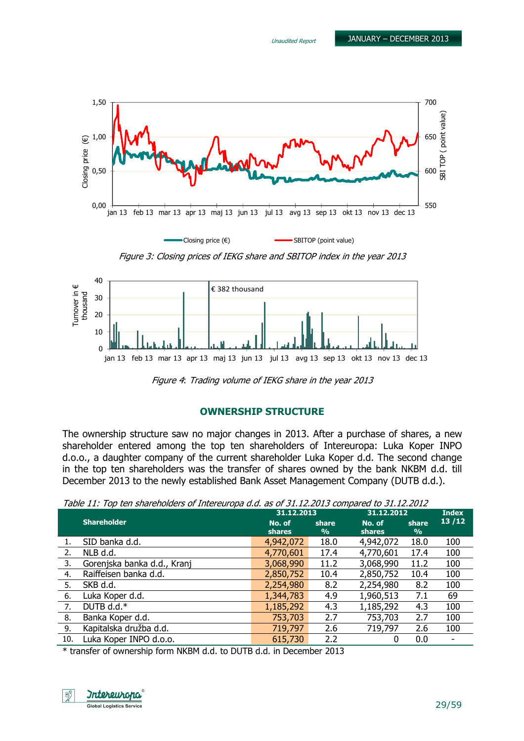Figure 3: Closing prices of IEKG share and SBITOP index in the year 2013

Figure 4: Trading volume of IEKG share in the year 2013

## OWNERSHIP STRUCTURE

The ownership structure saw no major changes in 2013. After a purchase of shares, a new shareholder entered among the top ten shareholders of Intereuropa: Luka Koper INPO d.o.o., a daughter company of the current shareholder Luka Koper d.d. The second change in the top ten shareholders was the transfer of shares owned by the bank NKBM d.d. till December 2013 to the newly established Bank Asset Management Company (DUTB d.d.).

*Table 11: Top ten shareholders of Intereuropa d.d. as of 31.12.2013 compared to 31.12.2012*

| | Shareholder | 31.12.2013 | | 31.12.2012 | | Index 13 /12 |
|---|---|---|---|---|---|---|
| | | No. of shares | share % | No. of shares | share % | |
| 1. | SID banka d.d. | 4,942,072 | 18.0 | 4,942,072 | 18.0 | 100 |
| 2. | NLB d.d. | 4,770,601 | 17.4 | 4,770,601 | 17.4 | 100 |
| 3. | Gorenjska banka d.d., Kranj | 3,068,990 | 11.2 | 3,068,990 | 11.2 | 100 |
| 4. | Raiffeisen banka d.d. | 2,850,752 | 10.4 | 2,850,752 | 10.4 | 100 |
| 5. | SKB d.d. | 2,254,980 | 8.2 | 2,254,980 | 8.2 | 100 |
| 6. | Luka Koper d.d. | 1,344,783 | 4.9 | 1,960,513 | 7.1 | 69 |
| 7. | DUTB d.d.* | 1,185,292 | 4.3 | 1,185,292 | 4.3 | 100 |
| 8. | Banka Koper d.d. | 753,703 | 2.7 | 753,703 | 2.7 | 100 |
| 9. | Kapitalska družba d.d. | 719,797 | 2.6 | 719,797 | 2.6 | 100 |
| 10. | Luka Koper INPO d.o.o. | 615,730 | 2.2 | 0 | 0.0 | - |

* transfer of ownership form NKBM d.d. to DUTB d.d. in December 2013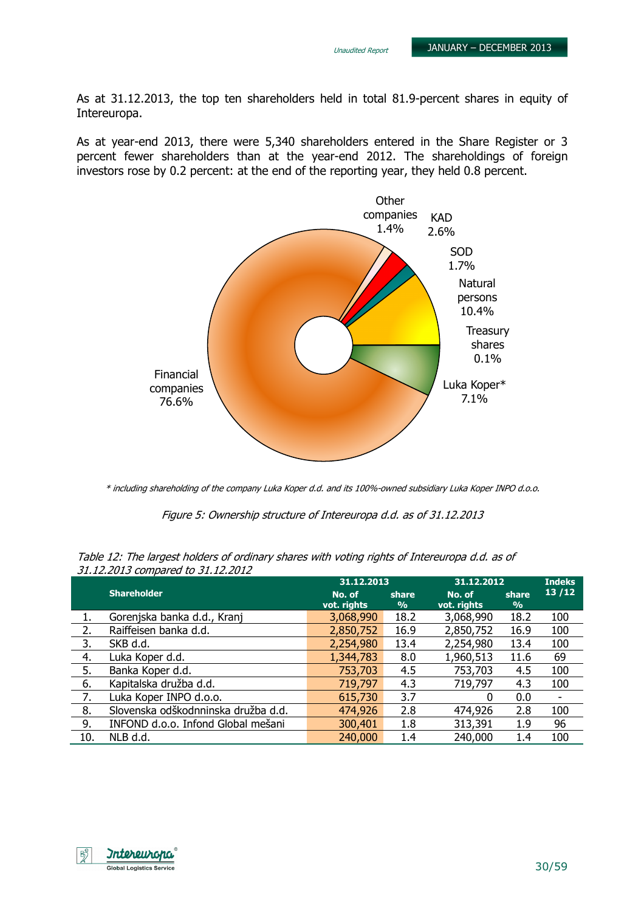As at 31.12.2013, the top ten shareholders held in total 81.9-percent shares in equity of Intereuropa.

As at year-end 2013, there were 5,340 shareholders entered in the Share Register or 3 percent fewer shareholders than at the year-end 2012. The shareholdings of foreign investors rose by 0.2 percent: at the end of the reporting year, they held 0.8 percent.

Other companies 1.4%
KAD 2.6%
SOD 1.7%
Natural persons 10.4%
Treasury shares 0.1%
Luka Koper* 7.1%
Financial companies 76.6%

*\* including shareholding of the company Luka Koper d.d. and its 100%-owned subsidiary Luka Koper INPO d.o.o.*

*Figure 5: Ownership structure of Intereuropa d.d. as of 31.12.2013*

*Table 12: The largest holders of ordinary shares with voting rights of Intereuropa d.d. as of 31.12.2013 compared to 31.12.2012*

| | Shareholder | 31.12.2013 | | 31.12.2012 | | Indeks 13 /12 |
|---|---|---|---|---|---|---|
| | | No. of vot. rights | share % | No. of vot. rights | share % | |
| 1. | Gorenjska banka d.d., Kranj | 3,068,990 | 18.2 | 3,068,990 | 18.2 | 100 |
| 2. | Raiffeisen banka d.d. | 2,850,752 | 16.9 | 2,850,752 | 16.9 | 100 |
| 3. | SKB d.d. | 2,254,980 | 13.4 | 2,254,980 | 13.4 | 100 |
| 4. | Luka Koper d.d. | 1,344,783 | 8.0 | 1,960,513 | 11.6 | 69 |
| 5. | Banka Koper d.d. | 753,703 | 4.5 | 753,703 | 4.5 | 100 |
| 6. | Kapitalska družba d.d. | 719,797 | 4.3 | 719,797 | 4.3 | 100 |
| 7. | Luka Koper INPO d.o.o. | 615,730 | 3.7 | 0 | 0.0 | - |
| 8. | Slovenska odškodnninska družba d.d. | 474,926 | 2.8 | 474,926 | 2.8 | 100 |
| 9. | INFOND d.o.o. Infond Global mešani | 300,401 | 1.8 | 313,391 | 1.9 | 96 |
| 10. | NLB d.d. | 240,000 | 1.4 | 240,000 | 1.4 | 100 |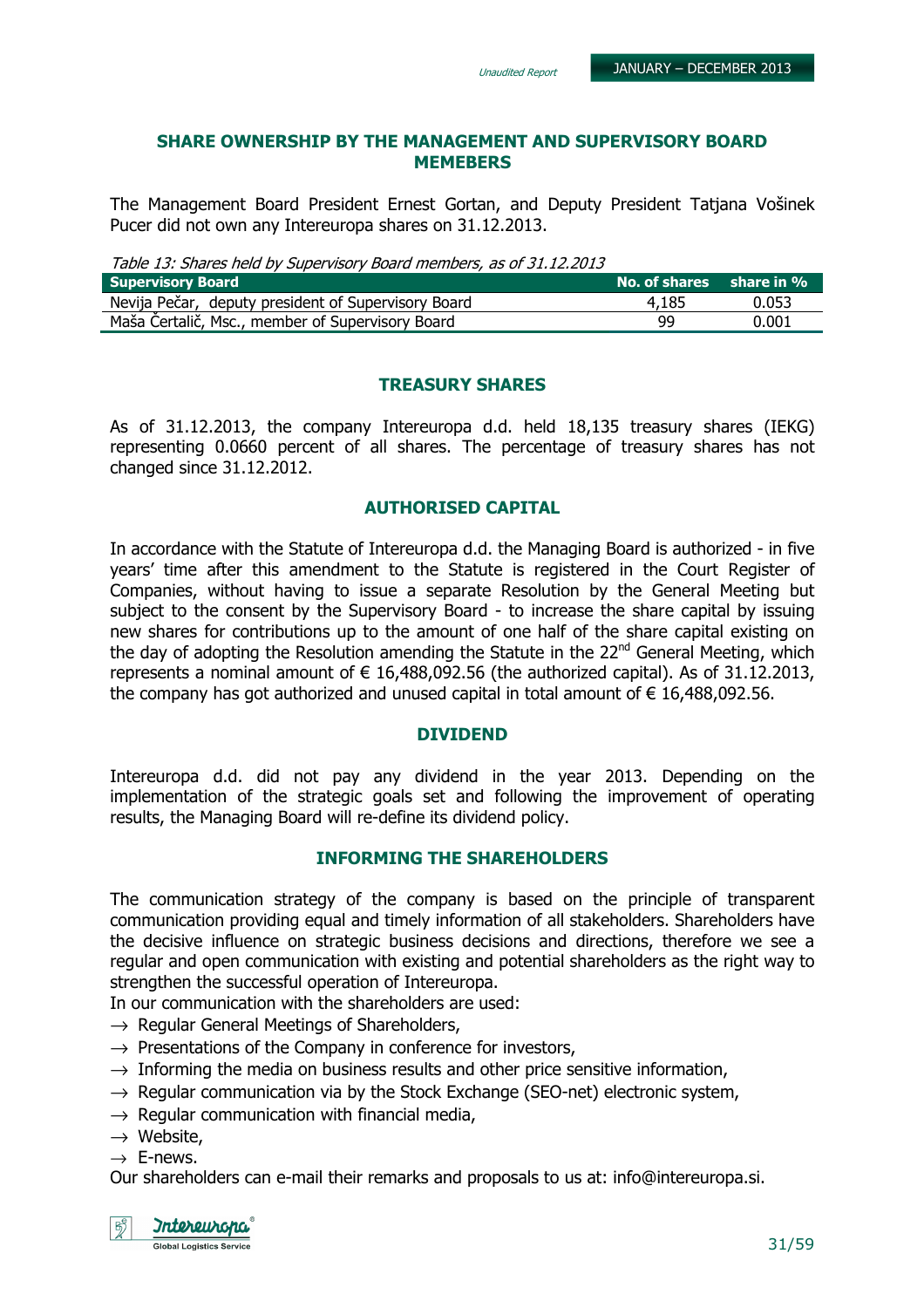## SHARE OWNERSHIP BY THE MANAGEMENT AND SUPERVISORY BOARD MEMEBERS

The Management Board President Ernest Gortan, and Deputy President Tatjana Vošinek Pucer did not own any Intereuropa shares on 31.12.2013.

*Table 13: Shares held by Supervisory Board members, as of 31.12.2013*

| Supervisory Board | No. of shares | share in % |
|---|---|---|
| Nevija Pečar, deputy president of Supervisory Board | 4,185 | 0.053 |
| Maša Čertalič, Msc., member of Supervisory Board | 99 | 0.001 |

## TREASURY SHARES

As of 31.12.2013, the company Intereuropa d.d. held 18,135 treasury shares (IEKG) representing 0.0660 percent of all shares. The percentage of treasury shares has not changed since 31.12.2012.

## AUTHORISED CAPITAL

In accordance with the Statute of Intereuropa d.d. the Managing Board is authorized - in five years' time after this amendment to the Statute is registered in the Court Register of Companies, without having to issue a separate Resolution by the General Meeting but subject to the consent by the Supervisory Board - to increase the share capital by issuing new shares for contributions up to the amount of one half of the share capital existing on the day of adopting the Resolution amending the Statute in the 22nd General Meeting, which represents a nominal amount of € 16,488,092.56 (the authorized capital). As of 31.12.2013, the company has got authorized and unused capital in total amount of € 16,488,092.56.

## DIVIDEND

Intereuropa d.d. did not pay any dividend in the year 2013. Depending on the implementation of the strategic goals set and following the improvement of operating results, the Managing Board will re-define its dividend policy.

## INFORMING THE SHAREHOLDERS

The communication strategy of the company is based on the principle of transparent communication providing equal and timely information of all stakeholders. Shareholders have the decisive influence on strategic business decisions and directions, therefore we see a regular and open communication with existing and potential shareholders as the right way to strengthen the successful operation of Intereuropa.

In our communication with the shareholders are used:

- → Regular General Meetings of Shareholders,
- → Presentations of the Company in conference for investors,
- → Informing the media on business results and other price sensitive information,
- → Regular communication via by the Stock Exchange (SEO-net) electronic system,
- → Regular communication with financial media,
- → Website,
- → E-news.

Our shareholders can e-mail their remarks and proposals to us at: info@intereuropa.si.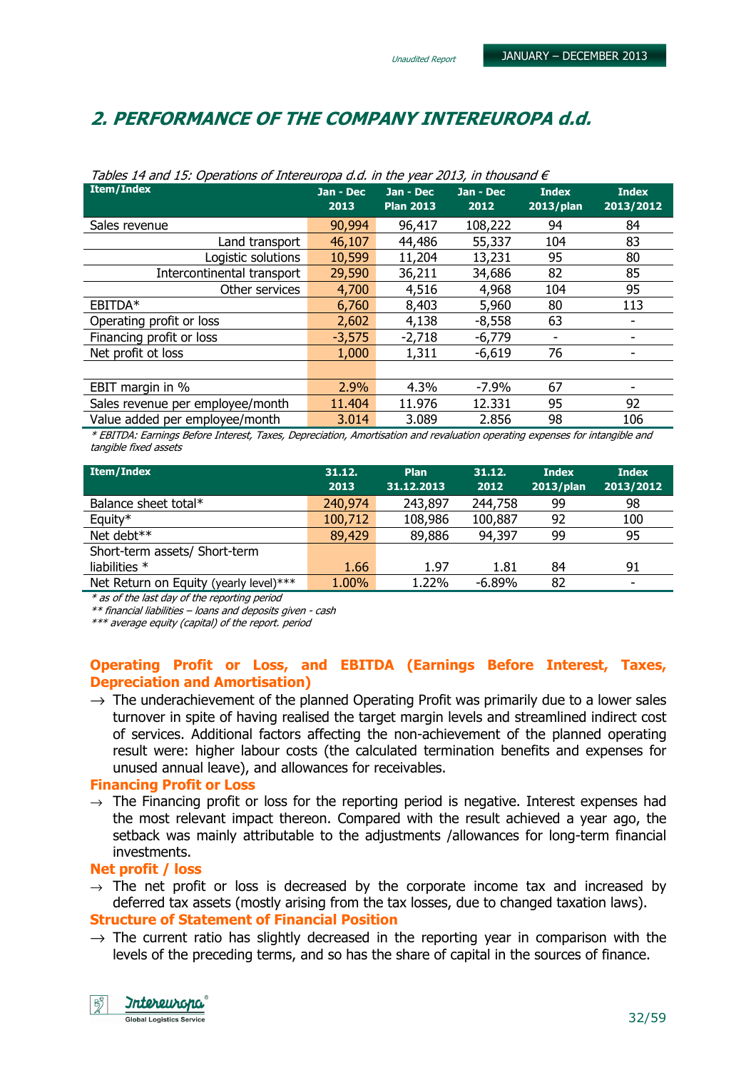## 2. PERFORMANCE OF THE COMPANY INTEREUROPA d.d.

*Tables 14 and 15: Operations of Intereuropa d.d. in the year 2013, in thousand €*

| Item/Index | Jan - Dec 2013 | Jan - Dec Plan 2013 | Jan - Dec 2012 | Index 2013/plan | Index 2013/2012 |
|---|---|---|---|---|---|
| Sales revenue | 90,994 | 96,417 | 108,222 | 94 | 84 |
| Land transport | 46,107 | 44,486 | 55,337 | 104 | 83 |
| Logistic solutions | 10,599 | 11,204 | 13,231 | 95 | 80 |
| Intercontinental transport | 29,590 | 36,211 | 34,686 | 82 | 85 |
| Other services | 4,700 | 4,516 | 4,968 | 104 | 95 |
| EBITDA* | 6,760 | 8,403 | 5,960 | 80 | 113 |
| Operating profit or loss | 2,602 | 4,138 | -8,558 | 63 | - |
| Financing profit or loss | -3,575 | -2,718 | -6,779 | - | - |
| Net profit ot loss | 1,000 | 1,311 | -6,619 | 76 | - |
| | | | | | |
| EBIT margin in % | 2.9% | 4.3% | -7.9% | 67 | - |
| Sales revenue per employee/month | 11.404 | 11.976 | 12.331 | 95 | 92 |
| Value added per employee/month | 3.014 | 3.089 | 2.856 | 98 | 106 |

*\* EBITDA: Earnings Before Interest, Taxes, Depreciation, Amortisation and revaluation operating expenses for intangible and tangible fixed assets*

| Item/Index | 31.12. 2013 | Plan 31.12.2013 | 31.12. 2012 | Index 2013/plan | Index 2013/2012 |
|---|---|---|---|---|---|
| Balance sheet total* | 240,974 | 243,897 | 244,758 | 99 | 98 |
| Equity* | 100,712 | 108,986 | 100,887 | 92 | 100 |
| Net debt** | 89,429 | 89,886 | 94,397 | 99 | 95 |
| Short-term assets/ Short-term liabilities * | 1.66 | 1.97 | 1.81 | 84 | 91 |
| Net Return on Equity (yearly level)*** | 1.00% | 1.22% | -6.89% | 82 | - |

*\* as of the last day of the reporting period*
*\*\* financial liabilities – loans and deposits given - cash*
*\*\*\* average equity (capital) of the report. period*

**Operating Profit or Loss, and EBITDA (Earnings Before Interest, Taxes, Depreciation and Amortisation)**

→ The underachievement of the planned Operating Profit was primarily due to a lower sales turnover in spite of having realised the target margin levels and streamlined indirect cost of services. Additional factors affecting the non-achievement of the planned operating result were: higher labour costs (the calculated termination benefits and expenses for unused annual leave), and allowances for receivables.

**Financing Profit or Loss**

→ The Financing profit or loss for the reporting period is negative. Interest expenses had the most relevant impact thereon. Compared with the result achieved a year ago, the setback was mainly attributable to the adjustments /allowances for long-term financial investments.

**Net profit / loss**

→ The net profit or loss is decreased by the corporate income tax and increased by deferred tax assets (mostly arising from the tax losses, due to changed taxation laws).

**Structure of Statement of Financial Position**

→ The current ratio has slightly decreased in the reporting year in comparison with the levels of the preceding terms, and so has the share of capital in the sources of finance.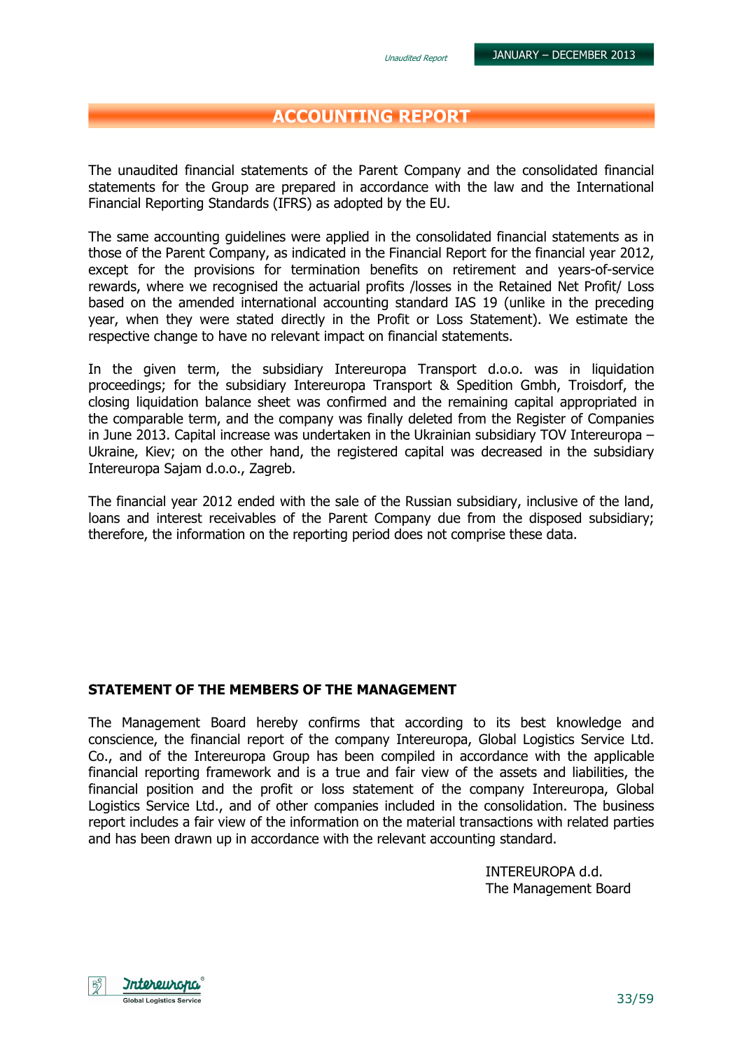# ACCOUNTING REPORT

The unaudited financial statements of the Parent Company and the consolidated financial statements for the Group are prepared in accordance with the law and the International Financial Reporting Standards (IFRS) as adopted by the EU.

The same accounting guidelines were applied in the consolidated financial statements as in those of the Parent Company, as indicated in the Financial Report for the financial year 2012, except for the provisions for termination benefits on retirement and years-of-service rewards, where we recognised the actuarial profits /losses in the Retained Net Profit/ Loss based on the amended international accounting standard IAS 19 (unlike in the preceding year, when they were stated directly in the Profit or Loss Statement). We estimate the respective change to have no relevant impact on financial statements.

In the given term, the subsidiary Intereuropa Transport d.o.o. was in liquidation proceedings; for the subsidiary Intereuropa Transport & Spedition Gmbh, Troisdorf, the closing liquidation balance sheet was confirmed and the remaining capital appropriated in the comparable term, and the company was finally deleted from the Register of Companies in June 2013. Capital increase was undertaken in the Ukrainian subsidiary TOV Intereuropa – Ukraine, Kiev; on the other hand, the registered capital was decreased in the subsidiary Intereuropa Sajam d.o.o., Zagreb.

The financial year 2012 ended with the sale of the Russian subsidiary, inclusive of the land, loans and interest receivables of the Parent Company due from the disposed subsidiary; therefore, the information on the reporting period does not comprise these data.

**STATEMENT OF THE MEMBERS OF THE MANAGEMENT**

The Management Board hereby confirms that according to its best knowledge and conscience, the financial report of the company Intereuropa, Global Logistics Service Ltd. Co., and of the Intereuropa Group has been compiled in accordance with the applicable financial reporting framework and is a true and fair view of the assets and liabilities, the financial position and the profit or loss statement of the company Intereuropa, Global Logistics Service Ltd., and of other companies included in the consolidation. The business report includes a fair view of the information on the material transactions with related parties and has been drawn up in accordance with the relevant accounting standard.

INTEREUROPA d.d.
The Management Board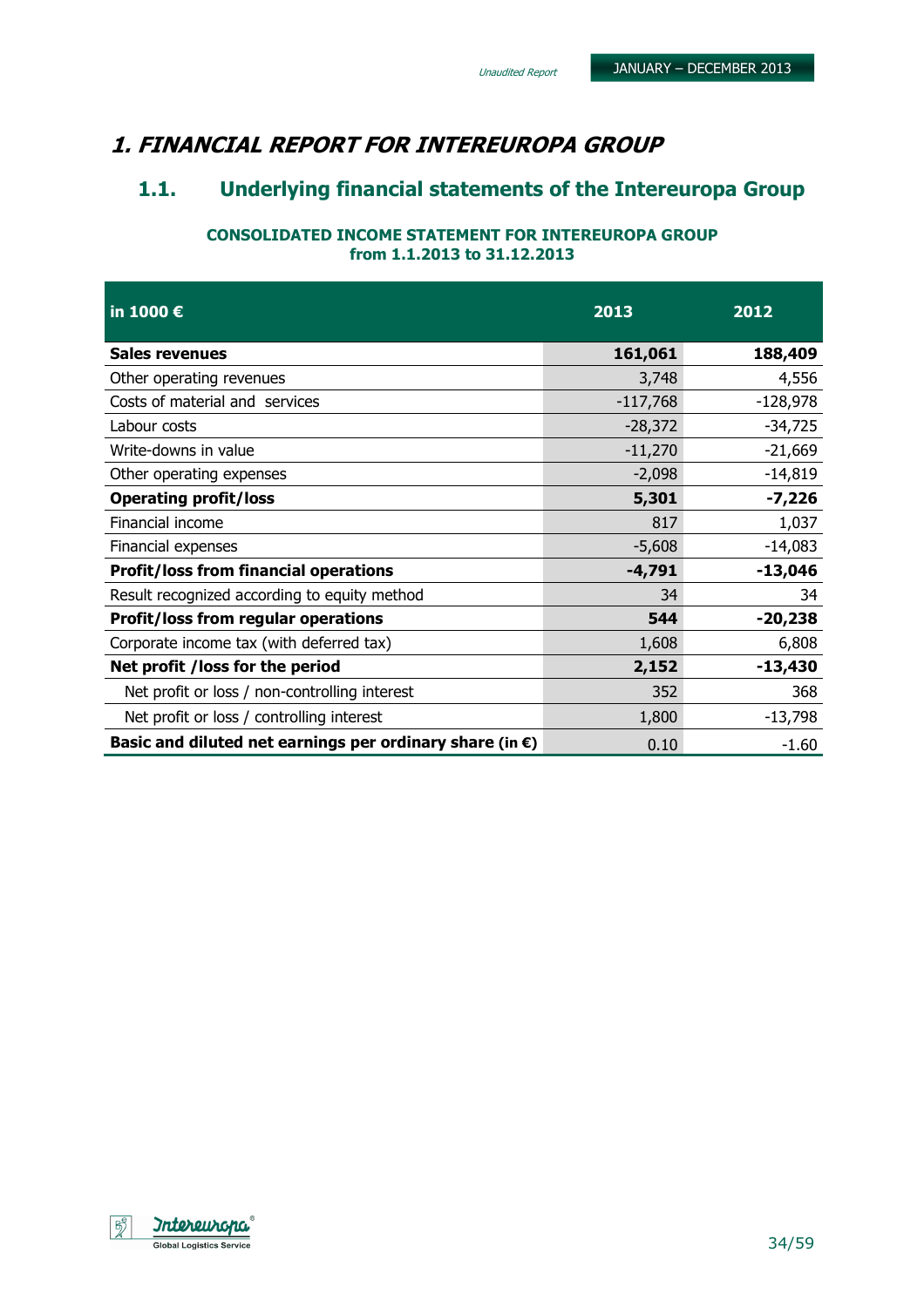# 1. FINANCIAL REPORT FOR INTEREUROPA GROUP

## 1.1. Underlying financial statements of the Intereuropa Group

**CONSOLIDATED INCOME STATEMENT FOR INTEREUROPA GROUP from 1.1.2013 to 31.12.2013**

| in 1000 € | 2013 | 2012 |
|---|---|---|
| **Sales revenues** | **161,061** | **188,409** |
| Other operating revenues | 3,748 | 4,556 |
| Costs of material and services | -117,768 | -128,978 |
| Labour costs | -28,372 | -34,725 |
| Write-downs in value | -11,270 | -21,669 |
| Other operating expenses | -2,098 | -14,819 |
| **Operating profit/loss** | **5,301** | **-7,226** |
| Financial income | 817 | 1,037 |
| Financial expenses | -5,608 | -14,083 |
| **Profit/loss from financial operations** | **-4,791** | **-13,046** |
| Result recognized according to equity method | 34 | 34 |
| **Profit/loss from regular operations** | **544** | **-20,238** |
| Corporate income tax (with deferred tax) | 1,608 | 6,808 |
| **Net profit /loss for the period** | **2,152** | **-13,430** |
| Net profit or loss / non-controlling interest | 352 | 368 |
| Net profit or loss / controlling interest | 1,800 | -13,798 |
| **Basic and diluted net earnings per ordinary share (in €)** | 0.10 | -1.60 |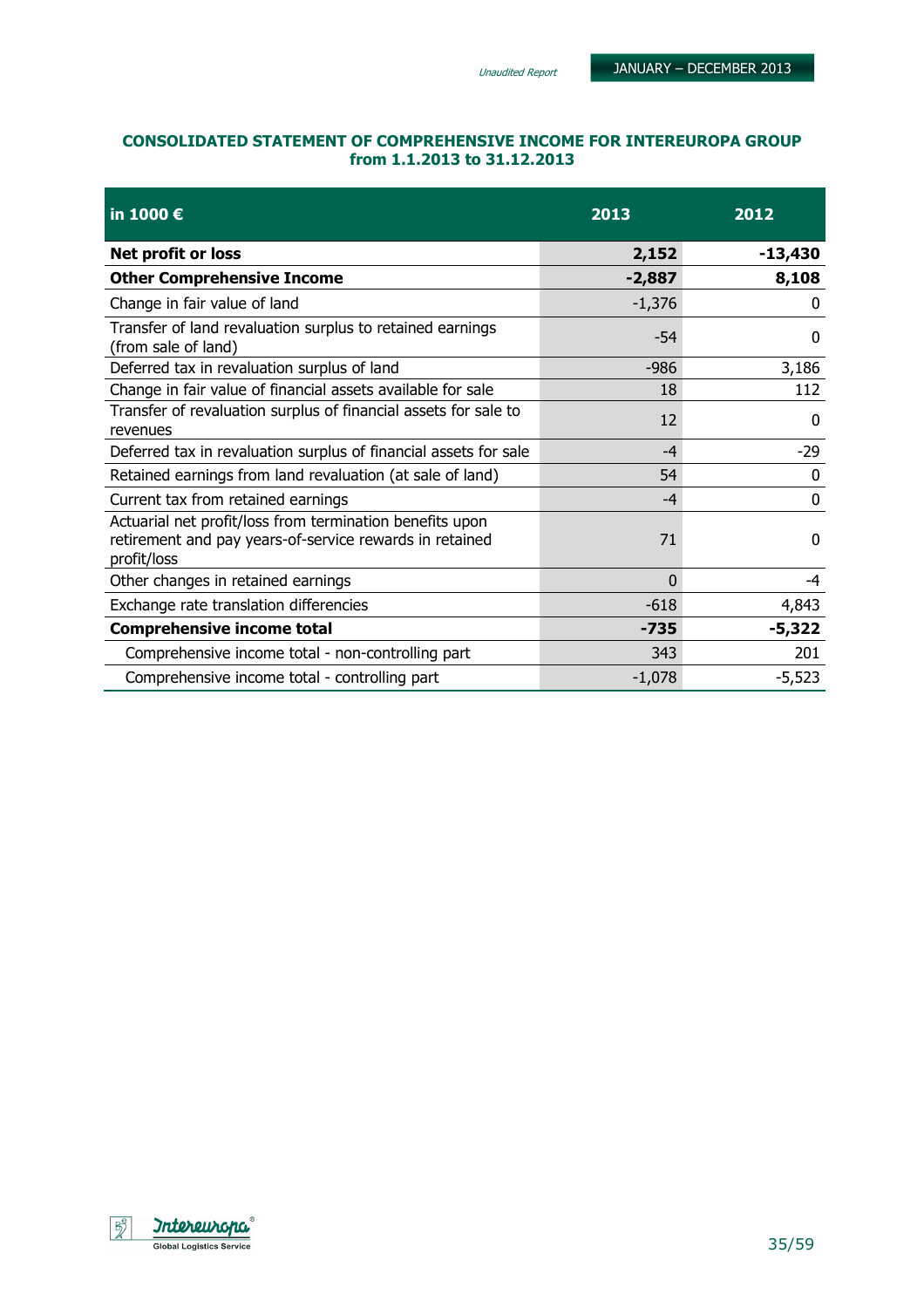## CONSOLIDATED STATEMENT OF COMPREHENSIVE INCOME FOR INTEREUROPA GROUP from 1.1.2013 to 31.12.2013

| in 1000 € | 2013 | 2012 |
|---|---|---|
| **Net profit or loss** | **2,152** | **-13,430** |
| **Other Comprehensive Income** | **-2,887** | **8,108** |
| Change in fair value of land | -1,376 | 0 |
| Transfer of land revaluation surplus to retained earnings (from sale of land) | -54 | 0 |
| Deferred tax in revaluation surplus of land | -986 | 3,186 |
| Change in fair value of financial assets available for sale | 18 | 112 |
| Transfer of revaluation surplus of financial assets for sale to revenues | 12 | 0 |
| Deferred tax in revaluation surplus of financial assets for sale | -4 | -29 |
| Retained earnings from land revaluation (at sale of land) | 54 | 0 |
| Current tax from retained earnings | -4 | 0 |
| Actuarial net profit/loss from termination benefits upon retirement and pay years-of-service rewards in retained profit/loss | 71 | 0 |
| Other changes in retained earnings | 0 | -4 |
| Exchange rate translation differencies | -618 | 4,843 |
| **Comprehensive income total** | **-735** | **-5,322** |
| Comprehensive income total - non-controlling part | 343 | 201 |
| Comprehensive income total - controlling part | -1,078 | -5,523 |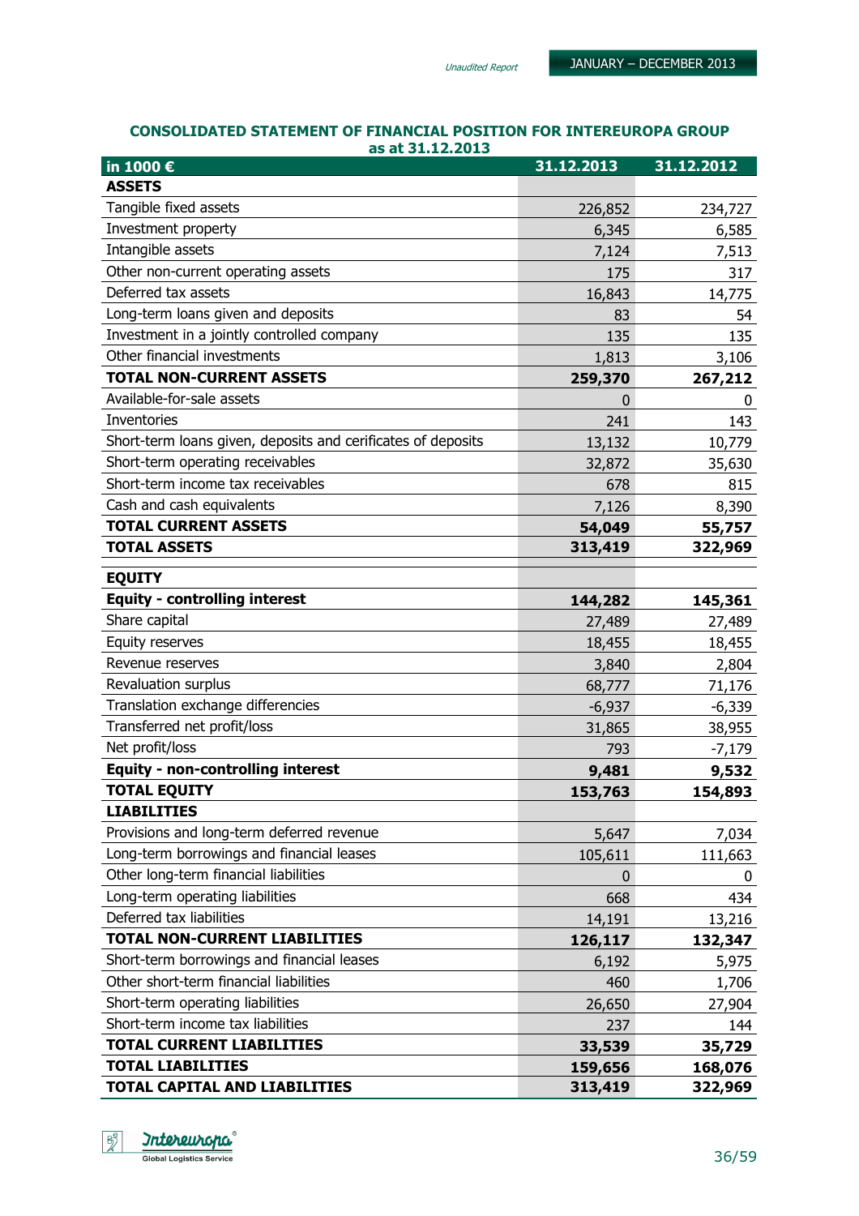## CONSOLIDATED STATEMENT OF FINANCIAL POSITION FOR INTEREUROPA GROUP as at 31.12.2013

| in 1000 € | 31.12.2013 | 31.12.2012 |
|---|---|---|
| **ASSETS** | | |
| Tangible fixed assets | 226,852 | 234,727 |
| Investment property | 6,345 | 6,585 |
| Intangible assets | 7,124 | 7,513 |
| Other non-current operating assets | 175 | 317 |
| Deferred tax assets | 16,843 | 14,775 |
| Long-term loans given and deposits | 83 | 54 |
| Investment in a jointly controlled company | 135 | 135 |
| Other financial investments | 1,813 | 3,106 |
| **TOTAL NON-CURRENT ASSETS** | **259,370** | **267,212** |
| Available-for-sale assets | 0 | 0 |
| Inventories | 241 | 143 |
| Short-term loans given, deposits and cerificates of deposits | 13,132 | 10,779 |
| Short-term operating receivables | 32,872 | 35,630 |
| Short-term income tax receivables | 678 | 815 |
| Cash and cash equivalents | 7,126 | 8,390 |
| **TOTAL CURRENT ASSETS** | **54,049** | **55,757** |
| **TOTAL ASSETS** | **313,419** | **322,969** |
| **EQUITY** | | |
| **Equity - controlling interest** | **144,282** | **145,361** |
| Share capital | 27,489 | 27,489 |
| Equity reserves | 18,455 | 18,455 |
| Revenue reserves | 3,840 | 2,804 |
| Revaluation surplus | 68,777 | 71,176 |
| Translation exchange differencies | -6,937 | -6,339 |
| Transferred net profit/loss | 31,865 | 38,955 |
| Net profit/loss | 793 | -7,179 |
| **Equity - non-controlling interest** | **9,481** | **9,532** |
| **TOTAL EQUITY** | **153,763** | **154,893** |
| **LIABILITIES** | | |
| Provisions and long-term deferred revenue | 5,647 | 7,034 |
| Long-term borrowings and financial leases | 105,611 | 111,663 |
| Other long-term financial liabilities | 0 | 0 |
| Long-term operating liabilities | 668 | 434 |
| Deferred tax liabilities | 14,191 | 13,216 |
| **TOTAL NON-CURRENT LIABILITIES** | **126,117** | **132,347** |
| Short-term borrowings and financial leases | 6,192 | 5,975 |
| Other short-term financial liabilities | 460 | 1,706 |
| Short-term operating liabilities | 26,650 | 27,904 |
| Short-term income tax liabilities | 237 | 144 |
| **TOTAL CURRENT LIABILITIES** | **33,539** | **35,729** |
| **TOTAL LIABILITIES** | **159,656** | **168,076** |
| **TOTAL CAPITAL AND LIABILITIES** | **313,419** | **322,969** |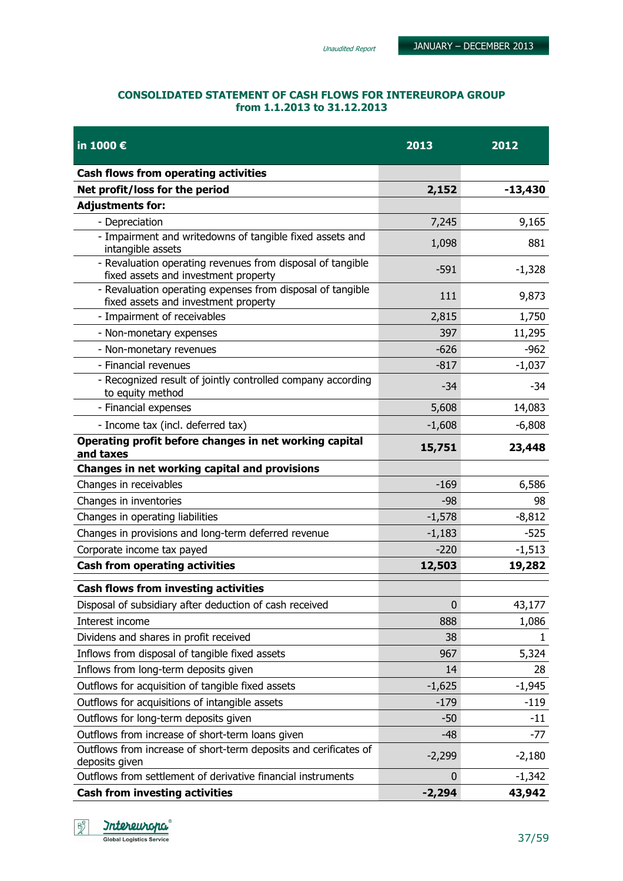## CONSOLIDATED STATEMENT OF CASH FLOWS FOR INTEREUROPA GROUP from 1.1.2013 to 31.12.2013

| in 1000 € | 2013 | 2012 |
|---|---|---|
| **Cash flows from operating activities** | | |
| **Net profit/loss for the period** | **2,152** | **-13,430** |
| **Adjustments for:** | | |
| - Depreciation | 7,245 | 9,165 |
| - Impairment and writedowns of tangible fixed assets and intangible assets | 1,098 | 881 |
| - Revaluation operating revenues from disposal of tangible fixed assets and investment property | -591 | -1,328 |
| - Revaluation operating expenses from disposal of tangible fixed assets and investment property | 111 | 9,873 |
| - Impairment of receivables | 2,815 | 1,750 |
| - Non-monetary expenses | 397 | 11,295 |
| - Non-monetary revenues | -626 | -962 |
| - Financial revenues | -817 | -1,037 |
| - Recognized result of jointly controlled company according to equity method | -34 | -34 |
| - Financial expenses | 5,608 | 14,083 |
| - Income tax (incl. deferred tax) | -1,608 | -6,808 |
| **Operating profit before changes in net working capital and taxes** | **15,751** | **23,448** |
| **Changes in net working capital and provisions** | | |
| Changes in receivables | -169 | 6,586 |
| Changes in inventories | -98 | 98 |
| Changes in operating liabilities | -1,578 | -8,812 |
| Changes in provisions and long-term deferred revenue | -1,183 | -525 |
| Corporate income tax payed | -220 | -1,513 |
| **Cash from operating activities** | **12,503** | **19,282** |
| **Cash flows from investing activities** | | |
| Disposal of subsidiary after deduction of cash received | 0 | 43,177 |
| Interest income | 888 | 1,086 |
| Dividens and shares in profit received | 38 | 1 |
| Inflows from disposal of tangible fixed assets | 967 | 5,324 |
| Inflows from long-term deposits given | 14 | 28 |
| Outflows for acquisition of tangible fixed assets | -1,625 | -1,945 |
| Outflows for acquisitions of intangible assets | -179 | -119 |
| Outflows for long-term deposits given | -50 | -11 |
| Outflows from increase of short-term loans given | -48 | -77 |
| Outflows from increase of short-term deposits and cerificates of deposits given | -2,299 | -2,180 |
| Outflows from settlement of derivative financial instruments | 0 | -1,342 |
| **Cash from investing activities** | **-2,294** | **43,942** |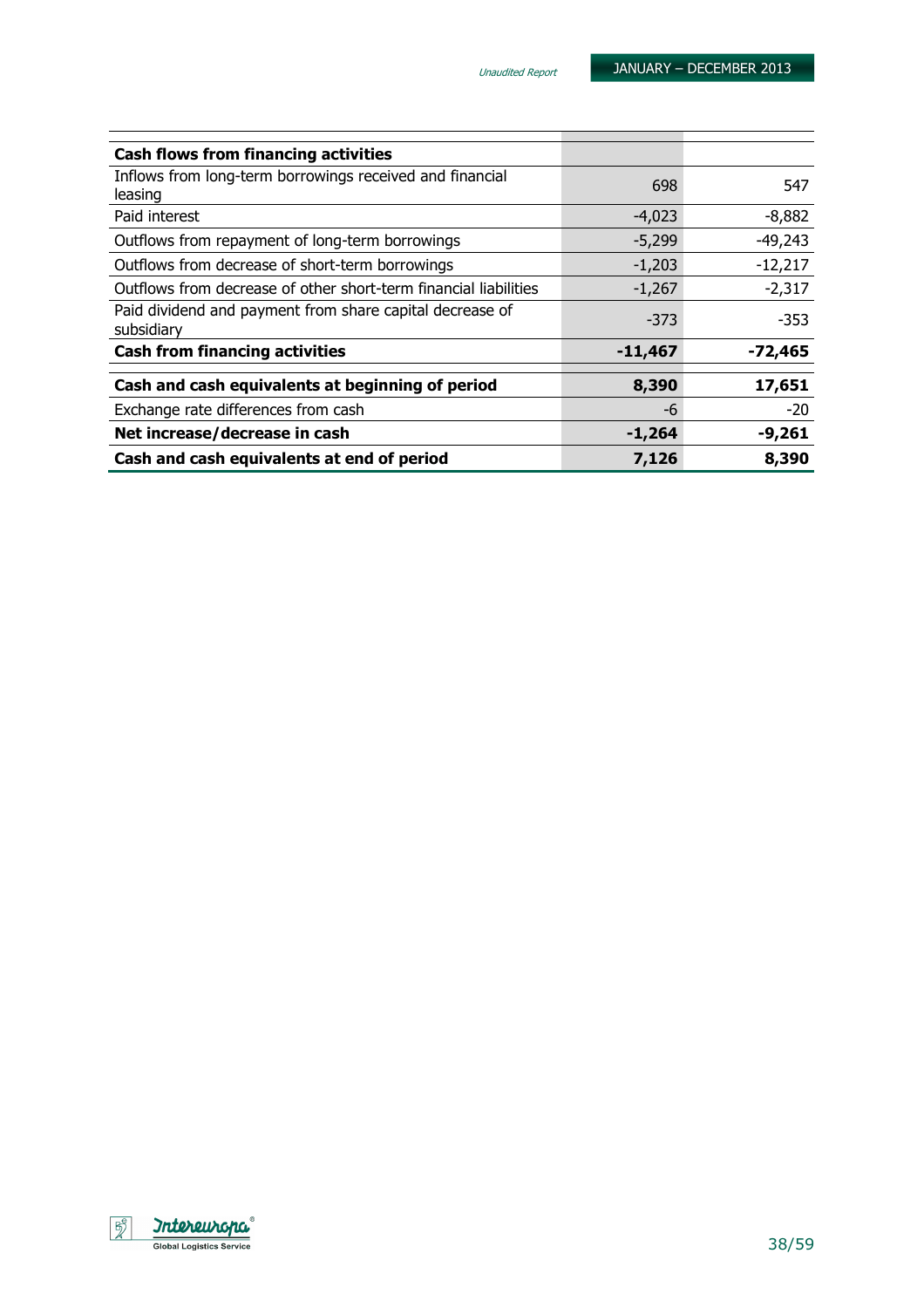| Cash flows from financing activities | | |
|---|---|---|
| Inflows from long-term borrowings received and financial leasing | 698 | 547 |
| Paid interest | -4,023 | -8,882 |
| Outflows from repayment of long-term borrowings | -5,299 | -49,243 |
| Outflows from decrease of short-term borrowings | -1,203 | -12,217 |
| Outflows from decrease of other short-term financial liabilities | -1,267 | -2,317 |
| Paid dividend and payment from share capital decrease of subsidiary | -373 | -353 |
| **Cash from financing activities** | **-11,467** | **-72,465** |
| **Cash and cash equivalents at beginning of period** | **8,390** | **17,651** |
| Exchange rate differences from cash | -6 | -20 |
| **Net increase/decrease in cash** | **-1,264** | **-9,261** |
| **Cash and cash equivalents at end of period** | **7,126** | **8,390** |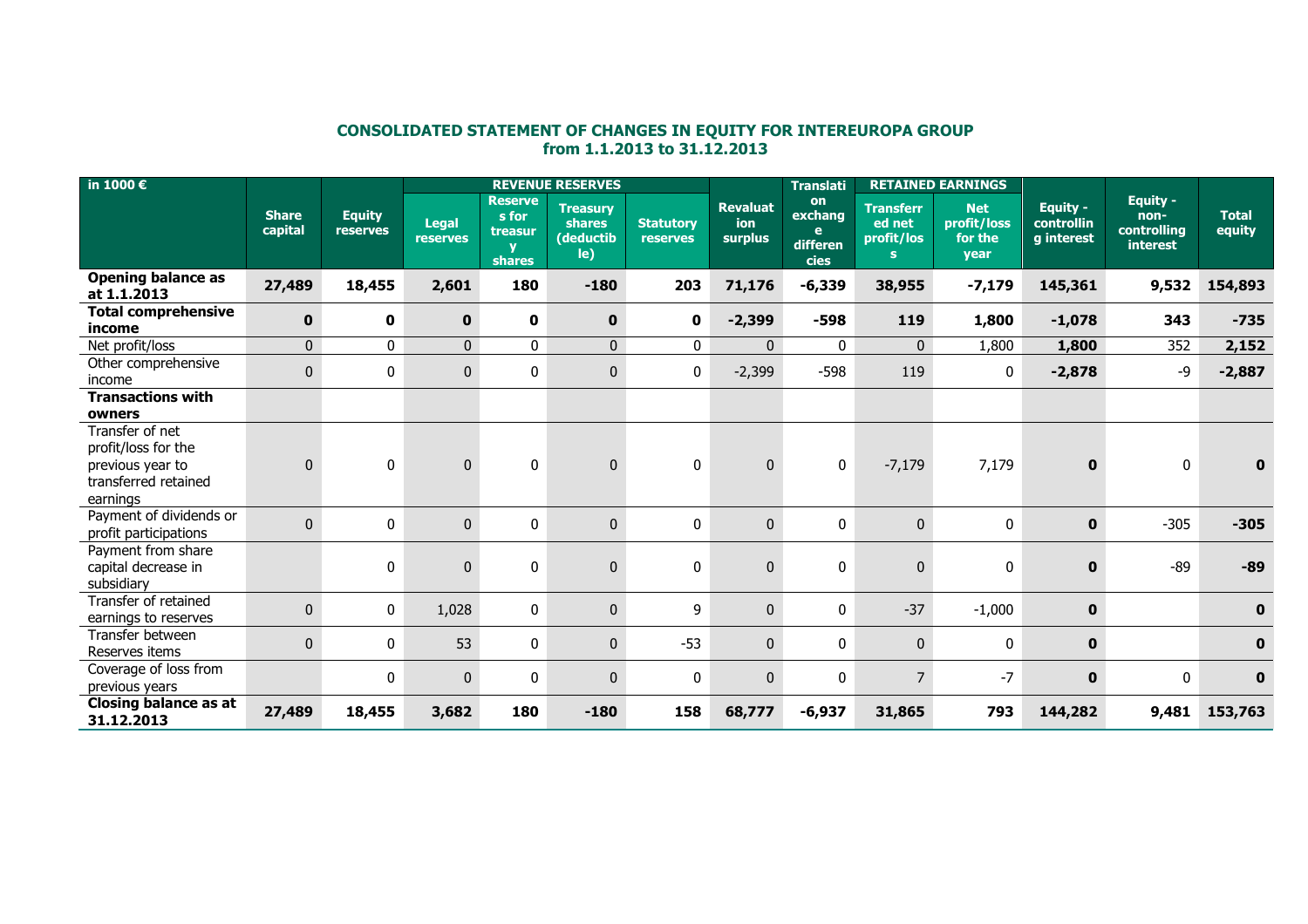# CONSOLIDATED STATEMENT OF CHANGES IN EQUITY FOR INTEREUROPA GROUP
## from 1.1.2013 to 31.12.2013

| in 1000 € | Share capital | Equity reserves | REVENUE RESERVES | | | | Revaluation surplus | Translation exchange differencies | RETAINED EARNINGS | | Equity - controlling interest | Equity - non-controlling interest | Total equity |
|---|---|---|---|---|---|---|---|---|---|---|---|---|---|
| | | | Legal reserves | Reserves for treasury shares | Treasury shares (deductible) | Statutory reserves | | | Transferred net profit/loss | Net profit/loss for the year | | | |
| **Opening balance as at 1.1.2013** | **27,489** | **18,455** | **2,601** | **180** | **-180** | **203** | **71,176** | **-6,339** | **38,955** | **-7,179** | **145,361** | **9,532** | **154,893** |
| **Total comprehensive income** | **0** | **0** | **0** | **0** | **0** | **0** | **-2,399** | **-598** | **119** | **1,800** | **-1,078** | **343** | **-735** |
| Net profit/loss | 0 | 0 | 0 | 0 | 0 | 0 | 0 | 0 | 0 | 1,800 | **1,800** | 352 | **2,152** |
| Other comprehensive income | 0 | 0 | 0 | 0 | 0 | 0 | -2,399 | -598 | 119 | 0 | **-2,878** | -9 | **-2,887** |
| **Transactions with owners** | | | | | | | | | | | | | |
| Transfer of net profit/loss for the previous year to transferred retained earnings | 0 | 0 | 0 | 0 | 0 | 0 | 0 | 0 | -7,179 | 7,179 | **0** | 0 | **0** |
| Payment of dividends or profit participations | 0 | 0 | 0 | 0 | 0 | 0 | 0 | 0 | 0 | 0 | **0** | -305 | **-305** |
| Payment from share capital decrease in subsidiary | | 0 | 0 | 0 | 0 | 0 | 0 | 0 | 0 | 0 | **0** | -89 | **-89** |
| Transfer of retained earnings to reserves | 0 | 0 | 1,028 | 0 | 0 | 9 | 0 | 0 | -37 | -1,000 | **0** | | **0** |
| Transfer between Reserves items | 0 | 0 | 53 | 0 | 0 | -53 | 0 | 0 | 0 | 0 | **0** | | **0** |
| Coverage of loss from previous years | | 0 | 0 | 0 | 0 | 0 | 0 | 0 | 7 | -7 | **0** | 0 | **0** |
| **Closing balance as at 31.12.2013** | **27,489** | **18,455** | **3,682** | **180** | **-180** | **158** | **68,777** | **-6,937** | **31,865** | **793** | **144,282** | **9,481** | **153,763** |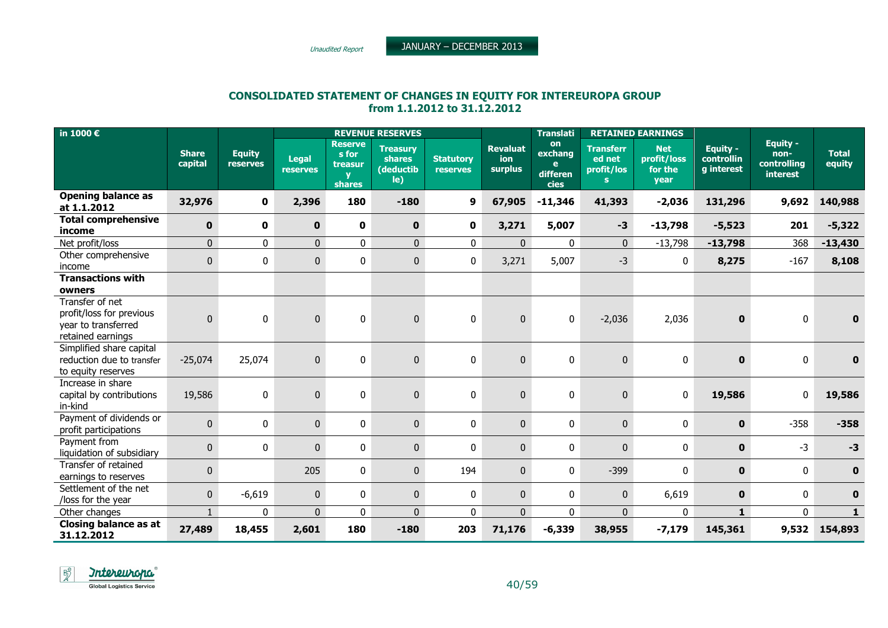## CONSOLIDATED STATEMENT OF CHANGES IN EQUITY FOR INTEREUROPA GROUP from 1.1.2012 to 31.12.2012

| in 1000 € | Share capital | Equity reserves | REVENUE RESERVES | | | | Revaluation surplus | Translation exchange differences | RETAINED EARNINGS | | Equity - controlling interest | Equity - non-controlling interest | Total equity |
|---|---|---|---|---|---|---|---|---|---|---|---|---|---|
| | | | Legal reserves | Reserves for treasury shares | Treasury shares (deductible) | Statutory reserves | | | Transferred net profit/loss | Net profit/loss for the year | | | |
| **Opening balance as at 1.1.2012** | **32,976** | **0** | **2,396** | **180** | **-180** | **9** | **67,905** | **-11,346** | **41,393** | **-2,036** | **131,296** | **9,692** | **140,988** |
| **Total comprehensive income** | **0** | **0** | **0** | **0** | **0** | **0** | **3,271** | **5,007** | **-3** | **-13,798** | **-5,523** | **201** | **-5,322** |
| Net profit/loss | 0 | 0 | 0 | 0 | 0 | 0 | 0 | 0 | 0 | -13,798 | **-13,798** | 368 | **-13,430** |
| Other comprehensive income | 0 | 0 | 0 | 0 | 0 | 0 | 3,271 | 5,007 | -3 | 0 | **8,275** | -167 | **8,108** |
| **Transactions with owners** | | | | | | | | | | | | | |
| Transfer of net profit/loss for previous year to transferred retained earnings | 0 | 0 | 0 | 0 | 0 | 0 | 0 | 0 | -2,036 | 2,036 | **0** | 0 | **0** |
| Simplified share capital reduction due to transfer to equity reserves | -25,074 | 25,074 | 0 | 0 | 0 | 0 | 0 | 0 | 0 | 0 | **0** | 0 | **0** |
| Increase in share capital by contributions in-kind | 19,586 | 0 | 0 | 0 | 0 | 0 | 0 | 0 | 0 | 0 | **19,586** | 0 | **19,586** |
| Payment of dividends or profit participations | 0 | 0 | 0 | 0 | 0 | 0 | 0 | 0 | 0 | 0 | **0** | -358 | **-358** |
| Payment from liquidation of subsidiary | 0 | 0 | 0 | 0 | 0 | 0 | 0 | 0 | 0 | 0 | **0** | -3 | **-3** |
| Transfer of retained earnings to reserves | 0 | | 205 | 0 | 0 | 194 | 0 | 0 | -399 | 0 | **0** | 0 | **0** |
| Settlement of the net /loss for the year | 0 | -6,619 | 0 | 0 | 0 | 0 | 0 | 0 | 0 | 6,619 | **0** | 0 | **0** |
| Other changes | 1 | 0 | 0 | 0 | 0 | 0 | 0 | 0 | 0 | 0 | **1** | 0 | **1** |
| **Closing balance as at 31.12.2012** | **27,489** | **18,455** | **2,601** | **180** | **-180** | **203** | **71,176** | **-6,339** | **38,955** | **-7,179** | **145,361** | **9,532** | **154,893** |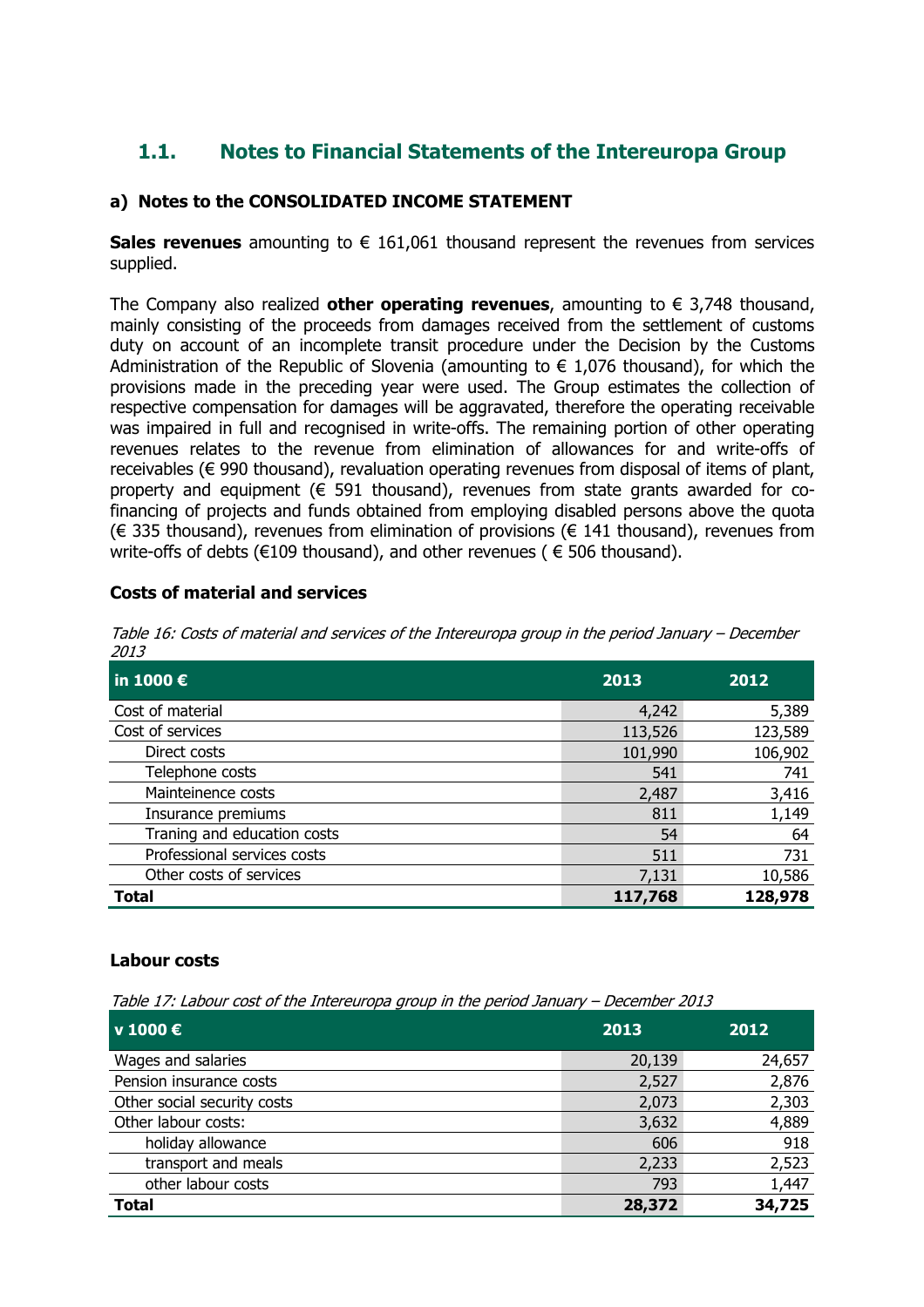## 1.1. Notes to Financial Statements of the Intereuropa Group

### a) Notes to the CONSOLIDATED INCOME STATEMENT

**Sales revenues** amounting to € 161,061 thousand represent the revenues from services supplied.

The Company also realized **other operating revenues**, amounting to € 3,748 thousand, mainly consisting of the proceeds from damages received from the settlement of customs duty on account of an incomplete transit procedure under the Decision by the Customs Administration of the Republic of Slovenia (amounting to € 1,076 thousand), for which the provisions made in the preceding year were used. The Group estimates the collection of respective compensation for damages will be aggravated, therefore the operating receivable was impaired in full and recognised in write-offs. The remaining portion of other operating revenues relates to the revenue from elimination of allowances for and write-offs of receivables (€ 990 thousand), revaluation operating revenues from disposal of items of plant, property and equipment (€ 591 thousand), revenues from state grants awarded for co-financing of projects and funds obtained from employing disabled persons above the quota (€ 335 thousand), revenues from elimination of provisions (€ 141 thousand), revenues from write-offs of debts (€109 thousand), and other revenues ( € 506 thousand).

#### Costs of material and services

*Table 16: Costs of material and services of the Intereuropa group in the period January – December 2013*

| in 1000 € | 2013 | 2012 |
|---|---|---|
| Cost of material | 4,242 | 5,389 |
| Cost of services | 113,526 | 123,589 |
| Direct costs | 101,990 | 106,902 |
| Telephone costs | 541 | 741 |
| Mainteinence costs | 2,487 | 3,416 |
| Insurance premiums | 811 | 1,149 |
| Traning and education costs | 54 | 64 |
| Professional services costs | 511 | 731 |
| Other costs of services | 7,131 | 10,586 |
| **Total** | **117,768** | **128,978** |

#### Labour costs

*Table 17: Labour cost of the Intereuropa group in the period January – December 2013*

| v 1000 € | 2013 | 2012 |
|---|---|---|
| Wages and salaries | 20,139 | 24,657 |
| Pension insurance costs | 2,527 | 2,876 |
| Other social security costs | 2,073 | 2,303 |
| Other labour costs: | 3,632 | 4,889 |
| holiday allowance | 606 | 918 |
| transport and meals | 2,233 | 2,523 |
| other labour costs | 793 | 1,447 |
| **Total** | **28,372** | **34,725** |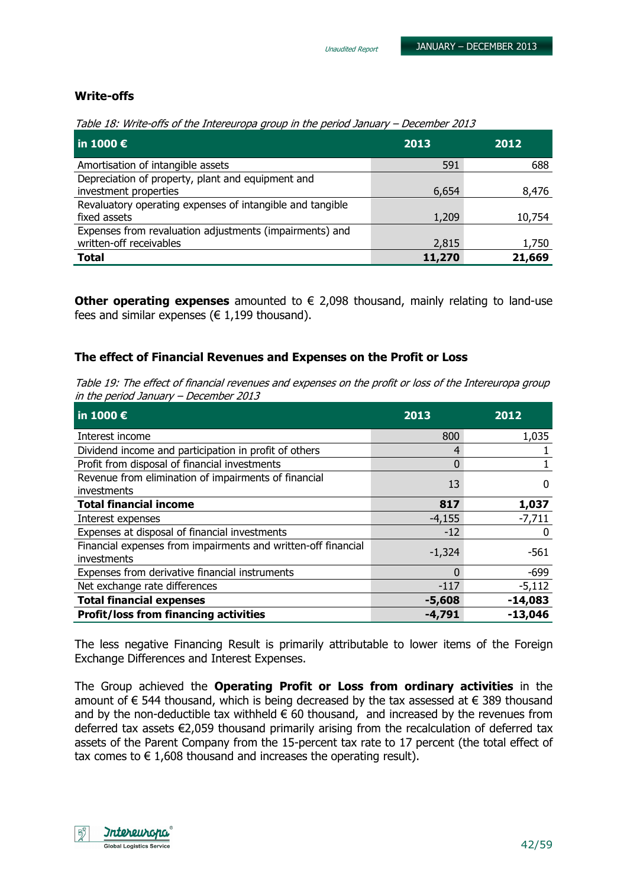### Write-offs

*Table 18: Write-offs of the Intereuropa group in the period January – December 2013*

| in 1000 € | 2013 | 2012 |
| --- | --- | --- |
| Amortisation of intangible assets | 591 | 688 |
| Depreciation of property, plant and equipment and investment properties | 6,654 | 8,476 |
| Revaluatory operating expenses of intangible and tangible fixed assets | 1,209 | 10,754 |
| Expenses from revaluation adjustments (impairments) and written-off receivables | 2,815 | 1,750 |
| **Total** | **11,270** | **21,669** |

**Other operating expenses** amounted to € 2,098 thousand, mainly relating to land-use fees and similar expenses (€ 1,199 thousand).

### The effect of Financial Revenues and Expenses on the Profit or Loss

*Table 19: The effect of financial revenues and expenses on the profit or loss of the Intereuropa group in the period January – December 2013*

| in 1000 € | 2013 | 2012 |
| --- | --- | --- |
| Interest income | 800 | 1,035 |
| Dividend income and participation in profit of others | 4 | 1 |
| Profit from disposal of financial investments | 0 | 1 |
| Revenue from elimination of impairments of financial investments | 13 | 0 |
| **Total financial income** | **817** | **1,037** |
| Interest expenses | -4,155 | -7,711 |
| Expenses at disposal of financial investments | -12 | 0 |
| Financial expenses from impairments and written-off financial investments | -1,324 | -561 |
| Expenses from derivative financial instruments | 0 | -699 |
| Net exchange rate differences | -117 | -5,112 |
| **Total financial expenses** | **-5,608** | **-14,083** |
| **Profit/loss from financing activities** | **-4,791** | **-13,046** |

The less negative Financing Result is primarily attributable to lower items of the Foreign Exchange Differences and Interest Expenses.

The Group achieved the **Operating Profit or Loss from ordinary activities** in the amount of € 544 thousand, which is being decreased by the tax assessed at € 389 thousand and by the non-deductible tax withheld € 60 thousand, and increased by the revenues from deferred tax assets €2,059 thousand primarily arising from the recalculation of deferred tax assets of the Parent Company from the 15-percent tax rate to 17 percent (the total effect of tax comes to € 1,608 thousand and increases the operating result).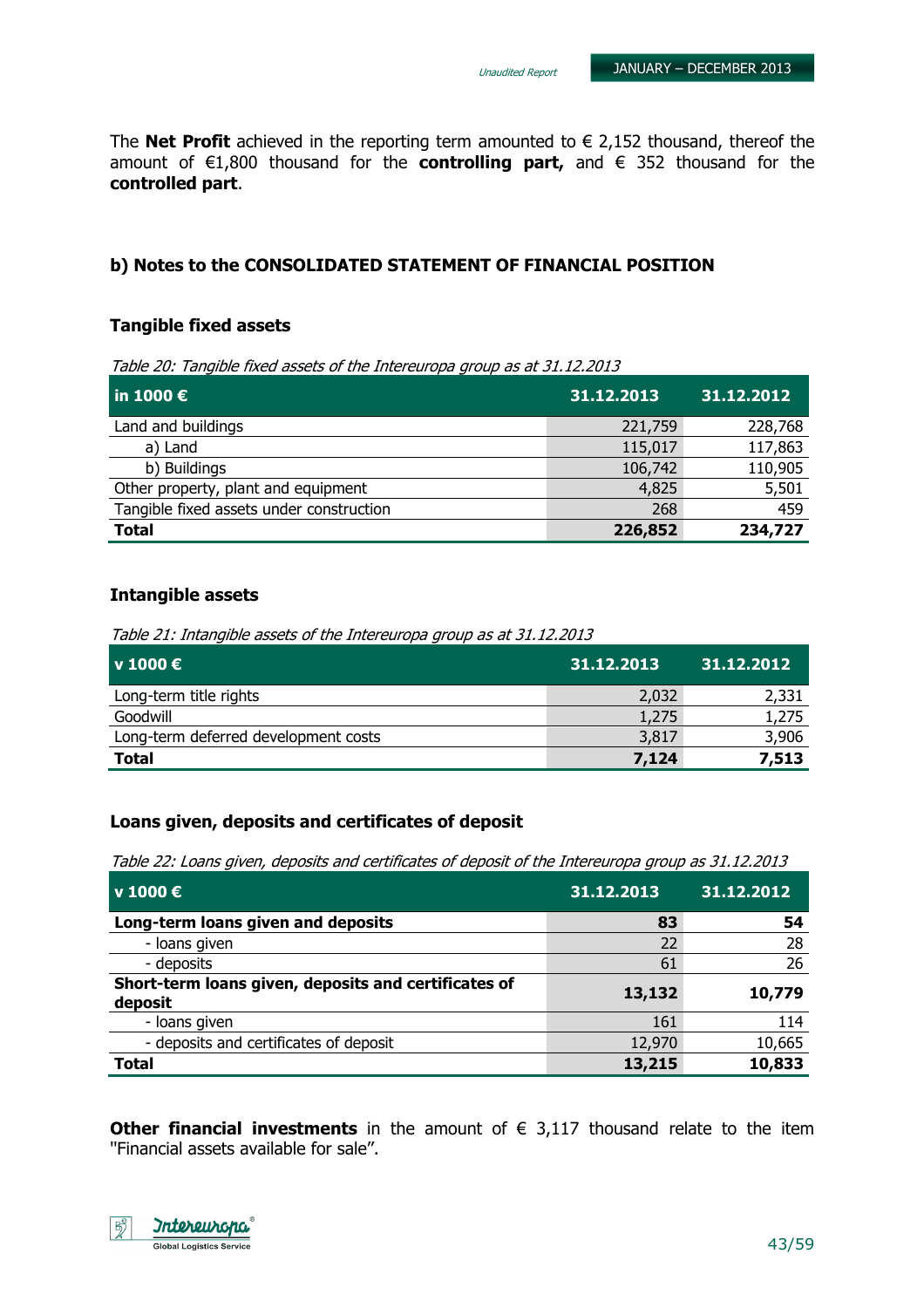The **Net Profit** achieved in the reporting term amounted to € 2,152 thousand, thereof the amount of €1,800 thousand for the **controlling part,** and € 352 thousand for the **controlled part**.

### b) Notes to the CONSOLIDATED STATEMENT OF FINANCIAL POSITION

#### Tangible fixed assets

*Table 20: Tangible fixed assets of the Intereuropa group as at 31.12.2013*

| in 1000 € | 31.12.2013 | 31.12.2012 |
|---|---|---|
| Land and buildings | 221,759 | 228,768 |
| a) Land | 115,017 | 117,863 |
| b) Buildings | 106,742 | 110,905 |
| Other property, plant and equipment | 4,825 | 5,501 |
| Tangible fixed assets under construction | 268 | 459 |
| **Total** | **226,852** | **234,727** |

#### Intangible assets

*Table 21: Intangible assets of the Intereuropa group as at 31.12.2013*

| v 1000 € | 31.12.2013 | 31.12.2012 |
|---|---|---|
| Long-term title rights | 2,032 | 2,331 |
| Goodwill | 1,275 | 1,275 |
| Long-term deferred development costs | 3,817 | 3,906 |
| **Total** | **7,124** | **7,513** |

#### Loans given, deposits and certificates of deposit

*Table 22: Loans given, deposits and certificates of deposit of the Intereuropa group as 31.12.2013*

| v 1000 € | 31.12.2013 | 31.12.2012 |
|---|---|---|
| **Long-term loans given and deposits** | **83** | **54** |
| - loans given | 22 | 28 |
| - deposits | 61 | 26 |
| **Short-term loans given, deposits and certificates of deposit** | **13,132** | **10,779** |
| - loans given | 161 | 114 |
| - deposits and certificates of deposit | 12,970 | 10,665 |
| **Total** | **13,215** | **10,833** |

**Other financial investments** in the amount of € 3,117 thousand relate to the item "Financial assets available for sale".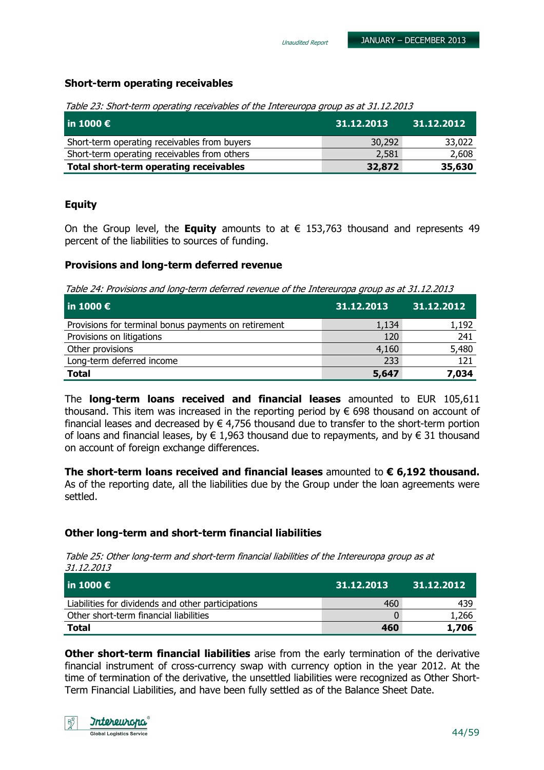## Short-term operating receivables

*Table 23: Short-term operating receivables of the Intereuropa group as at 31.12.2013*

| in 1000 € | 31.12.2013 | 31.12.2012 |
|---|---|---|
| Short-term operating receivables from buyers | 30,292 | 33,022 |
| Short-term operating receivables from others | 2,581 | 2,608 |
| **Total short-term operating receivables** | **32,872** | **35,630** |

## Equity

On the Group level, the **Equity** amounts to at € 153,763 thousand and represents 49 percent of the liabilities to sources of funding.

### Provisions and long-term deferred revenue

*Table 24: Provisions and long-term deferred revenue of the Intereuropa group as at 31.12.2013*

| in 1000 € | 31.12.2013 | 31.12.2012 |
|---|---|---|
| Provisions for terminal bonus payments on retirement | 1,134 | 1,192 |
| Provisions on litigations | 120 | 241 |
| Other provisions | 4,160 | 5,480 |
| Long-term deferred income | 233 | 121 |
| **Total** | **5,647** | **7,034** |

The **long-term loans received and financial leases** amounted to EUR 105,611 thousand. This item was increased in the reporting period by € 698 thousand on account of financial leases and decreased by € 4,756 thousand due to transfer to the short-term portion of loans and financial leases, by € 1,963 thousand due to repayments, and by € 31 thousand on account of foreign exchange differences.

**The short-term loans received and financial leases** amounted to **€ 6,192 thousand.** As of the reporting date, all the liabilities due by the Group under the loan agreements were settled.

## Other long-term and short-term financial liabilities

*Table 25: Other long-term and short-term financial liabilities of the Intereuropa group as at 31.12.2013*

| in 1000 € | 31.12.2013 | 31.12.2012 |
|---|---|---|
| Liabilities for dividends and other participations | 460 | 439 |
| Other short-term financial liabilities | 0 | 1,266 |
| **Total** | **460** | **1,706** |

**Other short-term financial liabilities** arise from the early termination of the derivative financial instrument of cross-currency swap with currency option in the year 2012. At the time of termination of the derivative, the unsettled liabilities were recognized as Other Short-Term Financial Liabilities, and have been fully settled as of the Balance Sheet Date.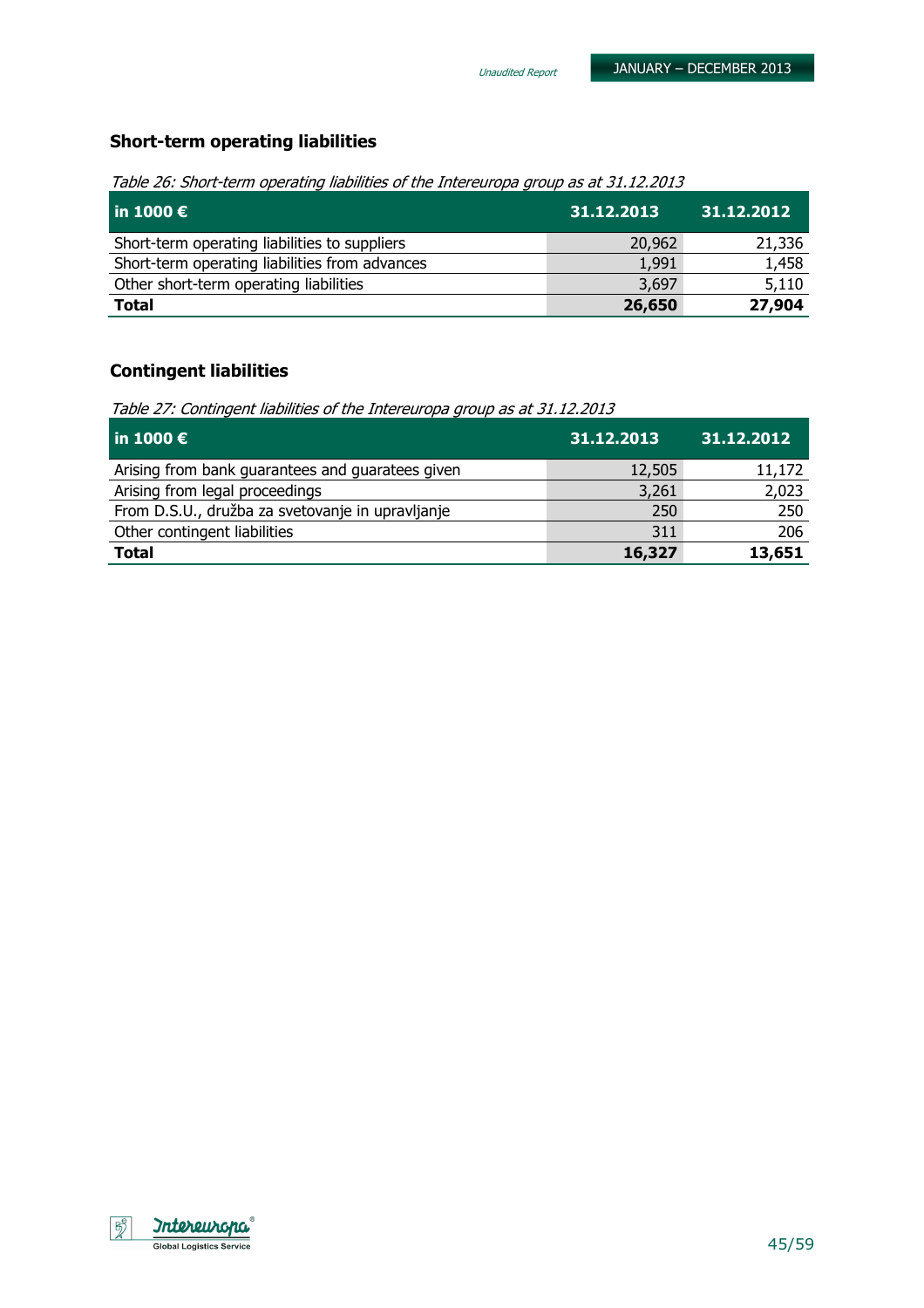## Short-term operating liabilities

*Table 26: Short-term operating liabilities of the Intereuropa group as at 31.12.2013*

| in 1000 € | 31.12.2013 | 31.12.2012 |
|---|---|---|
| Short-term operating liabilities to suppliers | 20,962 | 21,336 |
| Short-term operating liabilities from advances | 1,991 | 1,458 |
| Other short-term operating liabilities | 3,697 | 5,110 |
| **Total** | **26,650** | **27,904** |

## Contingent liabilities

*Table 27: Contingent liabilities of the Intereuropa group as at 31.12.2013*

| in 1000 € | 31.12.2013 | 31.12.2012 |
|---|---|---|
| Arising from bank guarantees and guaratees given | 12,505 | 11,172 |
| Arising from legal proceedings | 3,261 | 2,023 |
| From D.S.U., družba za svetovanje in upravljanje | 250 | 250 |
| Other contingent liabilities | 311 | 206 |
| **Total** | **16,327** | **13,651** |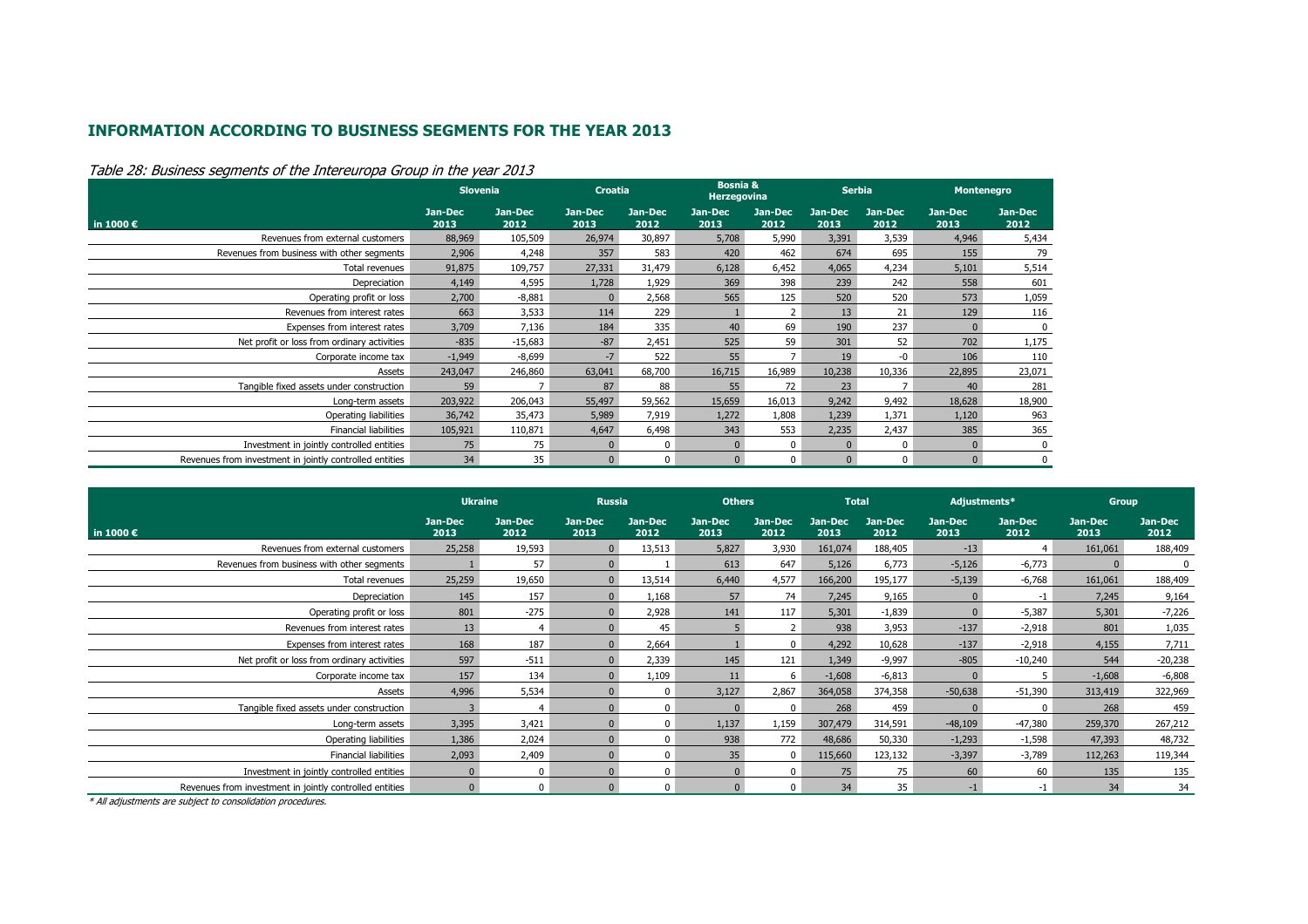## INFORMATION ACCORDING TO BUSINESS SEGMENTS FOR THE YEAR 2013

*Table 28: Business segments of the Intereuropa Group in the year 2013*

| in 1000 € | Slovenia | | Croatia | | Bosnia & Herzegovina | | Serbia | | Montenegro | |
|---|---|---|---|---|---|---|---|---|---|---|
| | Jan-Dec 2013 | Jan-Dec 2012 | Jan-Dec 2013 | Jan-Dec 2012 | Jan-Dec 2013 | Jan-Dec 2012 | Jan-Dec 2013 | Jan-Dec 2012 | Jan-Dec 2013 | Jan-Dec 2012 |
| Revenues from external customers | 88,969 | 105,509 | 26,974 | 30,897 | 5,708 | 5,990 | 3,391 | 3,539 | 4,946 | 5,434 |
| Revenues from business with other segments | 2,906 | 4,248 | 357 | 583 | 420 | 462 | 674 | 695 | 155 | 79 |
| Total revenues | 91,875 | 109,757 | 27,331 | 31,479 | 6,128 | 6,452 | 4,065 | 4,234 | 5,101 | 5,514 |
| Depreciation | 4,149 | 4,595 | 1,728 | 1,929 | 369 | 398 | 239 | 242 | 558 | 601 |
| Operating profit or loss | 2,700 | -8,881 | 0 | 2,568 | 565 | 125 | 520 | 520 | 573 | 1,059 |
| Revenues from interest rates | 663 | 3,533 | 114 | 229 | 1 | 2 | 13 | 21 | 129 | 116 |
| Expenses from interest rates | 3,709 | 7,136 | 184 | 335 | 40 | 69 | 190 | 237 | 0 | 0 |
| Net profit or loss from ordinary activities | -835 | -15,683 | -87 | 2,451 | 525 | 59 | 301 | 52 | 702 | 1,175 |
| Corporate income tax | -1,949 | -8,699 | -7 | 522 | 55 | 7 | 19 | -0 | 106 | 110 |
| Assets | 243,047 | 246,860 | 63,041 | 68,700 | 16,715 | 16,989 | 10,238 | 10,336 | 22,895 | 23,071 |
| Tangible fixed assets under construction | 59 | 7 | 87 | 88 | 55 | 72 | 23 | 7 | 40 | 281 |
| Long-term assets | 203,922 | 206,043 | 55,497 | 59,562 | 15,659 | 16,013 | 9,242 | 9,492 | 18,628 | 18,900 |
| Operating liabilities | 36,742 | 35,473 | 5,989 | 7,919 | 1,272 | 1,808 | 1,239 | 1,371 | 1,120 | 963 |
| Financial liabilities | 105,921 | 110,871 | 4,647 | 6,498 | 343 | 553 | 2,235 | 2,437 | 385 | 365 |
| Investment in jointly controlled entities | 75 | 75 | 0 | 0 | 0 | 0 | 0 | 0 | 0 | 0 |
| Revenues from investment in jointly controlled entities | 34 | 35 | 0 | 0 | 0 | 0 | 0 | 0 | 0 | 0 |

| in 1000 € | Ukraine | | Russia | | Others | | Total | | Adjustments* | | Group | |
|---|---|---|---|---|---|---|---|---|---|---|---|---|
| | Jan-Dec 2013 | Jan-Dec 2012 | Jan-Dec 2013 | Jan-Dec 2012 | Jan-Dec 2013 | Jan-Dec 2012 | Jan-Dec 2013 | Jan-Dec 2012 | Jan-Dec 2013 | Jan-Dec 2012 | Jan-Dec 2013 | Jan-Dec 2012 |
| Revenues from external customers | 25,258 | 19,593 | 0 | 13,513 | 5,827 | 3,930 | 161,074 | 188,405 | -13 | 4 | 161,061 | 188,409 |
| Revenues from business with other segments | 1 | 57 | 0 | 1 | 613 | 647 | 5,126 | 6,773 | -5,126 | -6,773 | 0 | 0 |
| Total revenues | 25,259 | 19,650 | 0 | 13,514 | 6,440 | 4,577 | 166,200 | 195,177 | -5,139 | -6,768 | 161,061 | 188,409 |
| Depreciation | 145 | 157 | 0 | 1,168 | 57 | 74 | 7,245 | 9,165 | 0 | -1 | 7,245 | 9,164 |
| Operating profit or loss | 801 | -275 | 0 | 2,928 | 141 | 117 | 5,301 | -1,839 | 0 | -5,387 | 5,301 | -7,226 |
| Revenues from interest rates | 13 | 4 | 0 | 45 | 5 | 2 | 938 | 3,953 | -137 | -2,918 | 801 | 1,035 |
| Expenses from interest rates | 168 | 187 | 0 | 2,664 | 1 | 0 | 4,292 | 10,628 | -137 | -2,918 | 4,155 | 7,711 |
| Net profit or loss from ordinary activities | 597 | -511 | 0 | 2,339 | 145 | 121 | 1,349 | -9,997 | -805 | -10,240 | 544 | -20,238 |
| Corporate income tax | 157 | 134 | 0 | 1,109 | 11 | 6 | -1,608 | -6,813 | 0 | 5 | -1,608 | -6,808 |
| Assets | 4,996 | 5,534 | 0 | 0 | 3,127 | 2,867 | 364,058 | 374,358 | -50,638 | -51,390 | 313,419 | 322,969 |
| Tangible fixed assets under construction | 3 | 4 | 0 | 0 | 0 | 0 | 268 | 459 | 0 | 0 | 268 | 459 |
| Long-term assets | 3,395 | 3,421 | 0 | 0 | 1,137 | 1,159 | 307,479 | 314,591 | -48,109 | -47,380 | 259,370 | 267,212 |
| Operating liabilities | 1,386 | 2,024 | 0 | 0 | 938 | 772 | 48,686 | 50,330 | -1,293 | -1,598 | 47,393 | 48,732 |
| Financial liabilities | 2,093 | 2,409 | 0 | 0 | 35 | 0 | 115,660 | 123,132 | -3,397 | -3,789 | 112,263 | 119,344 |
| Investment in jointly controlled entities | 0 | 0 | 0 | 0 | 0 | 0 | 75 | 75 | 60 | 60 | 135 | 135 |
| Revenues from investment in jointly controlled entities | 0 | 0 | 0 | 0 | 0 | 0 | 34 | 35 | -1 | -1 | 34 | 34 |

*\* All adjustments are subject to consolidation procedures.*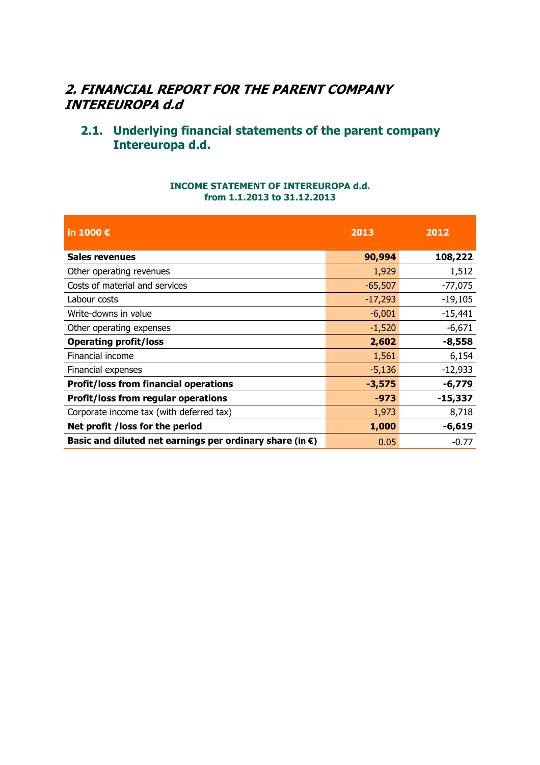## *2. FINANCIAL REPORT FOR THE PARENT COMPANY INTEREUROPA d.d*

### 2.1. Underlying financial statements of the parent company Intereuropa d.d.

**INCOME STATEMENT OF INTEREUROPA d.d.**
**from 1.1.2013 to 31.12.2013**

| in 1000 € | 2013 | 2012 |
|---|---|---|
| **Sales revenues** | **90,994** | **108,222** |
| Other operating revenues | 1,929 | 1,512 |
| Costs of material and services | -65,507 | -77,075 |
| Labour costs | -17,293 | -19,105 |
| Write-downs in value | -6,001 | -15,441 |
| Other operating expenses | -1,520 | -6,671 |
| **Operating profit/loss** | **2,602** | **-8,558** |
| Financial income | 1,561 | 6,154 |
| Financial expenses | -5,136 | -12,933 |
| **Profit/loss from financial operations** | **-3,575** | **-6,779** |
| **Profit/loss from regular operations** | **-973** | **-15,337** |
| Corporate income tax (with deferred tax) | 1,973 | 8,718 |
| **Net profit /loss for the period** | **1,000** | **-6,619** |
| **Basic and diluted net earnings per ordinary share (in €)** | 0.05 | -0.77 |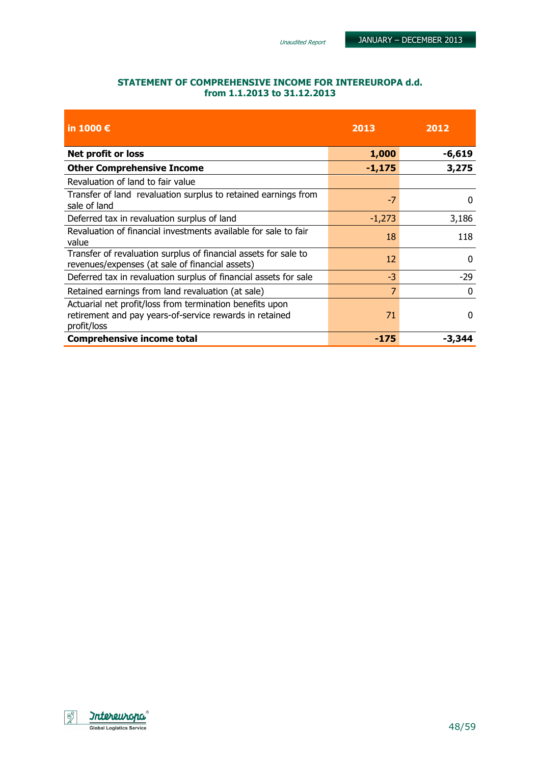## STATEMENT OF COMPREHENSIVE INCOME FOR INTEREUROPA d.d. from 1.1.2013 to 31.12.2013

| in 1000 € | 2013 | 2012 |
|---|---|---|
| **Net profit or loss** | **1,000** | **-6,619** |
| **Other Comprehensive Income** | **-1,175** | **3,275** |
| Revaluation of land to fair value | | |
| Transfer of land revaluation surplus to retained earnings from sale of land | -7 | 0 |
| Deferred tax in revaluation surplus of land | -1,273 | 3,186 |
| Revaluation of financial investments available for sale to fair value | 18 | 118 |
| Transfer of revaluation surplus of financial assets for sale to revenues/expenses (at sale of financial assets) | 12 | 0 |
| Deferred tax in revaluation surplus of financial assets for sale | -3 | -29 |
| Retained earnings from land revaluation (at sale) | 7 | 0 |
| Actuarial net profit/loss from termination benefits upon retirement and pay years-of-service rewards in retained profit/loss | 71 | 0 |
| **Comprehensive income total** | **-175** | **-3,344** |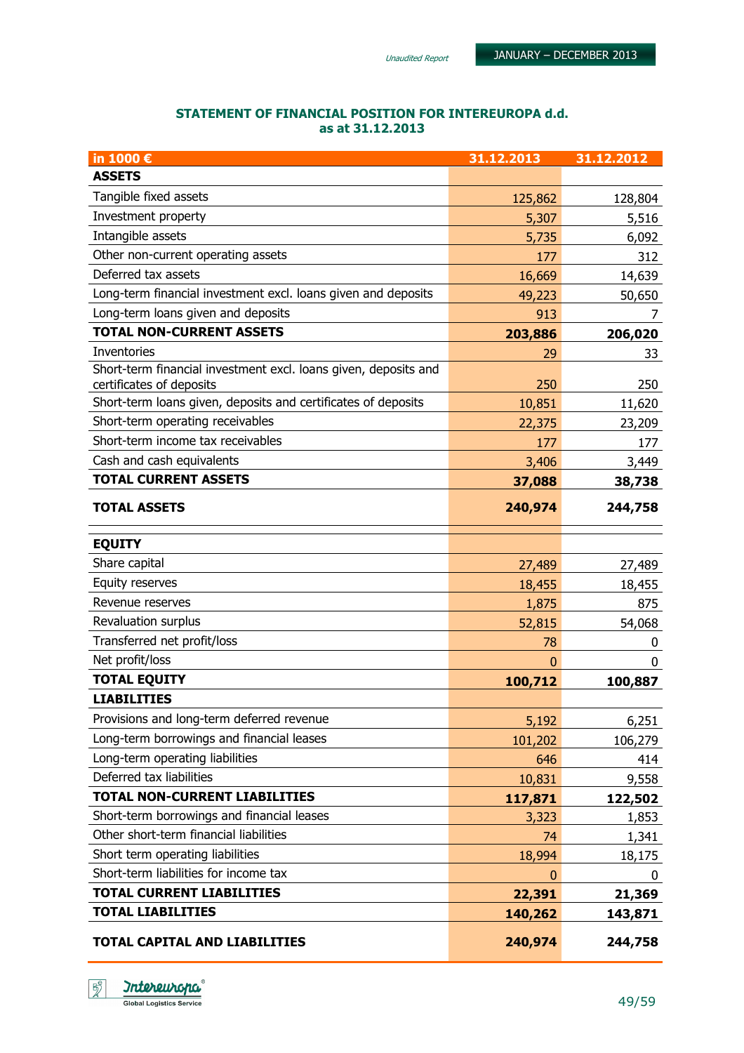### STATEMENT OF FINANCIAL POSITION FOR INTEREUROPA d.d. as at 31.12.2013

| in 1000 € | 31.12.2013 | 31.12.2012 |
|---|---|---|
| **ASSETS** | | |
| Tangible fixed assets | 125,862 | 128,804 |
| Investment property | 5,307 | 5,516 |
| Intangible assets | 5,735 | 6,092 |
| Other non-current operating assets | 177 | 312 |
| Deferred tax assets | 16,669 | 14,639 |
| Long-term financial investment excl. loans given and deposits | 49,223 | 50,650 |
| Long-term loans given and deposits | 913 | 7 |
| **TOTAL NON-CURRENT ASSETS** | **203,886** | **206,020** |
| Inventories | 29 | 33 |
| Short-term financial investment excl. loans given, deposits and certificates of deposits | 250 | 250 |
| Short-term loans given, deposits and certificates of deposits | 10,851 | 11,620 |
| Short-term operating receivables | 22,375 | 23,209 |
| Short-term income tax receivables | 177 | 177 |
| Cash and cash equivalents | 3,406 | 3,449 |
| **TOTAL CURRENT ASSETS** | **37,088** | **38,738** |
| **TOTAL ASSETS** | **240,974** | **244,758** |
| **EQUITY** | | |
| Share capital | 27,489 | 27,489 |
| Equity reserves | 18,455 | 18,455 |
| Revenue reserves | 1,875 | 875 |
| Revaluation surplus | 52,815 | 54,068 |
| Transferred net profit/loss | 78 | 0 |
| Net profit/loss | 0 | 0 |
| **TOTAL EQUITY** | **100,712** | **100,887** |
| **LIABILITIES** | | |
| Provisions and long-term deferred revenue | 5,192 | 6,251 |
| Long-term borrowings and financial leases | 101,202 | 106,279 |
| Long-term operating liabilities | 646 | 414 |
| Deferred tax liabilities | 10,831 | 9,558 |
| **TOTAL NON-CURRENT LIABILITIES** | **117,871** | **122,502** |
| Short-term borrowings and financial leases | 3,323 | 1,853 |
| Other short-term financial liabilities | 74 | 1,341 |
| Short term operating liabilities | 18,994 | 18,175 |
| Short-term liabilities for income tax | 0 | 0 |
| **TOTAL CURRENT LIABILITIES** | **22,391** | **21,369** |
| **TOTAL LIABILITIES** | **140,262** | **143,871** |
| **TOTAL CAPITAL AND LIABILITIES** | **240,974** | **244,758** |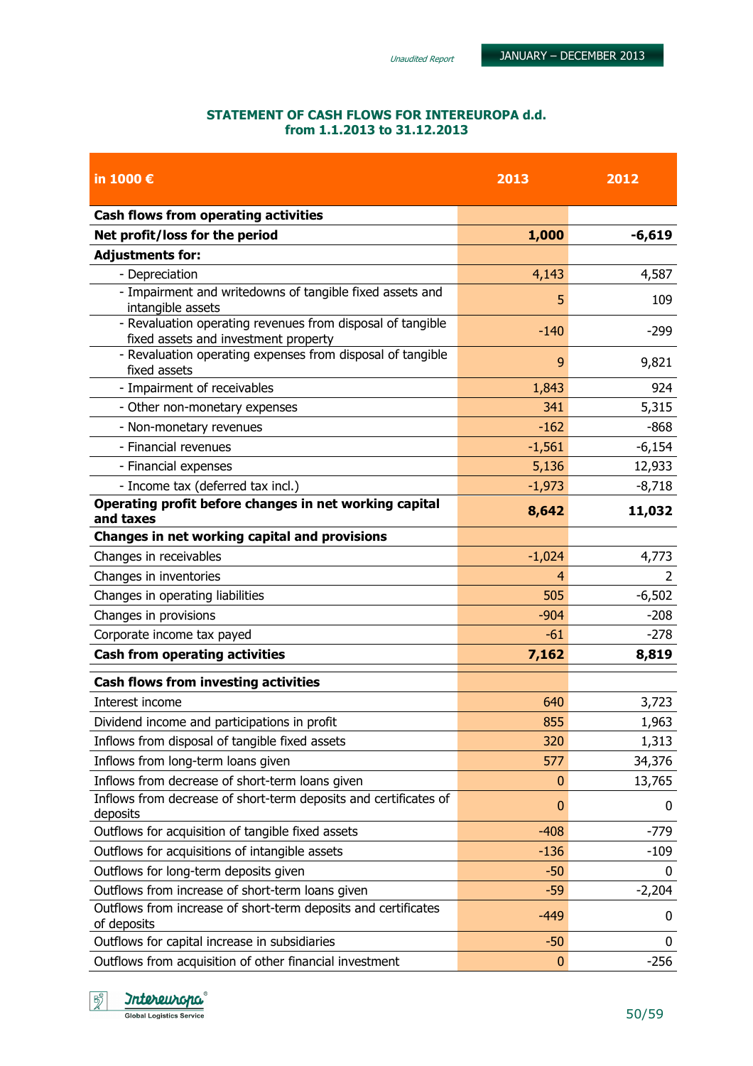## STATEMENT OF CASH FLOWS FOR INTEREUROPA d.d.
## from 1.1.2013 to 31.12.2013

| in 1000 € | 2013 | 2012 |
|---|---|---|
| **Cash flows from operating activities** | | |
| **Net profit/loss for the period** | **1,000** | **-6,619** |
| **Adjustments for:** | | |
| - Depreciation | 4,143 | 4,587 |
| - Impairment and writedowns of tangible fixed assets and intangible assets | 5 | 109 |
| - Revaluation operating revenues from disposal of tangible fixed assets and investment property | -140 | -299 |
| - Revaluation operating expenses from disposal of tangible fixed assets | 9 | 9,821 |
| - Impairment of receivables | 1,843 | 924 |
| - Other non-monetary expenses | 341 | 5,315 |
| - Non-monetary revenues | -162 | -868 |
| - Financial revenues | -1,561 | -6,154 |
| - Financial expenses | 5,136 | 12,933 |
| - Income tax (deferred tax incl.) | -1,973 | -8,718 |
| **Operating profit before changes in net working capital and taxes** | **8,642** | **11,032** |
| **Changes in net working capital and provisions** | | |
| Changes in receivables | -1,024 | 4,773 |
| Changes in inventories | 4 | 2 |
| Changes in operating liabilities | 505 | -6,502 |
| Changes in provisions | -904 | -208 |
| Corporate income tax payed | -61 | -278 |
| **Cash from operating activities** | **7,162** | **8,819** |
| **Cash flows from investing activities** | | |
| Interest income | 640 | 3,723 |
| Dividend income and participations in profit | 855 | 1,963 |
| Inflows from disposal of tangible fixed assets | 320 | 1,313 |
| Inflows from long-term loans given | 577 | 34,376 |
| Inflows from decrease of short-term loans given | 0 | 13,765 |
| Inflows from decrease of short-term deposits and certificates of deposits | 0 | 0 |
| Outflows for acquisition of tangible fixed assets | -408 | -779 |
| Outflows for acquisitions of intangible assets | -136 | -109 |
| Outflows for long-term deposits given | -50 | 0 |
| Outflows from increase of short-term loans given | -59 | -2,204 |
| Outflows from increase of short-term deposits and certificates of deposits | -449 | 0 |
| Outflows for capital increase in subsidiaries | -50 | 0 |
| Outflows from acquisition of other financial investment | 0 | -256 |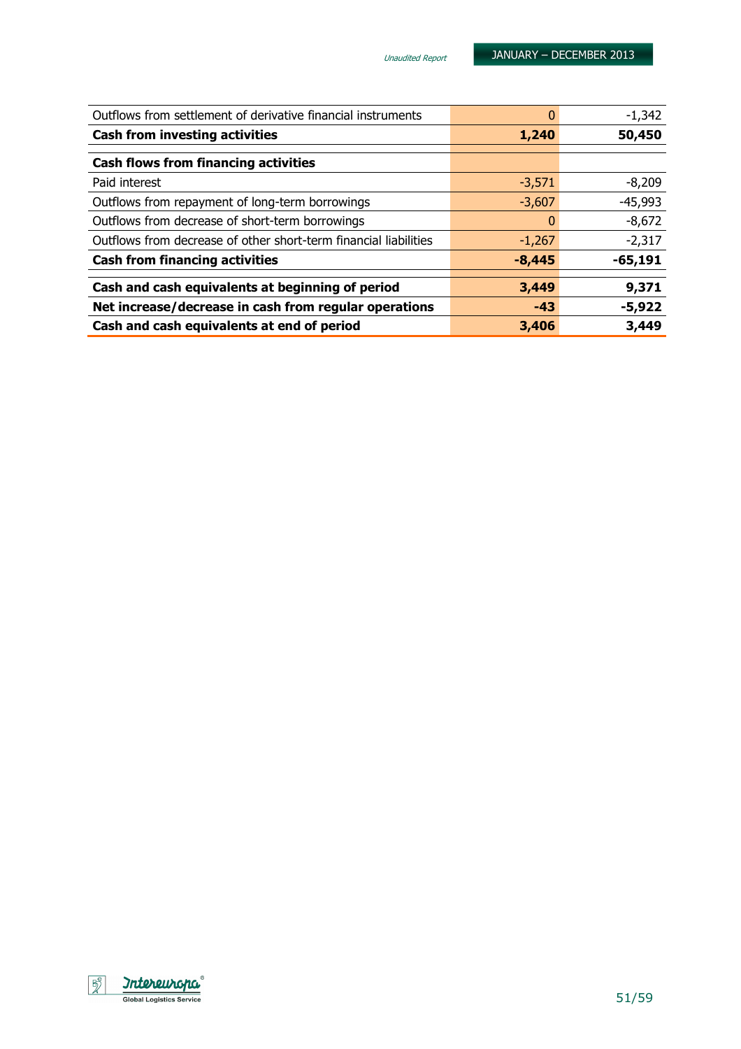| | | |
|---|---|---|
| Outflows from settlement of derivative financial instruments | 0 | -1,342 |
| **Cash from investing activities** | **1,240** | **50,450** |
| **Cash flows from financing activities** | | |
| Paid interest | -3,571 | -8,209 |
| Outflows from repayment of long-term borrowings | -3,607 | -45,993 |
| Outflows from decrease of short-term borrowings | 0 | -8,672 |
| Outflows from decrease of other short-term financial liabilities | -1,267 | -2,317 |
| **Cash from financing activities** | **-8,445** | **-65,191** |
| **Cash and cash equivalents at beginning of period** | **3,449** | **9,371** |
| **Net increase/decrease in cash from regular operations** | **-43** | **-5,922** |
| **Cash and cash equivalents at end of period** | **3,406** | **3,449** |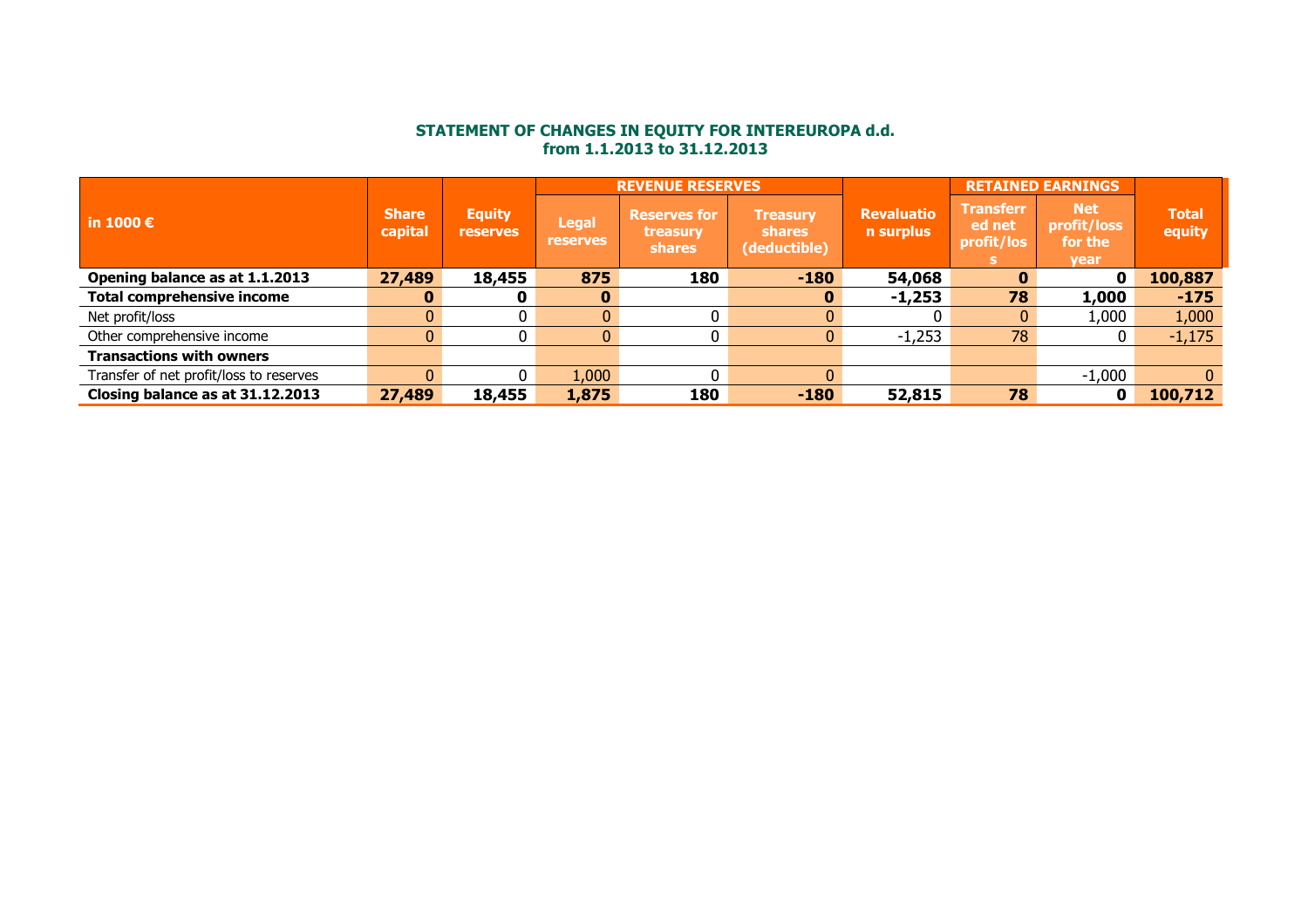# STATEMENT OF CHANGES IN EQUITY FOR INTEREUROPA d.d.
## from 1.1.2013 to 31.12.2013

| in 1000 € | Share capital | Equity reserves | REVENUE RESERVES | | | Revaluation surplus | RETAINED EARNINGS | | Total equity |
|---|---|---|---|---|---|---|---|---|---|
| | | | Legal reserves | Reserves for treasury shares | Treasury shares (deductible) | | Transferred net profit/loss | Net profit/loss for the year | |
| **Opening balance as at 1.1.2013** | **27,489** | **18,455** | **875** | **180** | **-180** | **54,068** | **0** | **0** | **100,887** |
| **Total comprehensive income** | **0** | **0** | **0** | | **0** | **-1,253** | **78** | **1,000** | **-175** |
| Net profit/loss | 0 | 0 | 0 | 0 | 0 | 0 | 0 | 1,000 | 1,000 |
| Other comprehensive income | 0 | 0 | 0 | 0 | 0 | -1,253 | 78 | 0 | -1,175 |
| **Transactions with owners** | | | | | | | | | |
| Transfer of net profit/loss to reserves | 0 | 0 | 1,000 | 0 | 0 | | | -1,000 | 0 |
| **Closing balance as at 31.12.2013** | **27,489** | **18,455** | **1,875** | **180** | **-180** | **52,815** | **78** | **0** | **100,712** |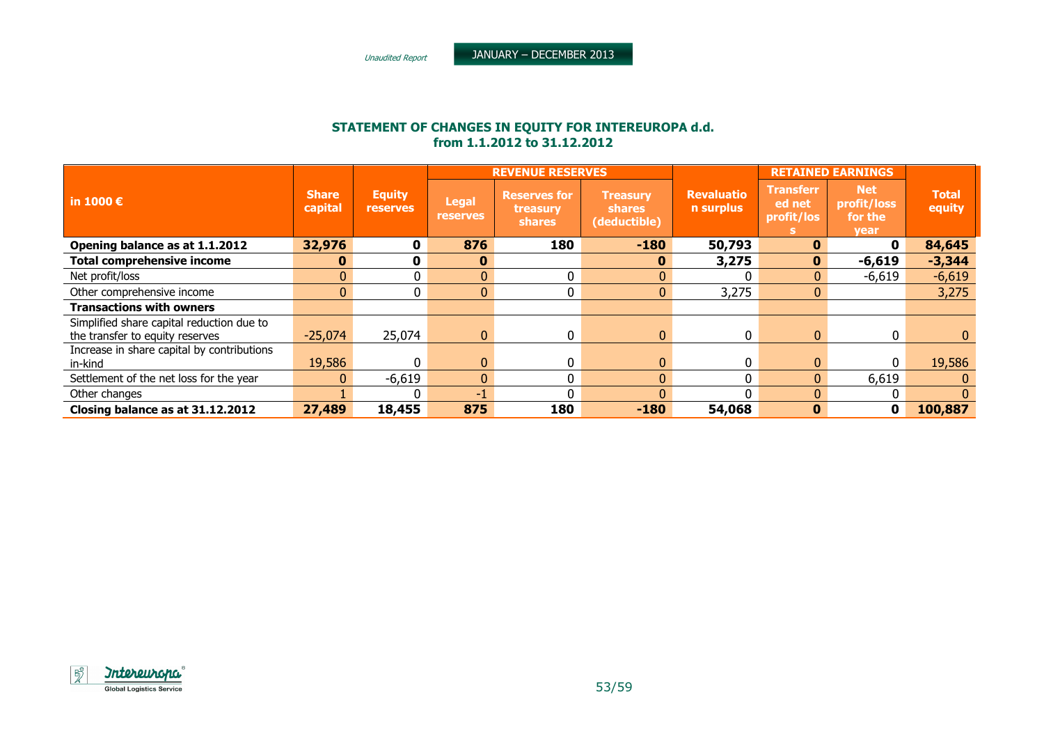## STATEMENT OF CHANGES IN EQUITY FOR INTEREUROPA d.d.
## from 1.1.2012 to 31.12.2012

| in 1000 € | Share capital | Equity reserves | REVENUE RESERVES | | | Revaluation surplus | RETAINED EARNINGS | | Total equity |
|---|---|---|---|---|---|---|---|---|---|
| | | | Legal reserves | Reserves for treasury shares | Treasury shares (deductible) | | Transferred net profit/loss | Net profit/loss for the year | |
| **Opening balance as at 1.1.2012** | **32,976** | **0** | **876** | **180** | **-180** | **50,793** | **0** | **0** | **84,645** |
| **Total comprehensive income** | **0** | **0** | **0** | | **0** | **3,275** | **0** | **-6,619** | **-3,344** |
| Net profit/loss | 0 | 0 | 0 | 0 | 0 | 0 | 0 | -6,619 | -6,619 |
| Other comprehensive income | 0 | 0 | 0 | 0 | 0 | 3,275 | 0 | | 3,275 |
| **Transactions with owners** | | | | | | | | | |
| Simplified share capital reduction due to the transfer to equity reserves | -25,074 | 25,074 | 0 | 0 | 0 | 0 | 0 | 0 | 0 |
| Increase in share capital by contributions in-kind | 19,586 | 0 | 0 | 0 | 0 | 0 | 0 | 0 | 19,586 |
| Settlement of the net loss for the year | 0 | -6,619 | 0 | 0 | 0 | 0 | 0 | 6,619 | 0 |
| Other changes | 1 | 0 | -1 | 0 | 0 | 0 | 0 | 0 | 0 |
| **Closing balance as at 31.12.2012** | **27,489** | **18,455** | **875** | **180** | **-180** | **54,068** | **0** | **0** | **100,887** |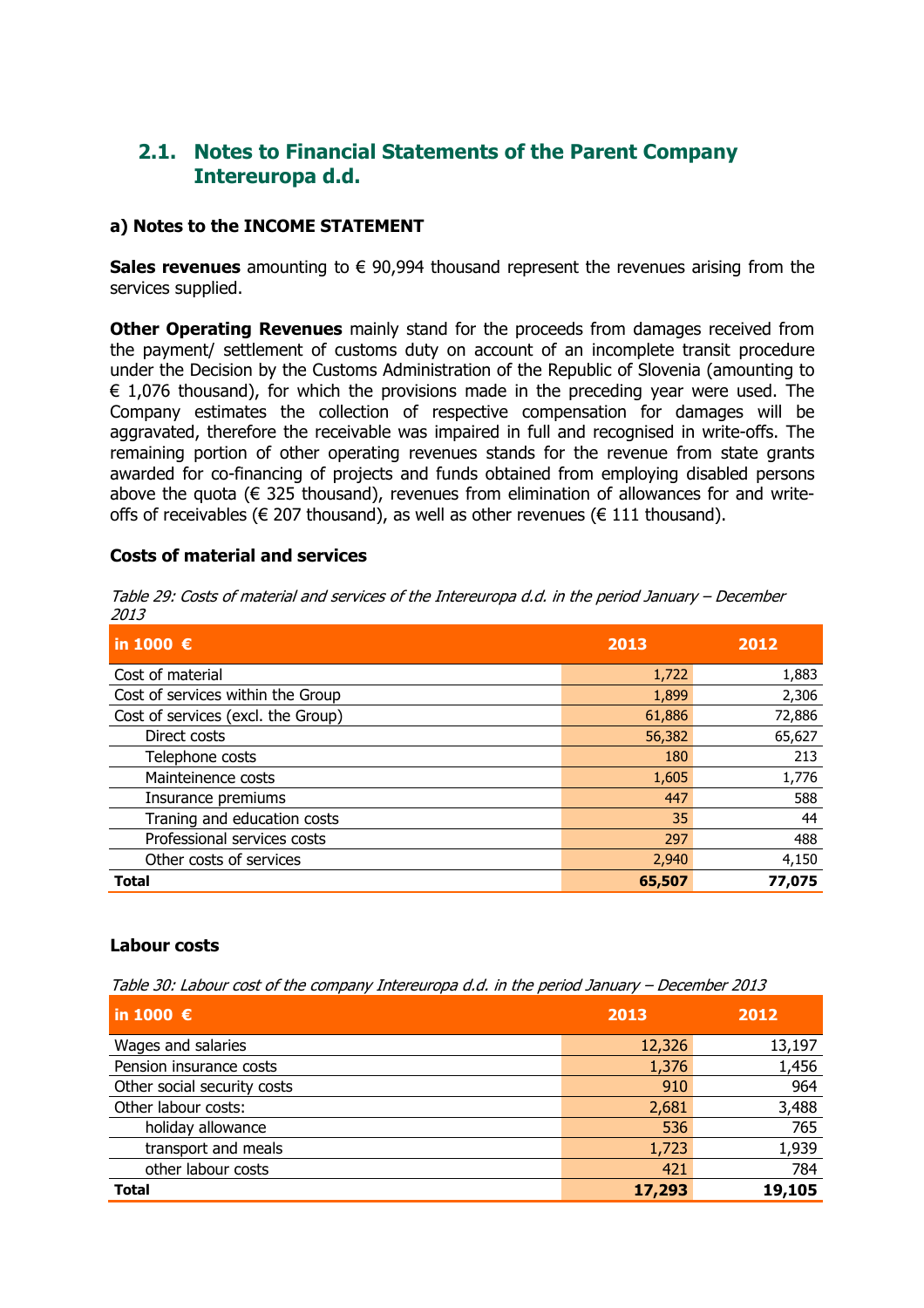## 2.1. Notes to Financial Statements of the Parent Company Intereuropa d.d.

### a) Notes to the INCOME STATEMENT

**Sales revenues** amounting to € 90,994 thousand represent the revenues arising from the services supplied.

**Other Operating Revenues** mainly stand for the proceeds from damages received from the payment/ settlement of customs duty on account of an incomplete transit procedure under the Decision by the Customs Administration of the Republic of Slovenia (amounting to € 1,076 thousand), for which the provisions made in the preceding year were used. The Company estimates the collection of respective compensation for damages will be aggravated, therefore the receivable was impaired in full and recognised in write-offs. The remaining portion of other operating revenues stands for the revenue from state grants awarded for co-financing of projects and funds obtained from employing disabled persons above the quota (€ 325 thousand), revenues from elimination of allowances for and write-offs of receivables (€ 207 thousand), as well as other revenues (€ 111 thousand).

**Costs of material and services**

*Table 29: Costs of material and services of the Intereuropa d.d. in the period January – December 2013*

| in 1000 € | 2013 | 2012 |
|---|---|---|
| Cost of material | 1,722 | 1,883 |
| Cost of services within the Group | 1,899 | 2,306 |
| Cost of services (excl. the Group) | 61,886 | 72,886 |
| Direct costs | 56,382 | 65,627 |
| Telephone costs | 180 | 213 |
| Mainteinence costs | 1,605 | 1,776 |
| Insurance premiums | 447 | 588 |
| Traning and education costs | 35 | 44 |
| Professional services costs | 297 | 488 |
| Other costs of services | 2,940 | 4,150 |
| **Total** | **65,507** | **77,075** |

**Labour costs**

*Table 30: Labour cost of the company Intereuropa d.d. in the period January – December 2013*

| in 1000 € | 2013 | 2012 |
|---|---|---|
| Wages and salaries | 12,326 | 13,197 |
| Pension insurance costs | 1,376 | 1,456 |
| Other social security costs | 910 | 964 |
| Other labour costs: | 2,681 | 3,488 |
| holiday allowance | 536 | 765 |
| transport and meals | 1,723 | 1,939 |
| other labour costs | 421 | 784 |
| **Total** | **17,293** | **19,105** |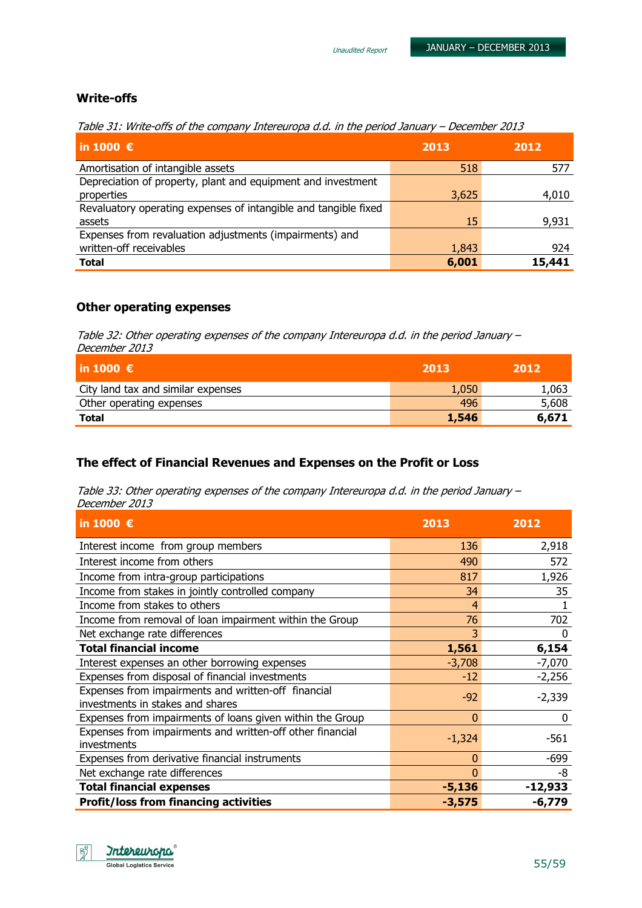## Write-offs

*Table 31: Write-offs of the company Intereuropa d.d. in the period January – December 2013*

| in 1000 € | 2013 | 2012 |
|---|---|---|
| Amortisation of intangible assets | 518 | 577 |
| Depreciation of property, plant and equipment and investment properties | 3,625 | 4,010 |
| Revaluatory operating expenses of intangible and tangible fixed assets | 15 | 9,931 |
| Expenses from revaluation adjustments (impairments) and written-off receivables | 1,843 | 924 |
| **Total** | **6,001** | **15,441** |

## Other operating expenses

*Table 32: Other operating expenses of the company Intereuropa d.d. in the period January – December 2013*

| in 1000 € | 2013 | 2012 |
|---|---|---|
| City land tax and similar expenses | 1,050 | 1,063 |
| Other operating expenses | 496 | 5,608 |
| **Total** | **1,546** | **6,671** |

## The effect of Financial Revenues and Expenses on the Profit or Loss

*Table 33: Other operating expenses of the company Intereuropa d.d. in the period January – December 2013*

| in 1000 € | 2013 | 2012 |
|---|---|---|
| Interest income from group members | 136 | 2,918 |
| Interest income from others | 490 | 572 |
| Income from intra-group participations | 817 | 1,926 |
| Income from stakes in jointly controlled company | 34 | 35 |
| Income from stakes to others | 4 | 1 |
| Income from removal of loan impairment within the Group | 76 | 702 |
| Net exchange rate differences | 3 | 0 |
| **Total financial income** | **1,561** | **6,154** |
| Interest expenses an other borrowing expenses | -3,708 | -7,070 |
| Expenses from disposal of financial investments | -12 | -2,256 |
| Expenses from impairments and written-off financial investments in stakes and shares | -92 | -2,339 |
| Expenses from impairments of loans given within the Group | 0 | 0 |
| Expenses from impairments and written-off other financial investments | -1,324 | -561 |
| Expenses from derivative financial instruments | 0 | -699 |
| Net exchange rate differences | 0 | -8 |
| **Total financial expenses** | **-5,136** | **-12,933** |
| **Profit/loss from financing activities** | **-3,575** | **-6,779** |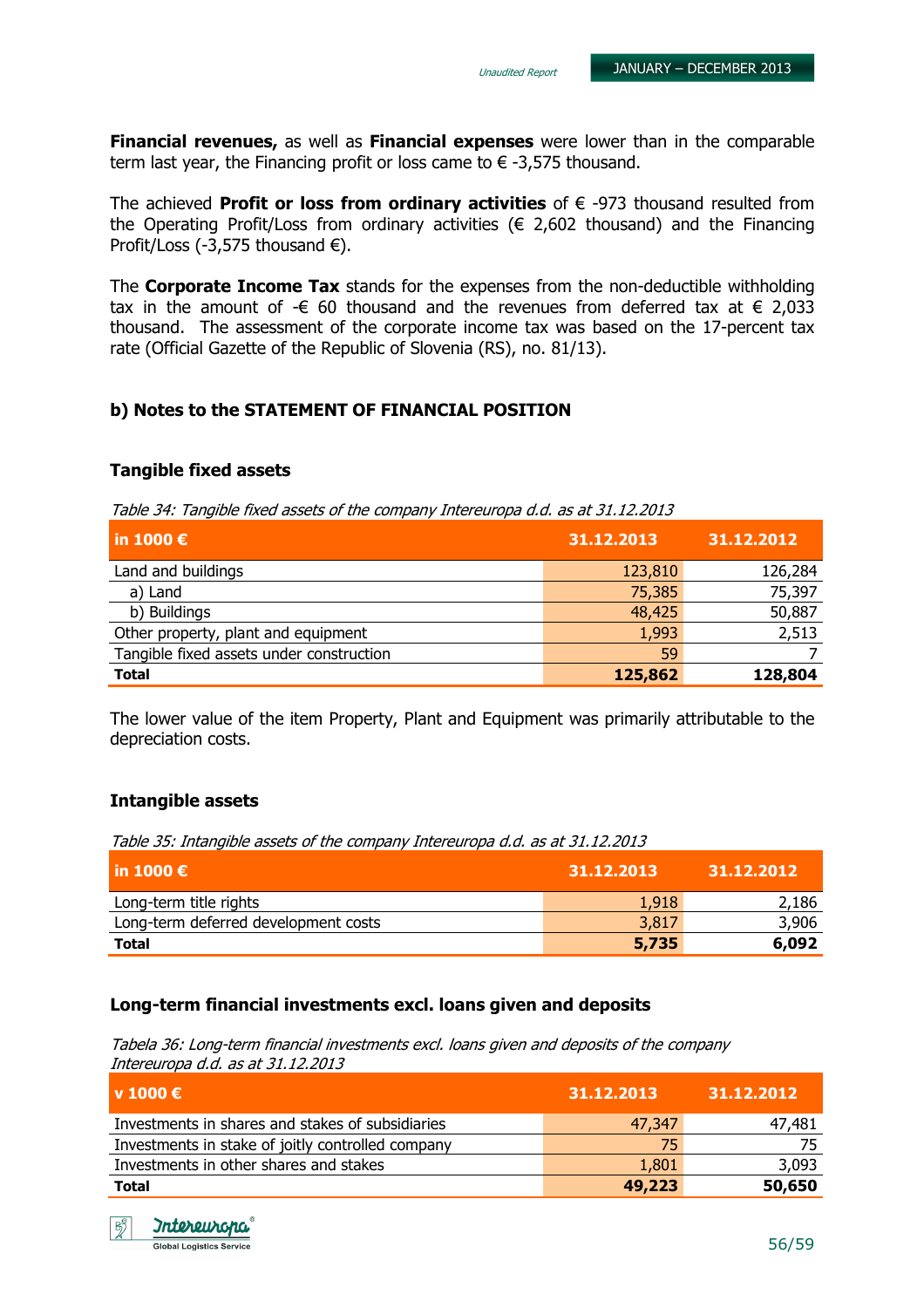**Financial revenues,** as well as **Financial expenses** were lower than in the comparable term last year, the Financing profit or loss came to € -3,575 thousand.

The achieved **Profit or loss from ordinary activities** of € -973 thousand resulted from the Operating Profit/Loss from ordinary activities (€ 2,602 thousand) and the Financing Profit/Loss (-3,575 thousand €).

The **Corporate Income Tax** stands for the expenses from the non-deductible withholding tax in the amount of -€ 60 thousand and the revenues from deferred tax at € 2,033 thousand. The assessment of the corporate income tax was based on the 17-percent tax rate (Official Gazette of the Republic of Slovenia (RS), no. 81/13).

## b) Notes to the STATEMENT OF FINANCIAL POSITION

### Tangible fixed assets

*Table 34: Tangible fixed assets of the company Intereuropa d.d. as at 31.12.2013*

| in 1000 € | 31.12.2013 | 31.12.2012 |
|---|---|---|
| Land and buildings | 123,810 | 126,284 |
| a) Land | 75,385 | 75,397 |
| b) Buildings | 48,425 | 50,887 |
| Other property, plant and equipment | 1,993 | 2,513 |
| Tangible fixed assets under construction | 59 | 7 |
| **Total** | **125,862** | **128,804** |

The lower value of the item Property, Plant and Equipment was primarily attributable to the depreciation costs.

### Intangible assets

*Table 35: Intangible assets of the company Intereuropa d.d. as at 31.12.2013*

| in 1000 € | 31.12.2013 | 31.12.2012 |
|---|---|---|
| Long-term title rights | 1,918 | 2,186 |
| Long-term deferred development costs | 3,817 | 3,906 |
| **Total** | **5,735** | **6,092** |

### Long-term financial investments excl. loans given and deposits

*Tabela 36: Long-term financial investments excl. loans given and deposits of the company Intereuropa d.d. as at 31.12.2013*

| v 1000 € | 31.12.2013 | 31.12.2012 |
|---|---|---|
| Investments in shares and stakes of subsidiaries | 47,347 | 47,481 |
| Investments in stake of joitly controlled company | 75 | 75 |
| Investments in other shares and stakes | 1,801 | 3,093 |
| **Total** | **49,223** | **50,650** |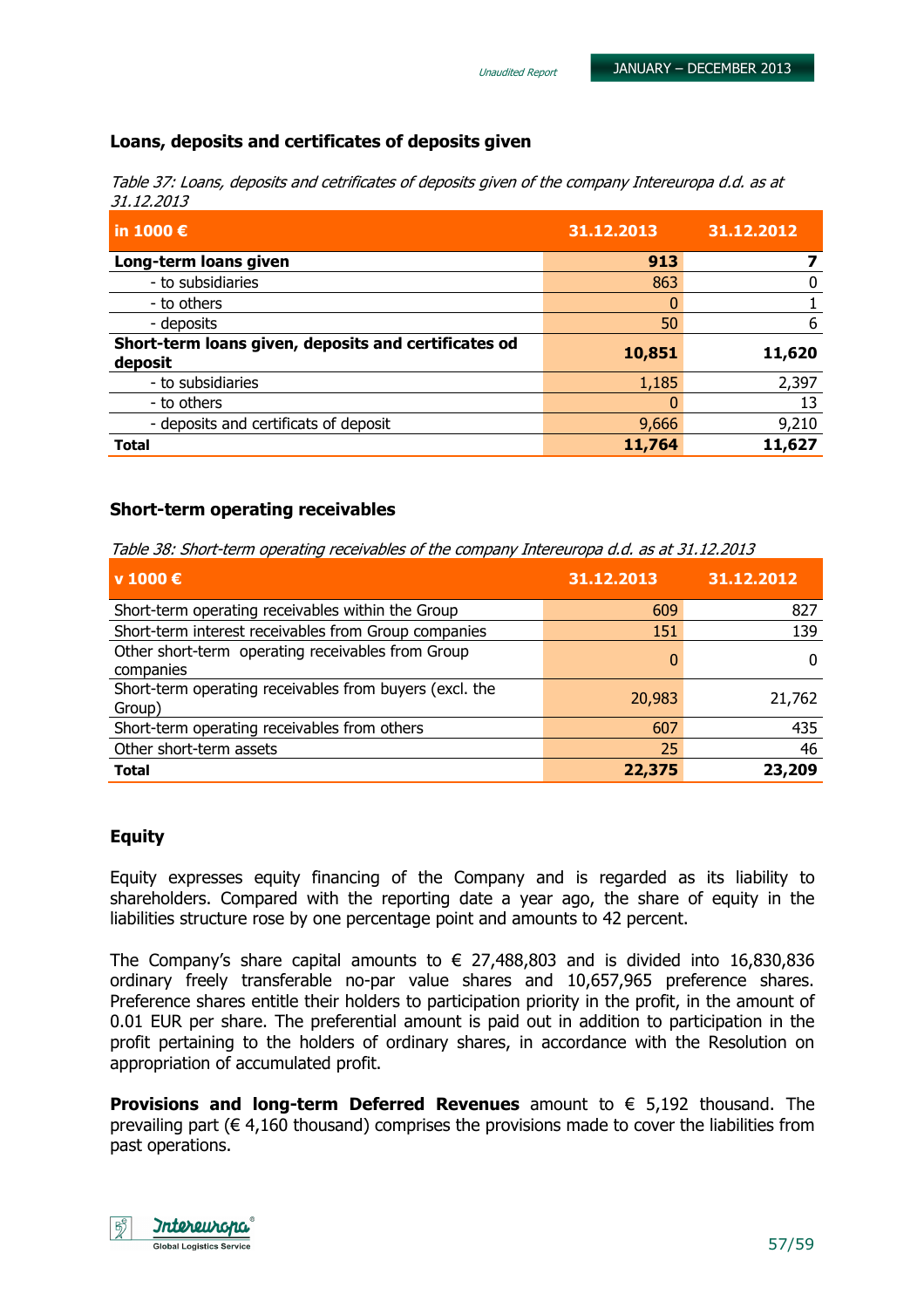### Loans, deposits and certificates of deposits given

*Table 37: Loans, deposits and cetrificates of deposits given of the company Intereuropa d.d. as at 31.12.2013*

| in 1000 € | 31.12.2013 | 31.12.2012 |
|---|---|---|
| **Long-term loans given** | **913** | **7** |
| - to subsidiaries | 863 | 0 |
| - to others | 0 | 1 |
| - deposits | 50 | 6 |
| **Short-term loans given, deposits and certificates od deposit** | **10,851** | **11,620** |
| - to subsidiaries | 1,185 | 2,397 |
| - to others | 0 | 13 |
| - deposits and certificates of deposit | 9,666 | 9,210 |
| **Total** | **11,764** | **11,627** |

### Short-term operating receivables

*Table 38: Short-term operating receivables of the company Intereuropa d.d. as at 31.12.2013*

| v 1000 € | 31.12.2013 | 31.12.2012 |
|---|---|---|
| Short-term operating receivables within the Group | 609 | 827 |
| Short-term interest receivables from Group companies | 151 | 139 |
| Other short-term operating receivables from Group companies | 0 | 0 |
| Short-term operating receivables from buyers (excl. the Group) | 20,983 | 21,762 |
| Short-term operating receivables from others | 607 | 435 |
| Other short-term assets | 25 | 46 |
| **Total** | **22,375** | **23,209** |

### Equity

Equity expresses equity financing of the Company and is regarded as its liability to shareholders. Compared with the reporting date a year ago, the share of equity in the liabilities structure rose by one percentage point and amounts to 42 percent.

The Company's share capital amounts to € 27,488,803 and is divided into 16,830,836 ordinary freely transferable no-par value shares and 10,657,965 preference shares. Preference shares entitle their holders to participation priority in the profit, in the amount of 0.01 EUR per share. The preferential amount is paid out in addition to participation in the profit pertaining to the holders of ordinary shares, in accordance with the Resolution on appropriation of accumulated profit.

**Provisions and long-term Deferred Revenues** amount to € 5,192 thousand. The prevailing part (€ 4,160 thousand) comprises the provisions made to cover the liabilities from past operations.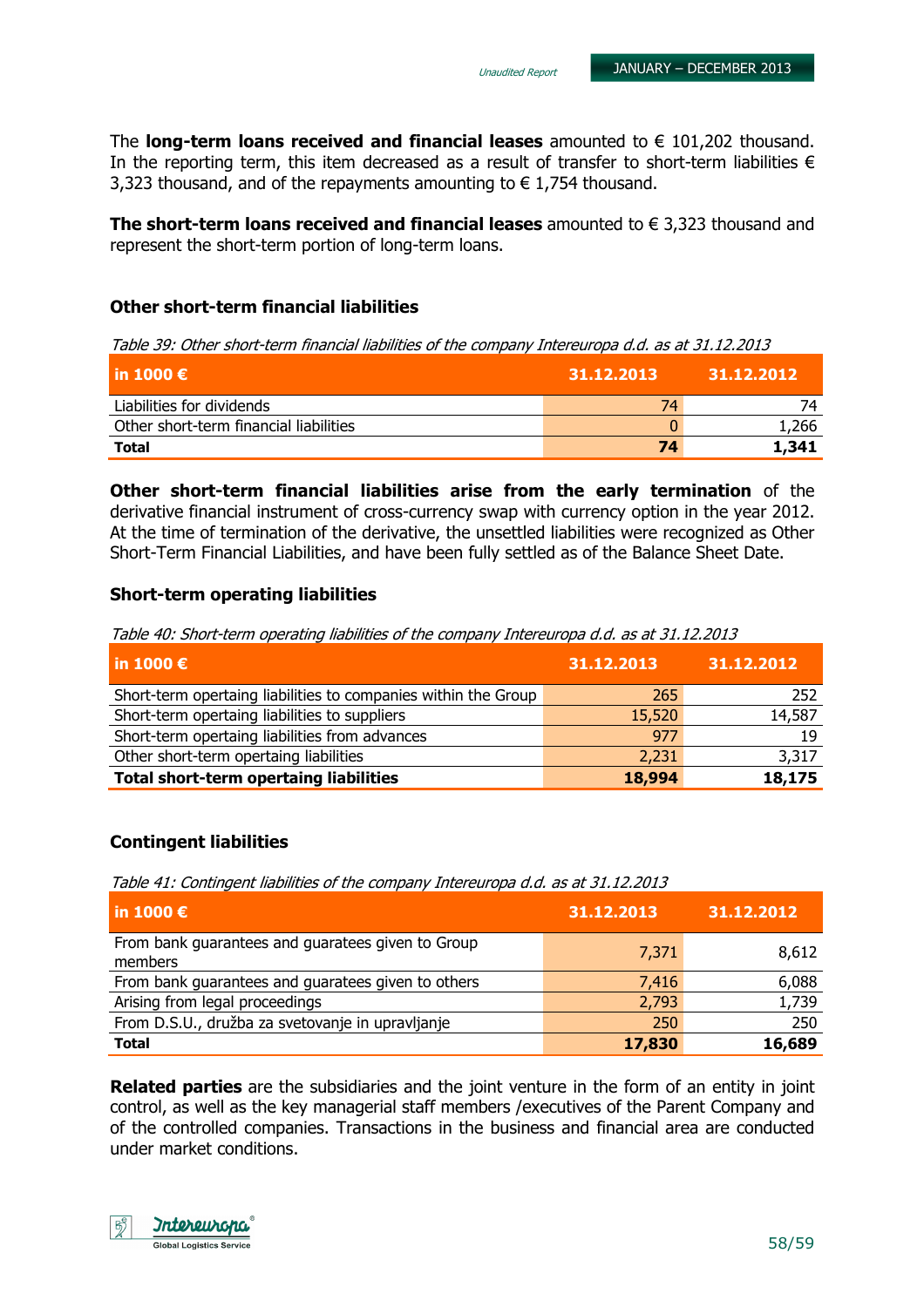The **long-term loans received and financial leases** amounted to € 101,202 thousand. In the reporting term, this item decreased as a result of transfer to short-term liabilities € 3,323 thousand, and of the repayments amounting to € 1,754 thousand.

**The short-term loans received and financial leases** amounted to € 3,323 thousand and represent the short-term portion of long-term loans.

### Other short-term financial liabilities

*Table 39: Other short-term financial liabilities of the company Intereuropa d.d. as at 31.12.2013*

| in 1000 € | 31.12.2013 | 31.12.2012 |
|---|---|---|
| Liabilities for dividends | 74 | 74 |
| Other short-term financial liabilities | 0 | 1,266 |
| **Total** | **74** | **1,341** |

**Other short-term financial liabilities arise from the early termination** of the derivative financial instrument of cross-currency swap with currency option in the year 2012. At the time of termination of the derivative, the unsettled liabilities were recognized as Other Short-Term Financial Liabilities, and have been fully settled as of the Balance Sheet Date.

### Short-term operating liabilities

*Table 40: Short-term operating liabilities of the company Intereuropa d.d. as at 31.12.2013*

| in 1000 € | 31.12.2013 | 31.12.2012 |
|---|---|---|
| Short-term opertaing liabilities to companies within the Group | 265 | 252 |
| Short-term opertaing liabilities to suppliers | 15,520 | 14,587 |
| Short-term opertaing liabilities from advances | 977 | 19 |
| Other short-term opertaing liabilities | 2,231 | 3,317 |
| **Total short-term opertaing liabilities** | **18,994** | **18,175** |

### Contingent liabilities

*Table 41: Contingent liabilities of the company Intereuropa d.d. as at 31.12.2013*

| in 1000 € | 31.12.2013 | 31.12.2012 |
|---|---|---|
| From bank guarantees and guarantees given to Group members | 7,371 | 8,612 |
| From bank guarantees and guarantees given to others | 7,416 | 6,088 |
| Arising from legal proceedings | 2,793 | 1,739 |
| From D.S.U., družba za svetovanje in upravljanje | 250 | 250 |
| **Total** | **17,830** | **16,689** |

**Related parties** are the subsidiaries and the joint venture in the form of an entity in joint control, as well as the key managerial staff members /executives of the Parent Company and of the controlled companies. Transactions in the business and financial area are conducted under market conditions.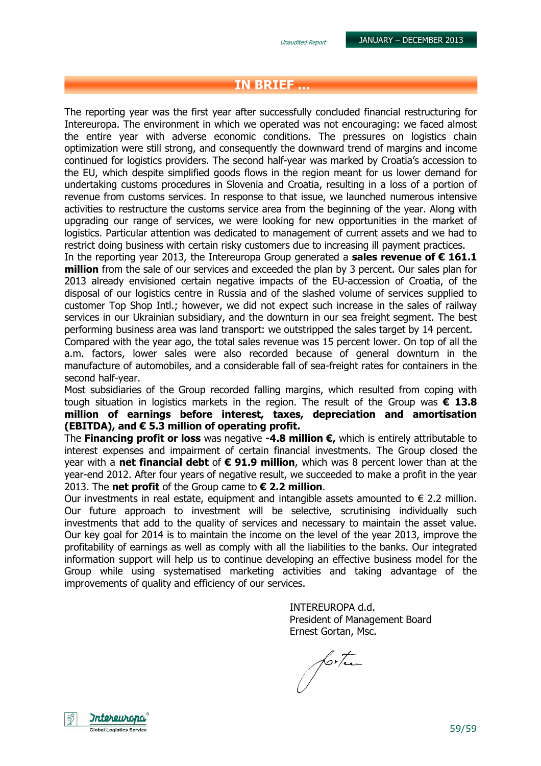# IN BRIEF ...

The reporting year was the first year after successfully concluded financial restructuring for Intereuropa. The environment in which we operated was not encouraging: we faced almost the entire year with adverse economic conditions. The pressures on logistics chain optimization were still strong, and consequently the downward trend of margins and income continued for logistics providers. The second half-year was marked by Croatia's accession to the EU, which despite simplified goods flows in the region meant for us lower demand for undertaking customs procedures in Slovenia and Croatia, resulting in a loss of a portion of revenue from customs services. In response to that issue, we launched numerous intensive activities to restructure the customs service area from the beginning of the year. Along with upgrading our range of services, we were looking for new opportunities in the market of logistics. Particular attention was dedicated to management of current assets and we had to restrict doing business with certain risky customers due to increasing ill payment practices.

In the reporting year 2013, the Intereuropa Group generated a **sales revenue of € 161.1 million** from the sale of our services and exceeded the plan by 3 percent. Our sales plan for 2013 already envisioned certain negative impacts of the EU-accession of Croatia, of the disposal of our logistics centre in Russia and of the slashed volume of services supplied to customer Top Shop Intl.; however, we did not expect such increase in the sales of railway services in our Ukrainian subsidiary, and the downturn in our sea freight segment. The best performing business area was land transport: we outstripped the sales target by 14 percent.

Compared with the year ago, the total sales revenue was 15 percent lower. On top of all the a.m. factors, lower sales were also recorded because of general downturn in the manufacture of automobiles, and a considerable fall of sea-freight rates for containers in the second half-year.

Most subsidiaries of the Group recorded falling margins, which resulted from coping with tough situation in logistics markets in the region. The result of the Group was **€ 13.8 million of earnings before interest, taxes, depreciation and amortisation (EBITDA), and € 5.3 million of operating profit.**

The **Financing profit or loss** was negative **-4.8 million €,** which is entirely attributable to interest expenses and impairment of certain financial investments. The Group closed the year with a **net financial debt** of **€ 91.9 million**, which was 8 percent lower than at the year-end 2012. After four years of negative result, we succeeded to make a profit in the year 2013. The **net profit** of the Group came to **€ 2.2 million**.

Our investments in real estate, equipment and intangible assets amounted to € 2.2 million. Our future approach to investment will be selective, scrutinising individually such investments that add to the quality of services and necessary to maintain the asset value. Our key goal for 2014 is to maintain the income on the level of the year 2013, improve the profitability of earnings as well as comply with all the liabilities to the banks. Our integrated information support will help us to continue developing an effective business model for the Group while using systematised marketing activities and taking advantage of the improvements of quality and efficiency of our services.

INTEREUROPA d.d.
President of Management Board
Ernest Gortan, Msc.